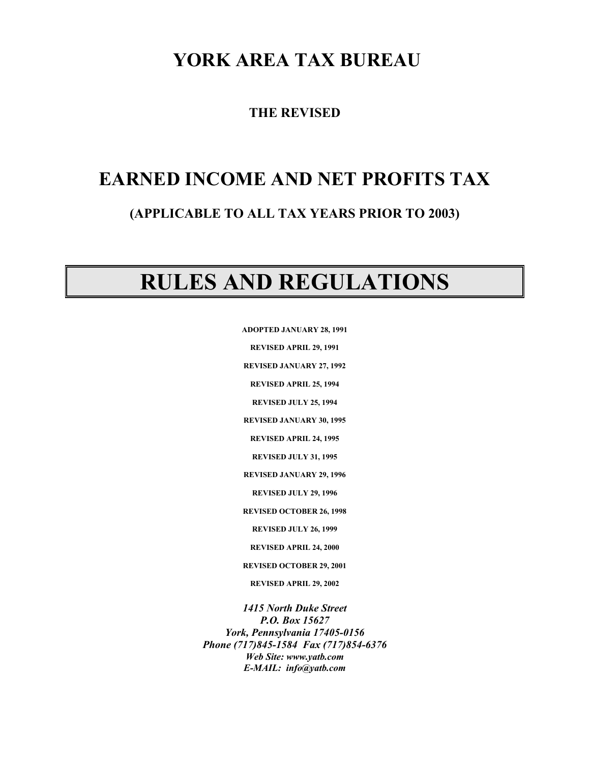# YORK AREA TAX BUREAU

**THE REVISED**

# EARNED INCOME AND NET PROFITS TAX

**(APPLICABLE TO ALL TAX YEARS PRIOR TO 2003)**

# RULES AND REGULATIONS

**ADOPTED JANUARY 28, 1991**

**REVISED APRIL 29, 1991**

**REVISED JANUARY 27, 1992**

**REVISED APRIL 25, 1994**

**REVISED JULY 25, 1994**

**REVISED JANUARY 30, 1995**

**REVISED APRIL 24, 1995**

**REVISED JULY 31, 1995**

**REVISED JANUARY 29, 1996**

**REVISED JULY 29, 1996**

**REVISED OCTOBER 26, 1998**

**REVISED JULY 26, 1999**

**REVISED APRIL 24, 2000**

**REVISED OCTOBER 29, 2001**

**REVISED APRIL 29, 2002**

***1415 North Duke Street***
***P.O. Box 15627***
***York, Pennsylvania 17405-0156***
***Phone (717)845-1584 Fax (717)854-6376***
***Web Site: www.yatb.com***
***E-MAIL: info@yatb.com***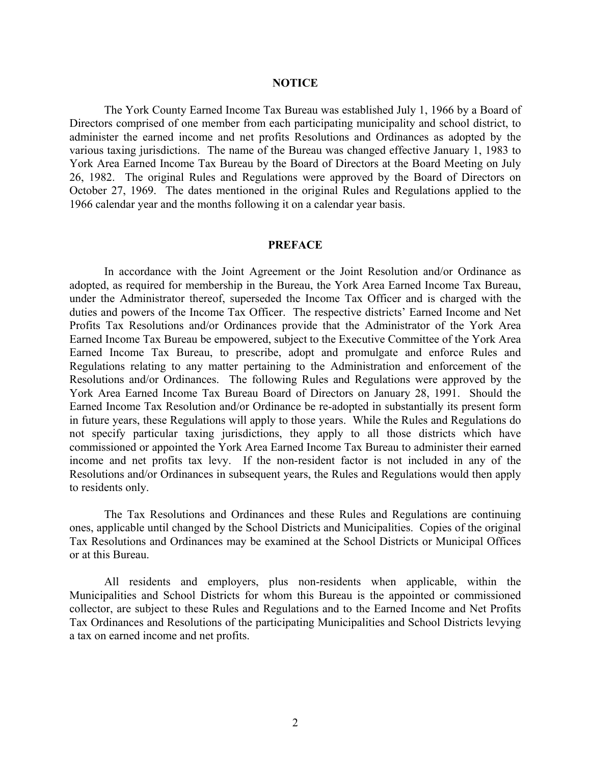## NOTICE

The York County Earned Income Tax Bureau was established July 1, 1966 by a Board of Directors comprised of one member from each participating municipality and school district, to administer the earned income and net profits Resolutions and Ordinances as adopted by the various taxing jurisdictions. The name of the Bureau was changed effective January 1, 1983 to York Area Earned Income Tax Bureau by the Board of Directors at the Board Meeting on July 26, 1982. The original Rules and Regulations were approved by the Board of Directors on October 27, 1969. The dates mentioned in the original Rules and Regulations applied to the 1966 calendar year and the months following it on a calendar year basis.

## PREFACE

In accordance with the Joint Agreement or the Joint Resolution and/or Ordinance as adopted, as required for membership in the Bureau, the York Area Earned Income Tax Bureau, under the Administrator thereof, superseded the Income Tax Officer and is charged with the duties and powers of the Income Tax Officer. The respective districts' Earned Income and Net Profits Tax Resolutions and/or Ordinances provide that the Administrator of the York Area Earned Income Tax Bureau be empowered, subject to the Executive Committee of the York Area Earned Income Tax Bureau, to prescribe, adopt and promulgate and enforce Rules and Regulations relating to any matter pertaining to the Administration and enforcement of the Resolutions and/or Ordinances. The following Rules and Regulations were approved by the York Area Earned Income Tax Bureau Board of Directors on January 28, 1991. Should the Earned Income Tax Resolution and/or Ordinance be re-adopted in substantially its present form in future years, these Regulations will apply to those years. While the Rules and Regulations do not specify particular taxing jurisdictions, they apply to all those districts which have commissioned or appointed the York Area Earned Income Tax Bureau to administer their earned income and net profits tax levy. If the non-resident factor is not included in any of the Resolutions and/or Ordinances in subsequent years, the Rules and Regulations would then apply to residents only.

The Tax Resolutions and Ordinances and these Rules and Regulations are continuing ones, applicable until changed by the School Districts and Municipalities. Copies of the original Tax Resolutions and Ordinances may be examined at the School Districts or Municipal Offices or at this Bureau.

All residents and employers, plus non-residents when applicable, within the Municipalities and School Districts for whom this Bureau is the appointed or commissioned collector, are subject to these Rules and Regulations and to the Earned Income and Net Profits Tax Ordinances and Resolutions of the participating Municipalities and School Districts levying a tax on earned income and net profits.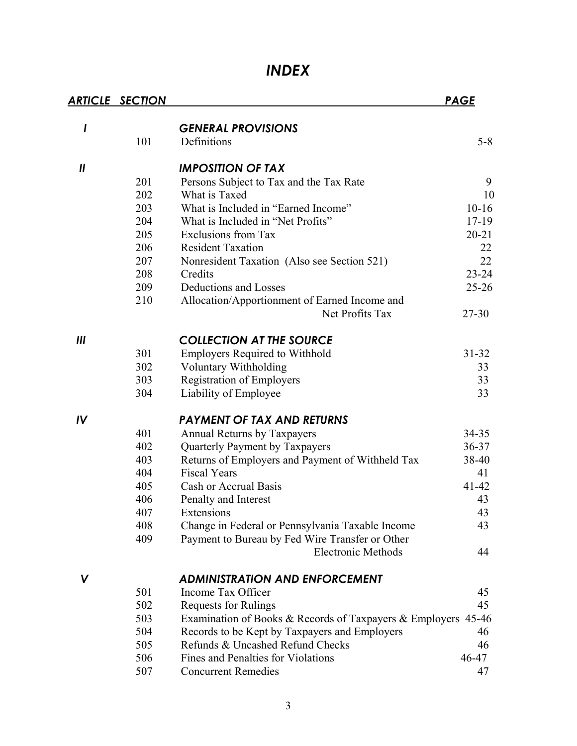# *INDEX*

| ARTICLE | SECTION | | PAGE |
|---|---|---|---|
| ***I*** | | ***GENERAL PROVISIONS*** | |
| | 101 | Definitions | 5-8 |
| ***II*** | | ***IMPOSITION OF TAX*** | |
| | 201 | Persons Subject to Tax and the Tax Rate | 9 |
| | 202 | What is Taxed | 10 |
| | 203 | What is Included in "Earned Income" | 10-16 |
| | 204 | What is Included in "Net Profits" | 17-19 |
| | 205 | Exclusions from Tax | 20-21 |
| | 206 | Resident Taxation | 22 |
| | 207 | Nonresident Taxation (Also see Section 521) | 22 |
| | 208 | Credits | 23-24 |
| | 209 | Deductions and Losses | 25-26 |
| | 210 | Allocation/Apportionment of Earned Income and Net Profits Tax | 27-30 |
| ***III*** | | ***COLLECTION AT THE SOURCE*** | |
| | 301 | Employers Required to Withhold | 31-32 |
| | 302 | Voluntary Withholding | 33 |
| | 303 | Registration of Employers | 33 |
| | 304 | Liability of Employee | 33 |
| ***IV*** | | ***PAYMENT OF TAX AND RETURNS*** | |
| | 401 | Annual Returns by Taxpayers | 34-35 |
| | 402 | Quarterly Payment by Taxpayers | 36-37 |
| | 403 | Returns of Employers and Payment of Withheld Tax | 38-40 |
| | 404 | Fiscal Years | 41 |
| | 405 | Cash or Accrual Basis | 41-42 |
| | 406 | Penalty and Interest | 43 |
| | 407 | Extensions | 43 |
| | 408 | Change in Federal or Pennsylvania Taxable Income | 43 |
| | 409 | Payment to Bureau by Fed Wire Transfer or Other Electronic Methods | 44 |
| ***V*** | | ***ADMINISTRATION AND ENFORCEMENT*** | |
| | 501 | Income Tax Officer | 45 |
| | 502 | Requests for Rulings | 45 |
| | 503 | Examination of Books & Records of Taxpayers & Employers | 45-46 |
| | 504 | Records to be Kept by Taxpayers and Employers | 46 |
| | 505 | Refunds & Uncashed Refund Checks | 46 |
| | 506 | Fines and Penalties for Violations | 46-47 |
| | 507 | Concurrent Remedies | 47 |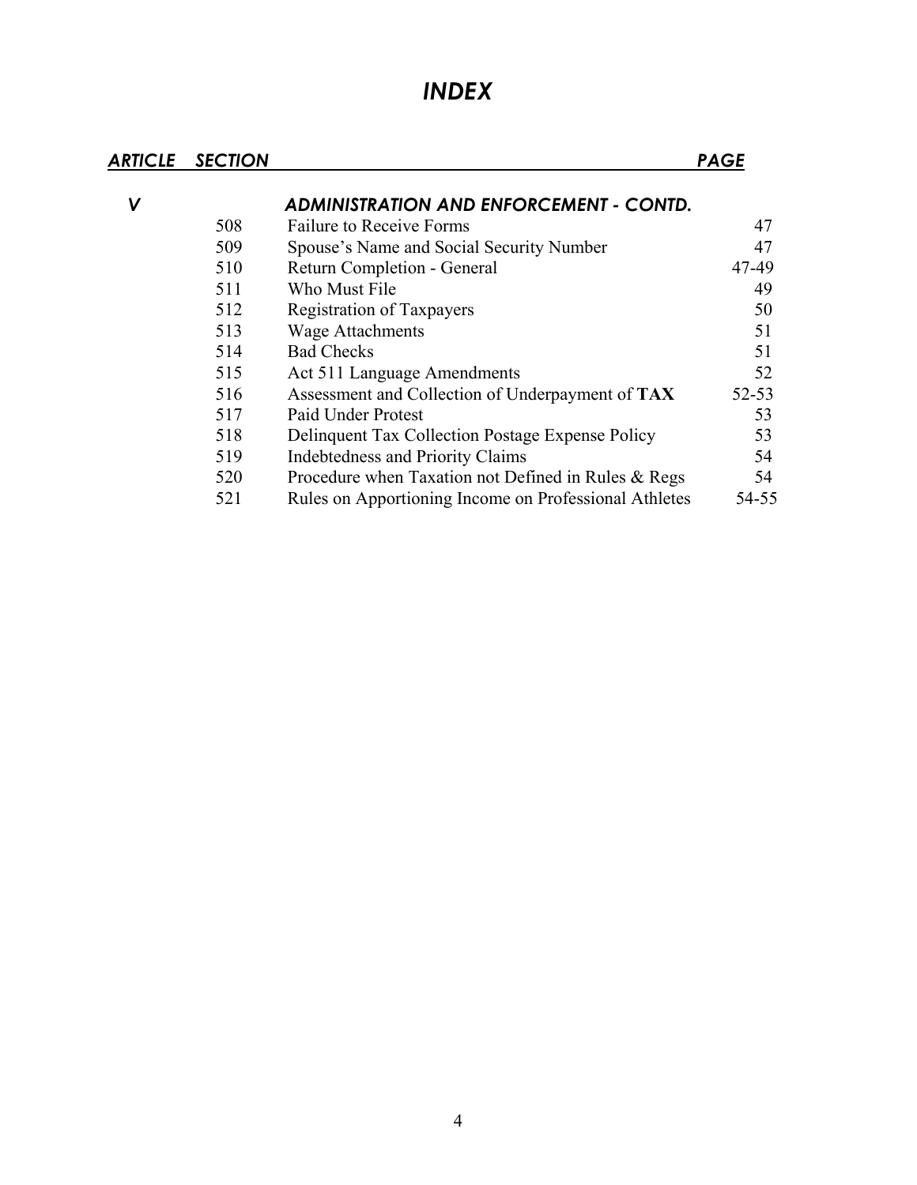# *INDEX*

| ***ARTICLE*** | ***SECTION*** | | ***PAGE*** |
|---|---|---|---|
| ***V*** | | ***ADMINISTRATION AND ENFORCEMENT - CONTD.*** | |
| | 508 | Failure to Receive Forms | 47 |
| | 509 | Spouse's Name and Social Security Number | 47 |
| | 510 | Return Completion - General | 47-49 |
| | 511 | Who Must File | 49 |
| | 512 | Registration of Taxpayers | 50 |
| | 513 | Wage Attachments | 51 |
| | 514 | Bad Checks | 51 |
| | 515 | Act 511 Language Amendments | 52 |
| | 516 | Assessment and Collection of Underpayment of **TAX** | 52-53 |
| | 517 | Paid Under Protest | 53 |
| | 518 | Delinquent Tax Collection Postage Expense Policy | 53 |
| | 519 | Indebtedness and Priority Claims | 54 |
| | 520 | Procedure when Taxation not Defined in Rules & Regs | 54 |
| | 521 | Rules on Apportioning Income on Professional Athletes | 54-55 |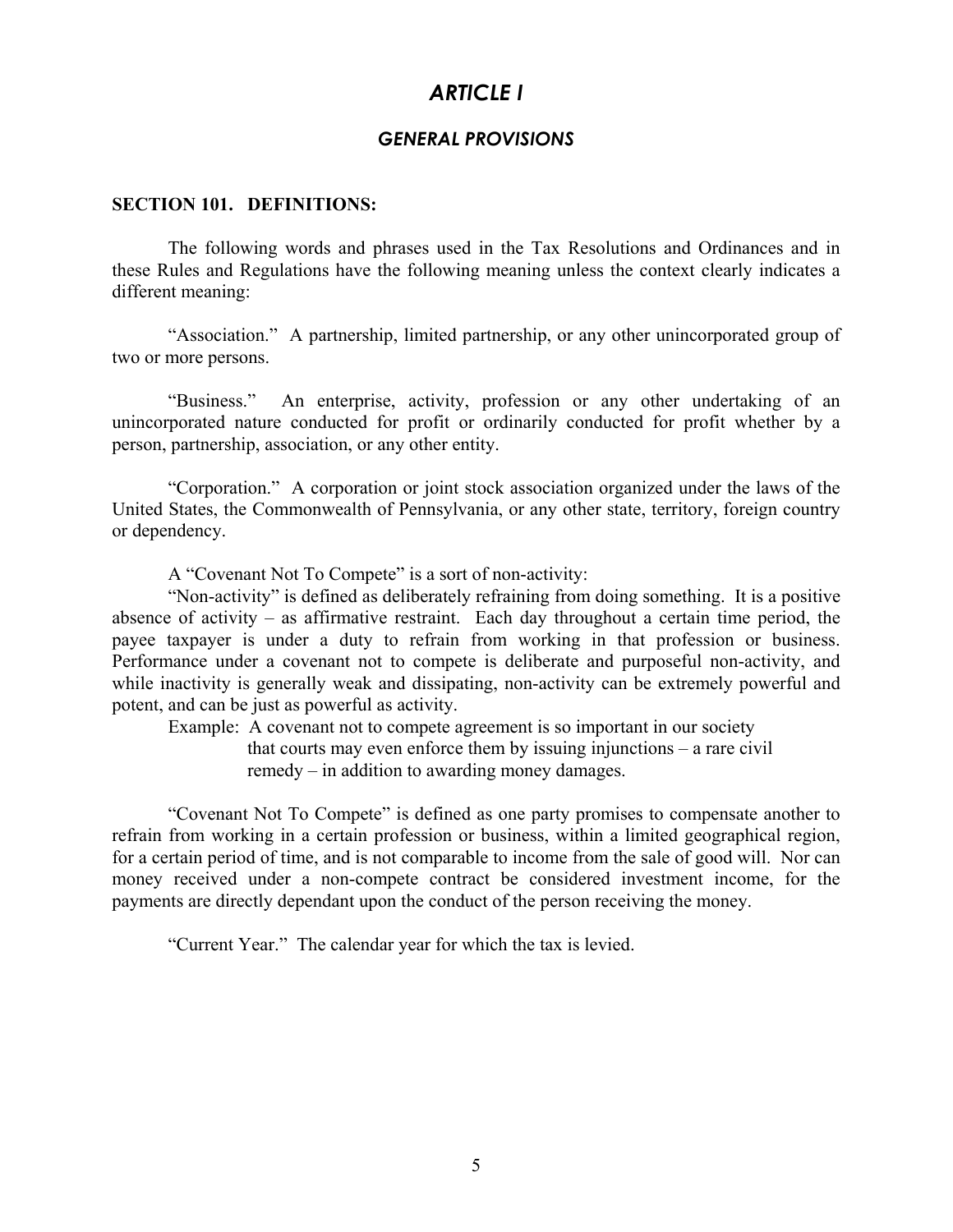# *ARTICLE I*

## *GENERAL PROVISIONS*

**SECTION 101. DEFINITIONS:**

The following words and phrases used in the Tax Resolutions and Ordinances and in these Rules and Regulations have the following meaning unless the context clearly indicates a different meaning:

"Association." A partnership, limited partnership, or any other unincorporated group of two or more persons.

"Business." An enterprise, activity, profession or any other undertaking of an unincorporated nature conducted for profit or ordinarily conducted for profit whether by a person, partnership, association, or any other entity.

"Corporation." A corporation or joint stock association organized under the laws of the United States, the Commonwealth of Pennsylvania, or any other state, territory, foreign country or dependency.

A "Covenant Not To Compete" is a sort of non-activity:

"Non-activity" is defined as deliberately refraining from doing something. It is a positive absence of activity – as affirmative restraint. Each day throughout a certain time period, the payee taxpayer is under a duty to refrain from working in that profession or business. Performance under a covenant not to compete is deliberate and purposeful non-activity, and while inactivity is generally weak and dissipating, non-activity can be extremely powerful and potent, and can be just as powerful as activity.

Example: A covenant not to compete agreement is so important in our society that courts may even enforce them by issuing injunctions – a rare civil remedy – in addition to awarding money damages.

"Covenant Not To Compete" is defined as one party promises to compensate another to refrain from working in a certain profession or business, within a limited geographical region, for a certain period of time, and is not comparable to income from the sale of good will. Nor can money received under a non-compete contract be considered investment income, for the payments are directly dependant upon the conduct of the person receiving the money.

"Current Year." The calendar year for which the tax is levied.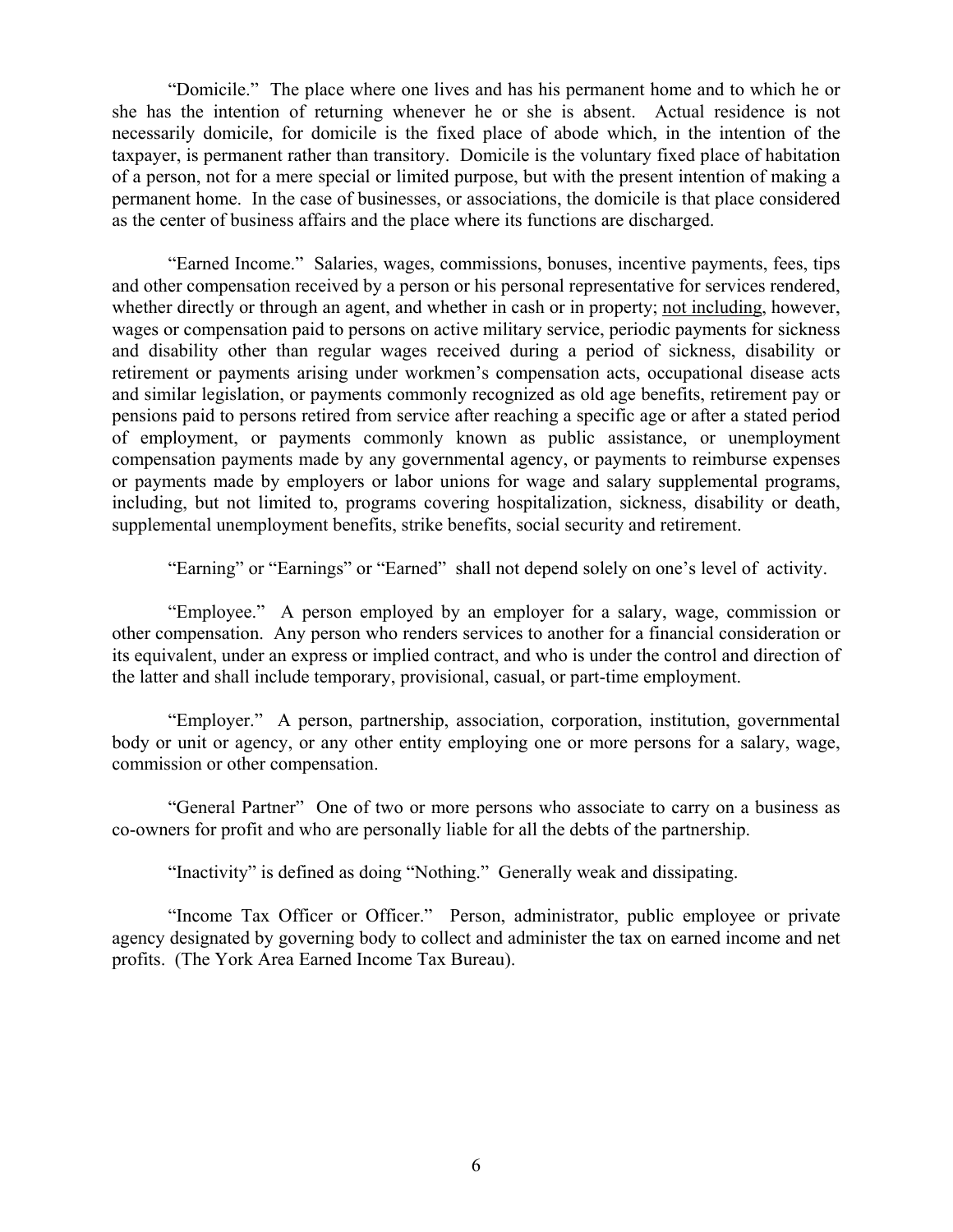“Domicile.” The place where one lives and has his permanent home and to which he or she has the intention of returning whenever he or she is absent. Actual residence is not necessarily domicile, for domicile is the fixed place of abode which, in the intention of the taxpayer, is permanent rather than transitory. Domicile is the voluntary fixed place of habitation of a person, not for a mere special or limited purpose, but with the present intention of making a permanent home. In the case of businesses, or associations, the domicile is that place considered as the center of business affairs and the place where its functions are discharged.

“Earned Income.” Salaries, wages, commissions, bonuses, incentive payments, fees, tips and other compensation received by a person or his personal representative for services rendered, whether directly or through an agent, and whether in cash or in property; <u>not including</u>, however, wages or compensation paid to persons on active military service, periodic payments for sickness and disability other than regular wages received during a period of sickness, disability or retirement or payments arising under workmen’s compensation acts, occupational disease acts and similar legislation, or payments commonly recognized as old age benefits, retirement pay or pensions paid to persons retired from service after reaching a specific age or after a stated period of employment, or payments commonly known as public assistance, or unemployment compensation payments made by any governmental agency, or payments to reimburse expenses or payments made by employers or labor unions for wage and salary supplemental programs, including, but not limited to, programs covering hospitalization, sickness, disability or death, supplemental unemployment benefits, strike benefits, social security and retirement.

“Earning” or “Earnings” or “Earned” shall not depend solely on one’s level of activity.

“Employee.” A person employed by an employer for a salary, wage, commission or other compensation. Any person who renders services to another for a financial consideration or its equivalent, under an express or implied contract, and who is under the control and direction of the latter and shall include temporary, provisional, casual, or part-time employment.

“Employer.” A person, partnership, association, corporation, institution, governmental body or unit or agency, or any other entity employing one or more persons for a salary, wage, commission or other compensation.

“General Partner” One of two or more persons who associate to carry on a business as co-owners for profit and who are personally liable for all the debts of the partnership.

“Inactivity” is defined as doing “Nothing.” Generally weak and dissipating.

“Income Tax Officer or Officer.” Person, administrator, public employee or private agency designated by governing body to collect and administer the tax on earned income and net profits. (The York Area Earned Income Tax Bureau).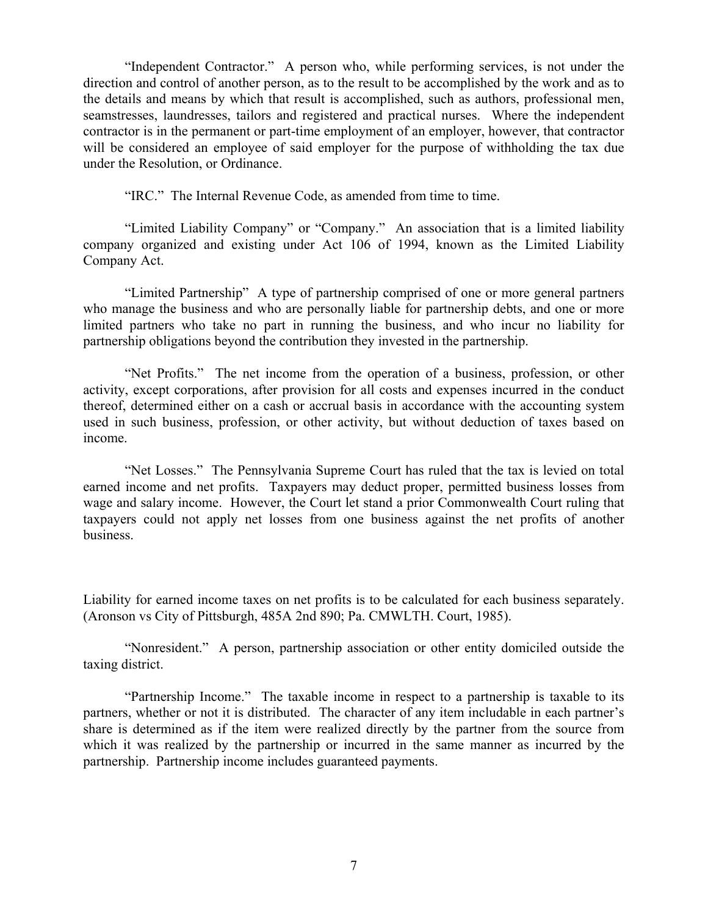"Independent Contractor." A person who, while performing services, is not under the direction and control of another person, as to the result to be accomplished by the work and as to the details and means by which that result is accomplished, such as authors, professional men, seamstresses, laundresses, tailors and registered and practical nurses. Where the independent contractor is in the permanent or part-time employment of an employer, however, that contractor will be considered an employee of said employer for the purpose of withholding the tax due under the Resolution, or Ordinance.

"IRC." The Internal Revenue Code, as amended from time to time.

"Limited Liability Company" or "Company." An association that is a limited liability company organized and existing under Act 106 of 1994, known as the Limited Liability Company Act.

"Limited Partnership" A type of partnership comprised of one or more general partners who manage the business and who are personally liable for partnership debts, and one or more limited partners who take no part in running the business, and who incur no liability for partnership obligations beyond the contribution they invested in the partnership.

"Net Profits." The net income from the operation of a business, profession, or other activity, except corporations, after provision for all costs and expenses incurred in the conduct thereof, determined either on a cash or accrual basis in accordance with the accounting system used in such business, profession, or other activity, but without deduction of taxes based on income.

"Net Losses." The Pennsylvania Supreme Court has ruled that the tax is levied on total earned income and net profits. Taxpayers may deduct proper, permitted business losses from wage and salary income. However, the Court let stand a prior Commonwealth Court ruling that taxpayers could not apply net losses from one business against the net profits of another business.

Liability for earned income taxes on net profits is to be calculated for each business separately. (Aronson vs City of Pittsburgh, 485A 2nd 890; Pa. CMWLTH. Court, 1985).

"Nonresident." A person, partnership association or other entity domiciled outside the taxing district.

"Partnership Income." The taxable income in respect to a partnership is taxable to its partners, whether or not it is distributed. The character of any item includable in each partner's share is determined as if the item were realized directly by the partner from the source from which it was realized by the partnership or incurred in the same manner as incurred by the partnership. Partnership income includes guaranteed payments.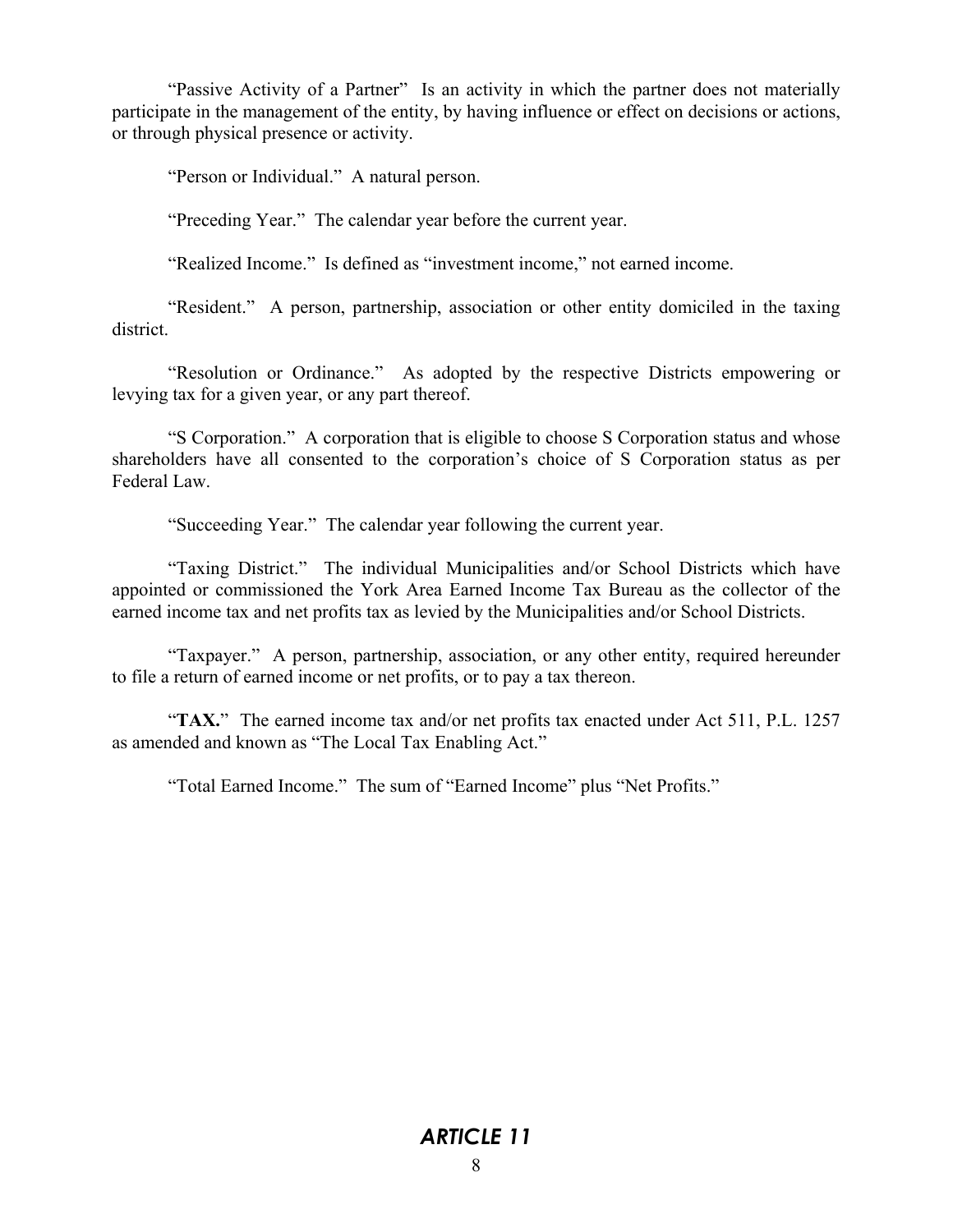"Passive Activity of a Partner"  Is an activity in which the partner does not materially participate in the management of the entity, by having influence or effect on decisions or actions, or through physical presence or activity.

"Person or Individual."  A natural person.

"Preceding Year."  The calendar year before the current year.

"Realized Income."  Is defined as "investment income," not earned income.

"Resident."  A person, partnership, association or other entity domiciled in the taxing district.

"Resolution or Ordinance."  As adopted by the respective Districts empowering or levying tax for a given year, or any part thereof.

"S Corporation."  A corporation that is eligible to choose S Corporation status and whose shareholders have all consented to the corporation's choice of S Corporation status as per Federal Law.

"Succeeding Year."  The calendar year following the current year.

"Taxing District."  The individual Municipalities and/or School Districts which have appointed or commissioned the York Area Earned Income Tax Bureau as the collector of the earned income tax and net profits tax as levied by the Municipalities and/or School Districts.

"Taxpayer."  A person, partnership, association, or any other entity, required hereunder to file a return of earned income or net profits, or to pay a tax thereon.

"**TAX.**"  The earned income tax and/or net profits tax enacted under Act 511, P.L. 1257 as amended and known as "The Local Tax Enabling Act."

"Total Earned Income."  The sum of "Earned Income" plus "Net Profits."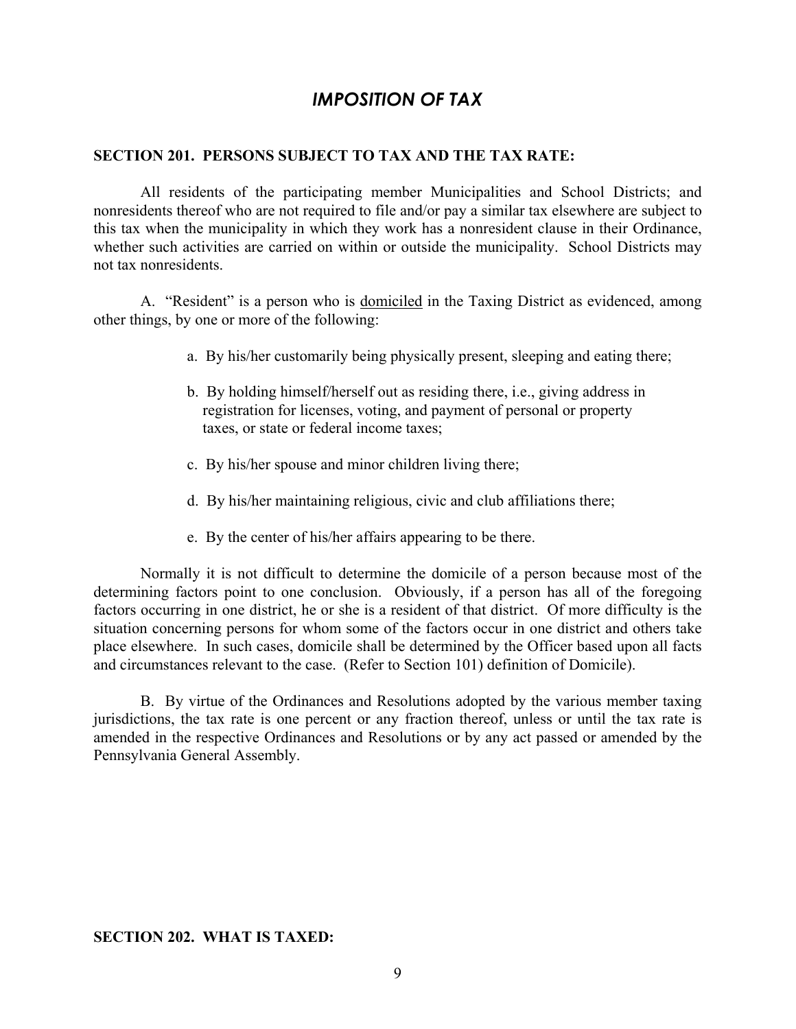# *IMPOSITION OF TAX*

**SECTION 201. PERSONS SUBJECT TO TAX AND THE TAX RATE:**

All residents of the participating member Municipalities and School Districts; and nonresidents thereof who are not required to file and/or pay a similar tax elsewhere are subject to this tax when the municipality in which they work has a nonresident clause in their Ordinance, whether such activities are carried on within or outside the municipality. School Districts may not tax nonresidents.

A. "Resident" is a person who is <u>domiciled</u> in the Taxing District as evidenced, among other things, by one or more of the following:

a. By his/her customarily being physically present, sleeping and eating there;

b. By holding himself/herself out as residing there, i.e., giving address in registration for licenses, voting, and payment of personal or property taxes, or state or federal income taxes;

c. By his/her spouse and minor children living there;

d. By his/her maintaining religious, civic and club affiliations there;

e. By the center of his/her affairs appearing to be there.

Normally it is not difficult to determine the domicile of a person because most of the determining factors point to one conclusion. Obviously, if a person has all of the foregoing factors occurring in one district, he or she is a resident of that district. Of more difficulty is the situation concerning persons for whom some of the factors occur in one district and others take place elsewhere. In such cases, domicile shall be determined by the Officer based upon all facts and circumstances relevant to the case. (Refer to Section 101) definition of Domicile).

B. By virtue of the Ordinances and Resolutions adopted by the various member taxing jurisdictions, the tax rate is one percent or any fraction thereof, unless or until the tax rate is amended in the respective Ordinances and Resolutions or by any act passed or amended by the Pennsylvania General Assembly.

**SECTION 202. WHAT IS TAXED:**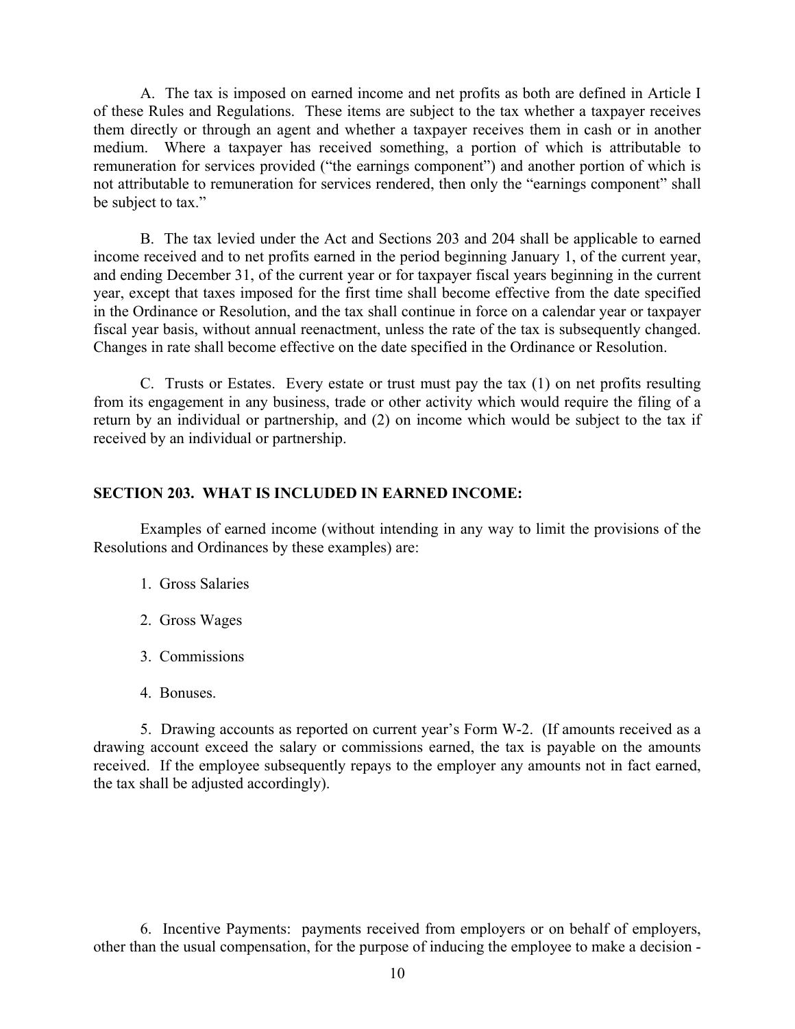A. The tax is imposed on earned income and net profits as both are defined in Article I of these Rules and Regulations. These items are subject to the tax whether a taxpayer receives them directly or through an agent and whether a taxpayer receives them in cash or in another medium. Where a taxpayer has received something, a portion of which is attributable to remuneration for services provided ("the earnings component") and another portion of which is not attributable to remuneration for services rendered, then only the "earnings component" shall be subject to tax."

B. The tax levied under the Act and Sections 203 and 204 shall be applicable to earned income received and to net profits earned in the period beginning January 1, of the current year, and ending December 31, of the current year or for taxpayer fiscal years beginning in the current year, except that taxes imposed for the first time shall become effective from the date specified in the Ordinance or Resolution, and the tax shall continue in force on a calendar year or taxpayer fiscal year basis, without annual reenactment, unless the rate of the tax is subsequently changed. Changes in rate shall become effective on the date specified in the Ordinance or Resolution.

C. Trusts or Estates. Every estate or trust must pay the tax (1) on net profits resulting from its engagement in any business, trade or other activity which would require the filing of a return by an individual or partnership, and (2) on income which would be subject to the tax if received by an individual or partnership.

**SECTION 203. WHAT IS INCLUDED IN EARNED INCOME:**

Examples of earned income (without intending in any way to limit the provisions of the Resolutions and Ordinances by these examples) are:

1. Gross Salaries

2. Gross Wages

3. Commissions

4. Bonuses.

5. Drawing accounts as reported on current year's Form W-2. (If amounts received as a drawing account exceed the salary or commissions earned, the tax is payable on the amounts received. If the employee subsequently repays to the employer any amounts not in fact earned, the tax shall be adjusted accordingly).

6. Incentive Payments: payments received from employers or on behalf of employers, other than the usual compensation, for the purpose of inducing the employee to make a decision -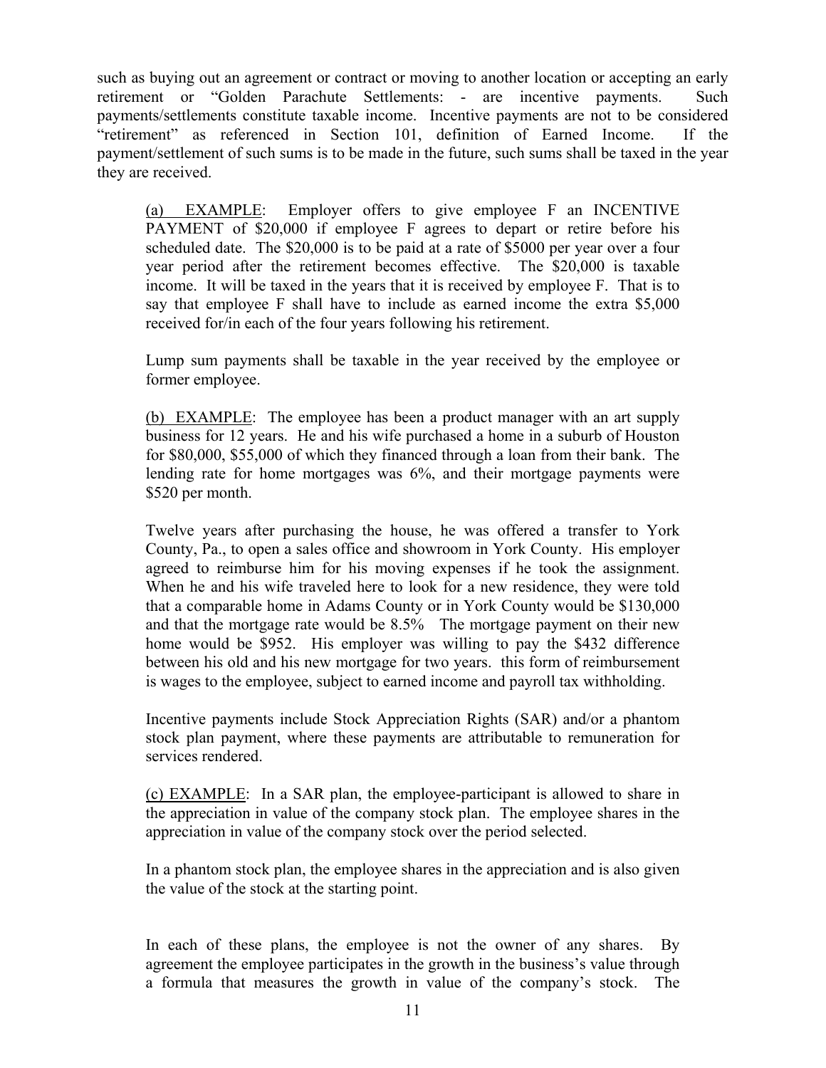such as buying out an agreement or contract or moving to another location or accepting an early retirement or "Golden Parachute Settlements: - are incentive payments. Such payments/settlements constitute taxable income. Incentive payments are not to be considered "retirement" as referenced in Section 101, definition of Earned Income. If the payment/settlement of such sums is to be made in the future, such sums shall be taxed in the year they are received.

<u>(a) EXAMPLE</u>: Employer offers to give employee F an INCENTIVE PAYMENT of $20,000 if employee F agrees to depart or retire before his scheduled date. The $20,000 is to be paid at a rate of $5000 per year over a four year period after the retirement becomes effective. The $20,000 is taxable income. It will be taxed in the years that it is received by employee F. That is to say that employee F shall have to include as earned income the extra $5,000 received for/in each of the four years following his retirement.

Lump sum payments shall be taxable in the year received by the employee or former employee.

<u>(b) EXAMPLE</u>: The employee has been a product manager with an art supply business for 12 years. He and his wife purchased a home in a suburb of Houston for $80,000, $55,000 of which they financed through a loan from their bank. The lending rate for home mortgages was 6%, and their mortgage payments were $520 per month.

Twelve years after purchasing the house, he was offered a transfer to York County, Pa., to open a sales office and showroom in York County. His employer agreed to reimburse him for his moving expenses if he took the assignment. When he and his wife traveled here to look for a new residence, they were told that a comparable home in Adams County or in York County would be $130,000 and that the mortgage rate would be 8.5% The mortgage payment on their new home would be $952. His employer was willing to pay the $432 difference between his old and his new mortgage for two years. this form of reimbursement is wages to the employee, subject to earned income and payroll tax withholding.

Incentive payments include Stock Appreciation Rights (SAR) and/or a phantom stock plan payment, where these payments are attributable to remuneration for services rendered.

<u>(c) EXAMPLE</u>: In a SAR plan, the employee-participant is allowed to share in the appreciation in value of the company stock plan. The employee shares in the appreciation in value of the company stock over the period selected.

In a phantom stock plan, the employee shares in the appreciation and is also given the value of the stock at the starting point.

In each of these plans, the employee is not the owner of any shares. By agreement the employee participates in the growth in the business's value through a formula that measures the growth in value of the company's stock. The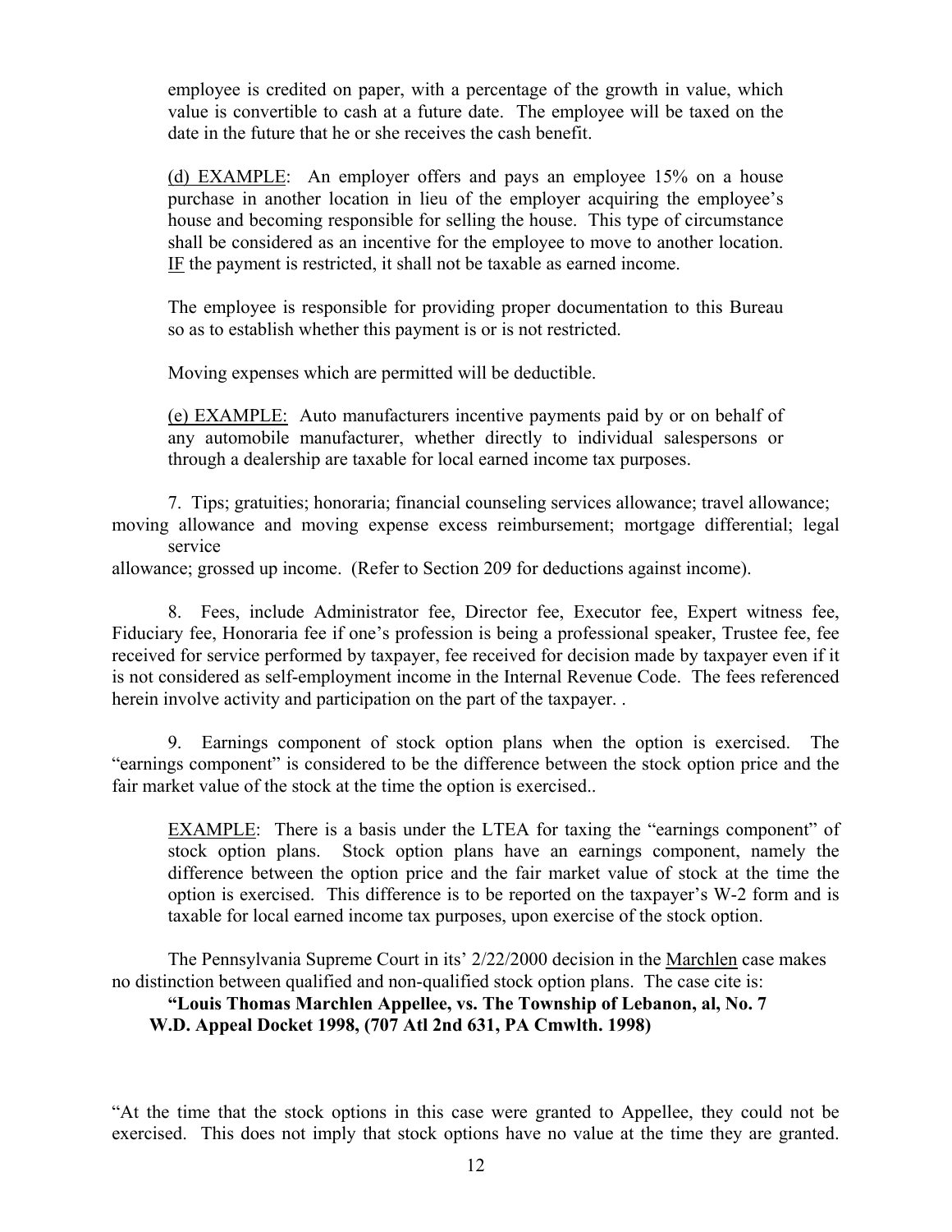employee is credited on paper, with a percentage of the growth in value, which value is convertible to cash at a future date. The employee will be taxed on the date in the future that he or she receives the cash benefit.

(d) EXAMPLE: An employer offers and pays an employee 15% on a house purchase in another location in lieu of the employer acquiring the employee's house and becoming responsible for selling the house. This type of circumstance shall be considered as an incentive for the employee to move to another location. IF the payment is restricted, it shall not be taxable as earned income.

The employee is responsible for providing proper documentation to this Bureau so as to establish whether this payment is or is not restricted.

Moving expenses which are permitted will be deductible.

(e) EXAMPLE: Auto manufacturers incentive payments paid by or on behalf of any automobile manufacturer, whether directly to individual salespersons or through a dealership are taxable for local earned income tax purposes.

7. Tips; gratuities; honoraria; financial counseling services allowance; travel allowance; moving allowance and moving expense excess reimbursement; mortgage differential; legal service allowance; grossed up income. (Refer to Section 209 for deductions against income).

8. Fees, include Administrator fee, Director fee, Executor fee, Expert witness fee, Fiduciary fee, Honoraria fee if one's profession is being a professional speaker, Trustee fee, fee received for service performed by taxpayer, fee received for decision made by taxpayer even if it is not considered as self-employment income in the Internal Revenue Code. The fees referenced herein involve activity and participation on the part of the taxpayer. .

9. Earnings component of stock option plans when the option is exercised. The "earnings component" is considered to be the difference between the stock option price and the fair market value of the stock at the time the option is exercised..

EXAMPLE: There is a basis under the LTEA for taxing the "earnings component" of stock option plans. Stock option plans have an earnings component, namely the difference between the option price and the fair market value of stock at the time the option is exercised. This difference is to be reported on the taxpayer's W-2 form and is taxable for local earned income tax purposes, upon exercise of the stock option.

The Pennsylvania Supreme Court in its' 2/22/2000 decision in the Marchlen case makes no distinction between qualified and non-qualified stock option plans. The case cite is:

**"Louis Thomas Marchlen Appellee, vs. The Township of Lebanon, al, No. 7 W.D. Appeal Docket 1998, (707 Atl 2nd 631, PA Cmwlth. 1998)**

"At the time that the stock options in this case were granted to Appellee, they could not be exercised. This does not imply that stock options have no value at the time they are granted.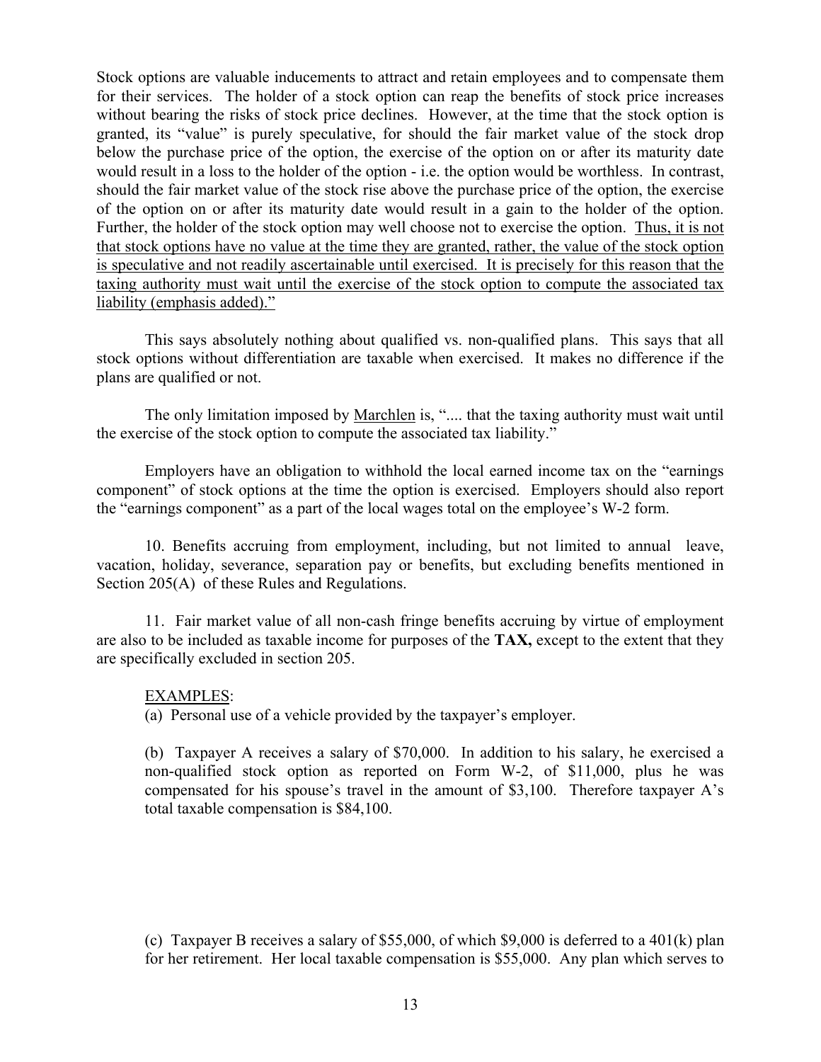Stock options are valuable inducements to attract and retain employees and to compensate them for their services. The holder of a stock option can reap the benefits of stock price increases without bearing the risks of stock price declines. However, at the time that the stock option is granted, its "value" is purely speculative, for should the fair market value of the stock drop below the purchase price of the option, the exercise of the option on or after its maturity date would result in a loss to the holder of the option - i.e. the option would be worthless. In contrast, should the fair market value of the stock rise above the purchase price of the option, the exercise of the option on or after its maturity date would result in a gain to the holder of the option. Further, the holder of the stock option may well choose not to exercise the option. <u>Thus, it is not that stock options have no value at the time they are granted, rather, the value of the stock option is speculative and not readily ascertainable until exercised. It is precisely for this reason that the taxing authority must wait until the exercise of the stock option to compute the associated tax liability (emphasis added).</u>"

This says absolutely nothing about qualified vs. non-qualified plans. This says that all stock options without differentiation are taxable when exercised. It makes no difference if the plans are qualified or not.

The only limitation imposed by <u>Marchlen</u> is, ".... that the taxing authority must wait until the exercise of the stock option to compute the associated tax liability."

Employers have an obligation to withhold the local earned income tax on the "earnings component" of stock options at the time the option is exercised. Employers should also report the "earnings component" as a part of the local wages total on the employee's W-2 form.

10. Benefits accruing from employment, including, but not limited to annual leave, vacation, holiday, severance, separation pay or benefits, but excluding benefits mentioned in Section 205(A) of these Rules and Regulations.

11. Fair market value of all non-cash fringe benefits accruing by virtue of employment are also to be included as taxable income for purposes of the **TAX,** except to the extent that they are specifically excluded in section 205.

<u>EXAMPLES</u>:

(a) Personal use of a vehicle provided by the taxpayer's employer.

(b) Taxpayer A receives a salary of $70,000. In addition to his salary, he exercised a non-qualified stock option as reported on Form W-2, of $11,000, plus he was compensated for his spouse's travel in the amount of $3,100. Therefore taxpayer A's total taxable compensation is $84,100.

(c) Taxpayer B receives a salary of $55,000, of which $9,000 is deferred to a 401(k) plan for her retirement. Her local taxable compensation is $55,000. Any plan which serves to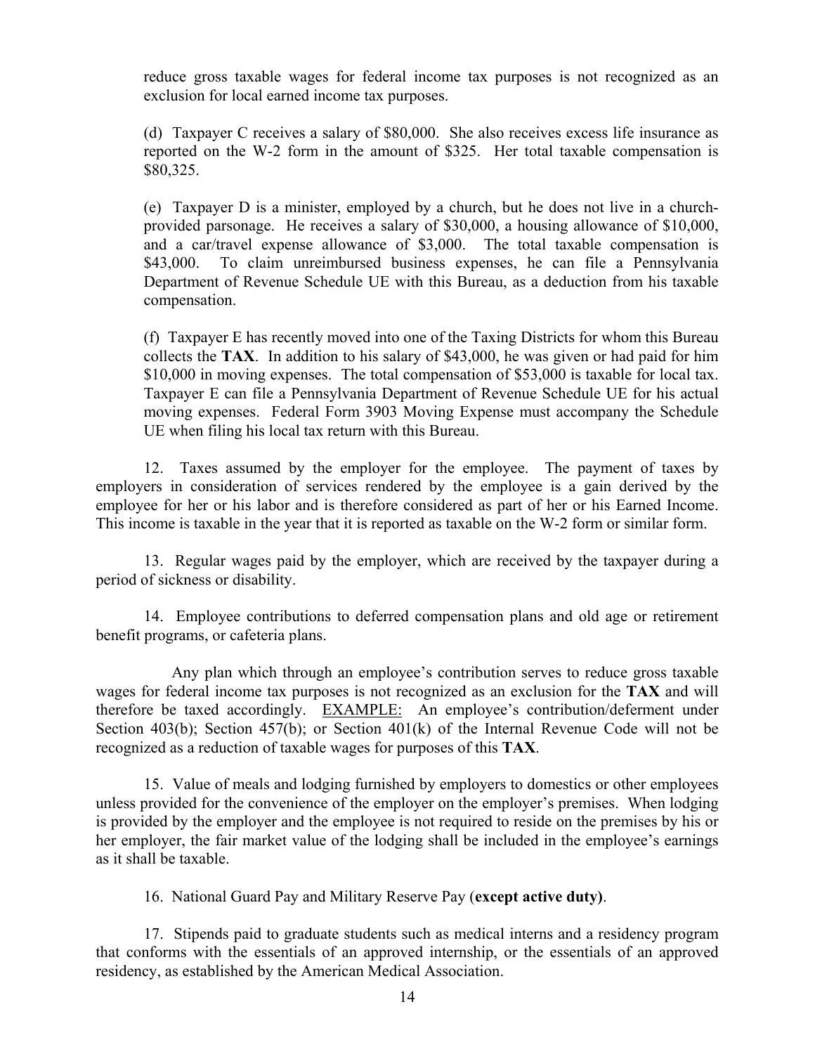reduce gross taxable wages for federal income tax purposes is not recognized as an exclusion for local earned income tax purposes.

(d) Taxpayer C receives a salary of $80,000. She also receives excess life insurance as reported on the W-2 form in the amount of $325. Her total taxable compensation is $80,325.

(e) Taxpayer D is a minister, employed by a church, but he does not live in a church-provided parsonage. He receives a salary of $30,000, a housing allowance of $10,000, and a car/travel expense allowance of $3,000. The total taxable compensation is $43,000. To claim unreimbursed business expenses, he can file a Pennsylvania Department of Revenue Schedule UE with this Bureau, as a deduction from his taxable compensation.

(f) Taxpayer E has recently moved into one of the Taxing Districts for whom this Bureau collects the **TAX**. In addition to his salary of $43,000, he was given or had paid for him $10,000 in moving expenses. The total compensation of $53,000 is taxable for local tax. Taxpayer E can file a Pennsylvania Department of Revenue Schedule UE for his actual moving expenses. Federal Form 3903 Moving Expense must accompany the Schedule UE when filing his local tax return with this Bureau.

12. Taxes assumed by the employer for the employee. The payment of taxes by employers in consideration of services rendered by the employee is a gain derived by the employee for her or his labor and is therefore considered as part of her or his Earned Income. This income is taxable in the year that it is reported as taxable on the W-2 form or similar form.

13. Regular wages paid by the employer, which are received by the taxpayer during a period of sickness or disability.

14. Employee contributions to deferred compensation plans and old age or retirement benefit programs, or cafeteria plans.

Any plan which through an employee's contribution serves to reduce gross taxable wages for federal income tax purposes is not recognized as an exclusion for the **TAX** and will therefore be taxed accordingly. EXAMPLE: An employee's contribution/deferment under Section 403(b); Section 457(b); or Section 401(k) of the Internal Revenue Code will not be recognized as a reduction of taxable wages for purposes of this **TAX**.

15. Value of meals and lodging furnished by employers to domestics or other employees unless provided for the convenience of the employer on the employer's premises. When lodging is provided by the employer and the employee is not required to reside on the premises by his or her employer, the fair market value of the lodging shall be included in the employee's earnings as it shall be taxable.

16. National Guard Pay and Military Reserve Pay (**except active duty)**.

17. Stipends paid to graduate students such as medical interns and a residency program that conforms with the essentials of an approved internship, or the essentials of an approved residency, as established by the American Medical Association.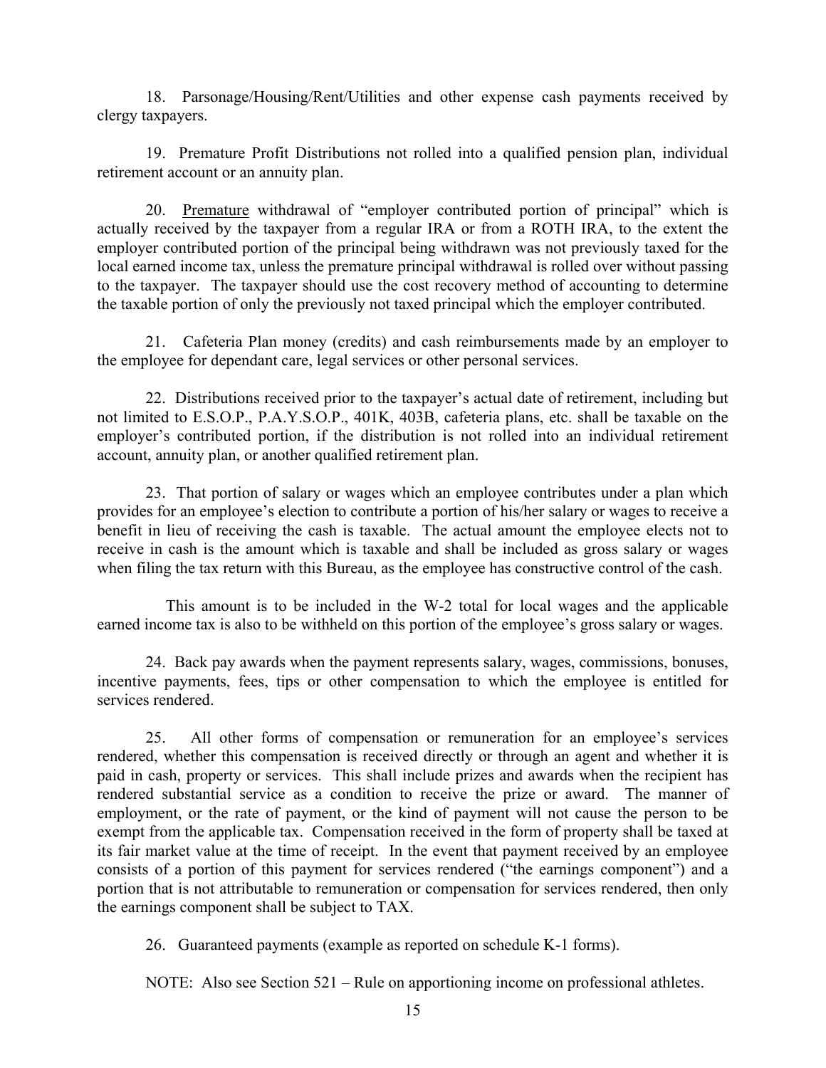18. Parsonage/Housing/Rent/Utilities and other expense cash payments received by clergy taxpayers.

19. Premature Profit Distributions not rolled into a qualified pension plan, individual retirement account or an annuity plan.

20. <u>Premature</u> withdrawal of "employer contributed portion of principal" which is actually received by the taxpayer from a regular IRA or from a ROTH IRA, to the extent the employer contributed portion of the principal being withdrawn was not previously taxed for the local earned income tax, unless the premature principal withdrawal is rolled over without passing to the taxpayer. The taxpayer should use the cost recovery method of accounting to determine the taxable portion of only the previously not taxed principal which the employer contributed.

21. Cafeteria Plan money (credits) and cash reimbursements made by an employer to the employee for dependant care, legal services or other personal services.

22. Distributions received prior to the taxpayer's actual date of retirement, including but not limited to E.S.O.P., P.A.Y.S.O.P., 401K, 403B, cafeteria plans, etc. shall be taxable on the employer's contributed portion, if the distribution is not rolled into an individual retirement account, annuity plan, or another qualified retirement plan.

23. That portion of salary or wages which an employee contributes under a plan which provides for an employee's election to contribute a portion of his/her salary or wages to receive a benefit in lieu of receiving the cash is taxable. The actual amount the employee elects not to receive in cash is the amount which is taxable and shall be included as gross salary or wages when filing the tax return with this Bureau, as the employee has constructive control of the cash.

This amount is to be included in the W-2 total for local wages and the applicable earned income tax is also to be withheld on this portion of the employee's gross salary or wages.

24. Back pay awards when the payment represents salary, wages, commissions, bonuses, incentive payments, fees, tips or other compensation to which the employee is entitled for services rendered.

25. All other forms of compensation or remuneration for an employee's services rendered, whether this compensation is received directly or through an agent and whether it is paid in cash, property or services. This shall include prizes and awards when the recipient has rendered substantial service as a condition to receive the prize or award. The manner of employment, or the rate of payment, or the kind of payment will not cause the person to be exempt from the applicable tax. Compensation received in the form of property shall be taxed at its fair market value at the time of receipt. In the event that payment received by an employee consists of a portion of this payment for services rendered ("the earnings component") and a portion that is not attributable to remuneration or compensation for services rendered, then only the earnings component shall be subject to TAX.

26. Guaranteed payments (example as reported on schedule K-1 forms).

NOTE: Also see Section 521 – Rule on apportioning income on professional athletes.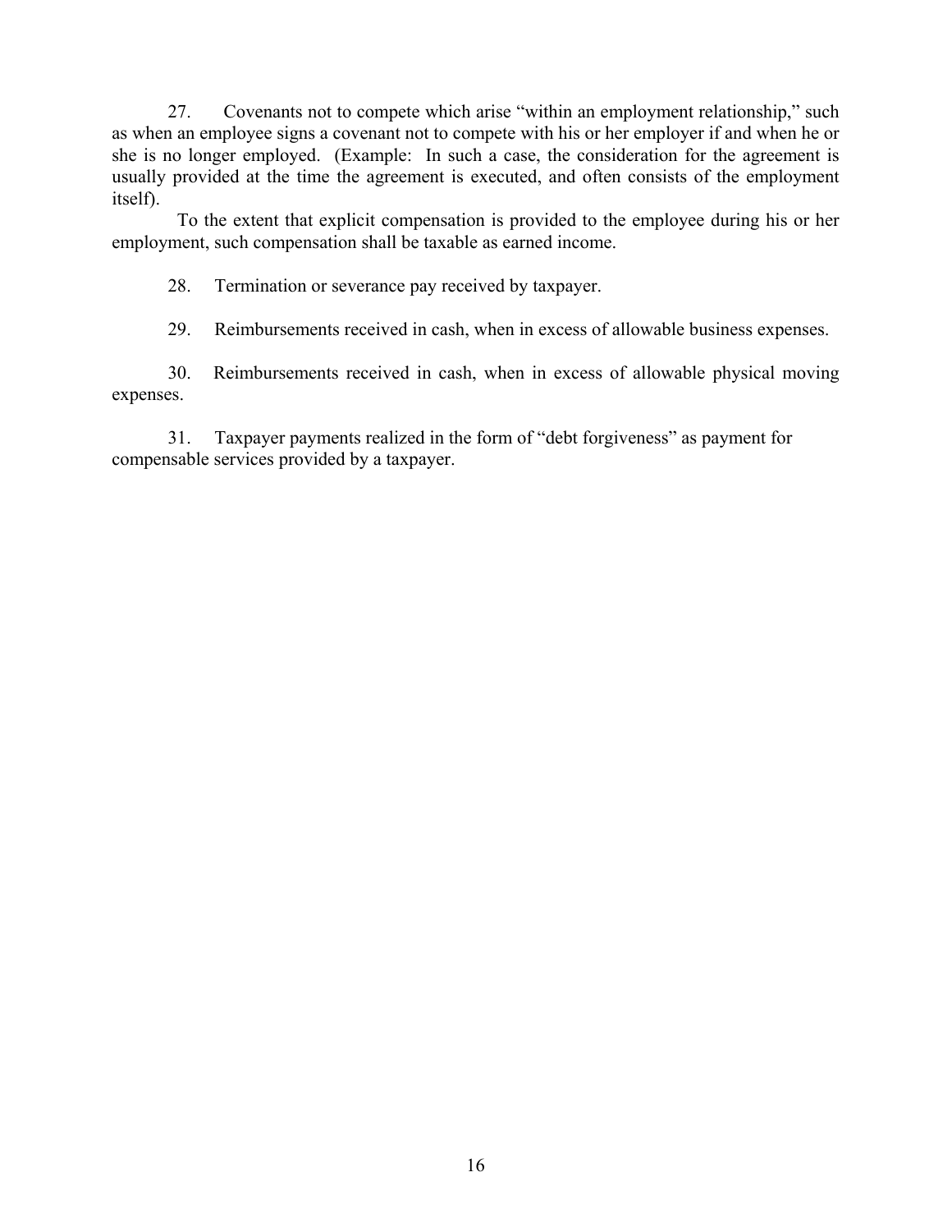27. Covenants not to compete which arise "within an employment relationship," such as when an employee signs a covenant not to compete with his or her employer if and when he or she is no longer employed. (Example: In such a case, the consideration for the agreement is usually provided at the time the agreement is executed, and often consists of the employment itself).

To the extent that explicit compensation is provided to the employee during his or her employment, such compensation shall be taxable as earned income.

28. Termination or severance pay received by taxpayer.

29. Reimbursements received in cash, when in excess of allowable business expenses.

30. Reimbursements received in cash, when in excess of allowable physical moving expenses.

31. Taxpayer payments realized in the form of "debt forgiveness" as payment for compensable services provided by a taxpayer.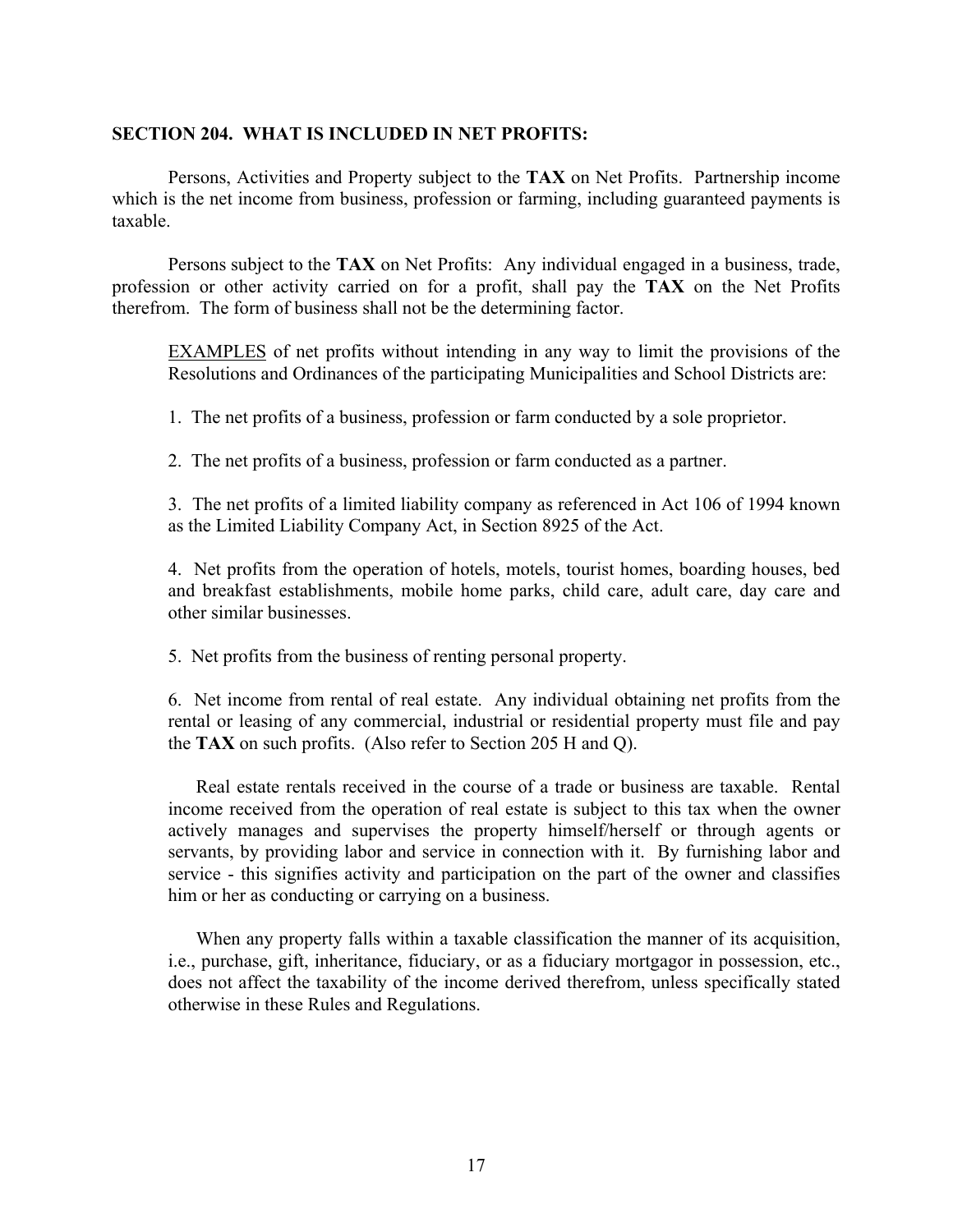**SECTION 204. WHAT IS INCLUDED IN NET PROFITS:**

Persons, Activities and Property subject to the **TAX** on Net Profits. Partnership income which is the net income from business, profession or farming, including guaranteed payments is taxable.

Persons subject to the **TAX** on Net Profits: Any individual engaged in a business, trade, profession or other activity carried on for a profit, shall pay the **TAX** on the Net Profits therefrom. The form of business shall not be the determining factor.

<u>EXAMPLES</u> of net profits without intending in any way to limit the provisions of the Resolutions and Ordinances of the participating Municipalities and School Districts are:

1. The net profits of a business, profession or farm conducted by a sole proprietor.

2. The net profits of a business, profession or farm conducted as a partner.

3. The net profits of a limited liability company as referenced in Act 106 of 1994 known as the Limited Liability Company Act, in Section 8925 of the Act.

4. Net profits from the operation of hotels, motels, tourist homes, boarding houses, bed and breakfast establishments, mobile home parks, child care, adult care, day care and other similar businesses.

5. Net profits from the business of renting personal property.

6. Net income from rental of real estate. Any individual obtaining net profits from the rental or leasing of any commercial, industrial or residential property must file and pay the **TAX** on such profits. (Also refer to Section 205 H and Q).

Real estate rentals received in the course of a trade or business are taxable. Rental income received from the operation of real estate is subject to this tax when the owner actively manages and supervises the property himself/herself or through agents or servants, by providing labor and service in connection with it. By furnishing labor and service - this signifies activity and participation on the part of the owner and classifies him or her as conducting or carrying on a business.

When any property falls within a taxable classification the manner of its acquisition, i.e., purchase, gift, inheritance, fiduciary, or as a fiduciary mortgagor in possession, etc., does not affect the taxability of the income derived therefrom, unless specifically stated otherwise in these Rules and Regulations.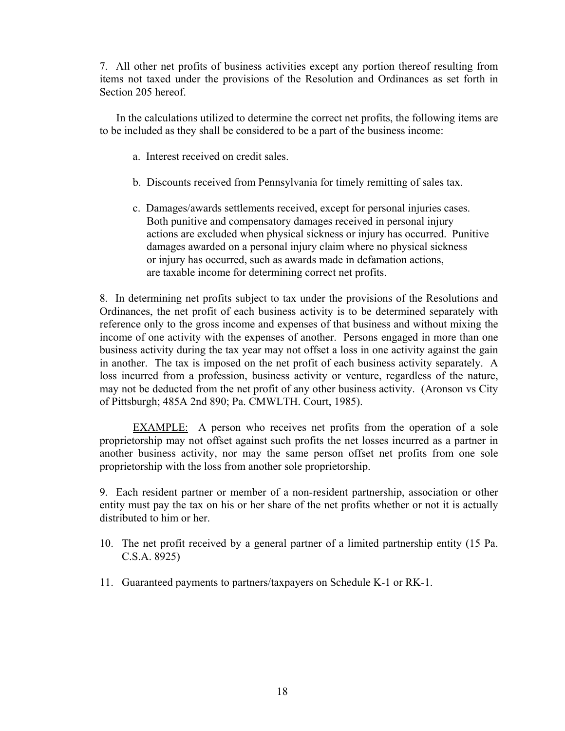7. All other net profits of business activities except any portion thereof resulting from items not taxed under the provisions of the Resolution and Ordinances as set forth in Section 205 hereof.

In the calculations utilized to determine the correct net profits, the following items are to be included as they shall be considered to be a part of the business income:

a. Interest received on credit sales.

b. Discounts received from Pennsylvania for timely remitting of sales tax.

c. Damages/awards settlements received, except for personal injuries cases. Both punitive and compensatory damages received in personal injury actions are excluded when physical sickness or injury has occurred. Punitive damages awarded on a personal injury claim where no physical sickness or injury has occurred, such as awards made in defamation actions, are taxable income for determining correct net profits.

8. In determining net profits subject to tax under the provisions of the Resolutions and Ordinances, the net profit of each business activity is to be determined separately with reference only to the gross income and expenses of that business and without mixing the income of one activity with the expenses of another. Persons engaged in more than one business activity during the tax year may <u>not</u> offset a loss in one activity against the gain in another. The tax is imposed on the net profit of each business activity separately. A loss incurred from a profession, business activity or venture, regardless of the nature, may not be deducted from the net profit of any other business activity. (Aronson vs City of Pittsburgh; 485A 2nd 890; Pa. CMWLTH. Court, 1985).

<u>EXAMPLE:</u> A person who receives net profits from the operation of a sole proprietorship may not offset against such profits the net losses incurred as a partner in another business activity, nor may the same person offset net profits from one sole proprietorship with the loss from another sole proprietorship.

9. Each resident partner or member of a non-resident partnership, association or other entity must pay the tax on his or her share of the net profits whether or not it is actually distributed to him or her.

10. The net profit received by a general partner of a limited partnership entity (15 Pa. C.S.A. 8925)

11. Guaranteed payments to partners/taxpayers on Schedule K-1 or RK-1.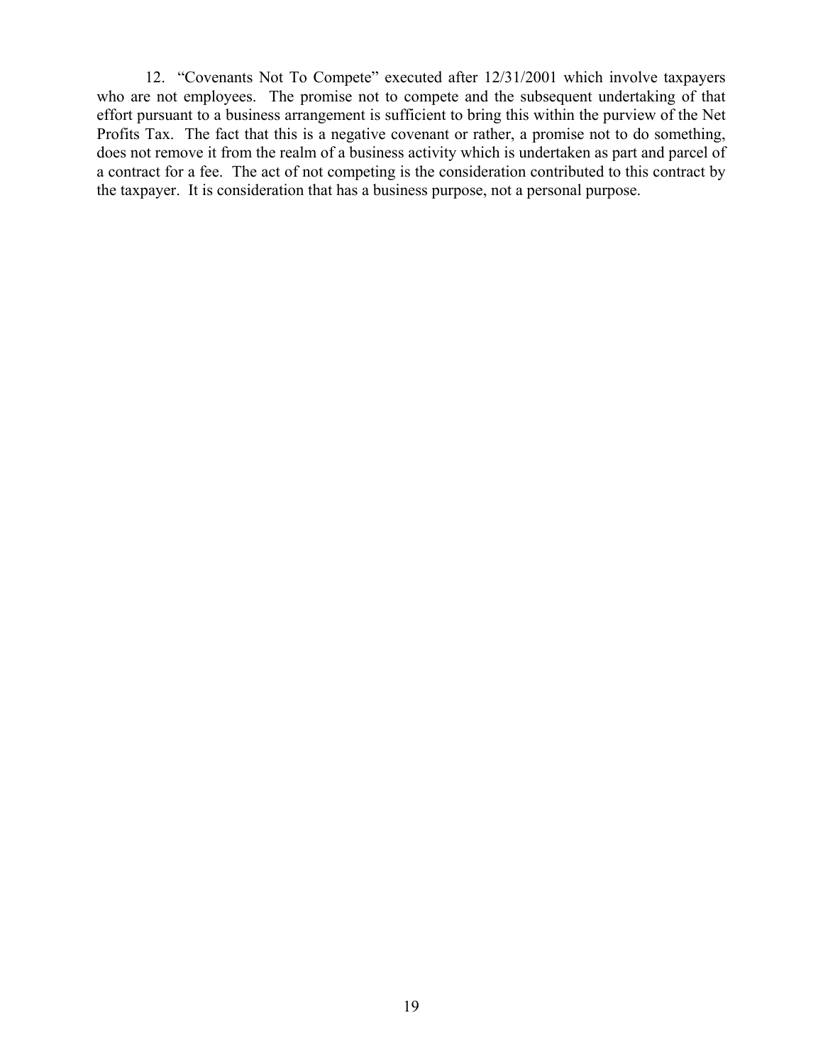12. "Covenants Not To Compete" executed after 12/31/2001 which involve taxpayers who are not employees. The promise not to compete and the subsequent undertaking of that effort pursuant to a business arrangement is sufficient to bring this within the purview of the Net Profits Tax. The fact that this is a negative covenant or rather, a promise not to do something, does not remove it from the realm of a business activity which is undertaken as part and parcel of a contract for a fee. The act of not competing is the consideration contributed to this contract by the taxpayer. It is consideration that has a business purpose, not a personal purpose.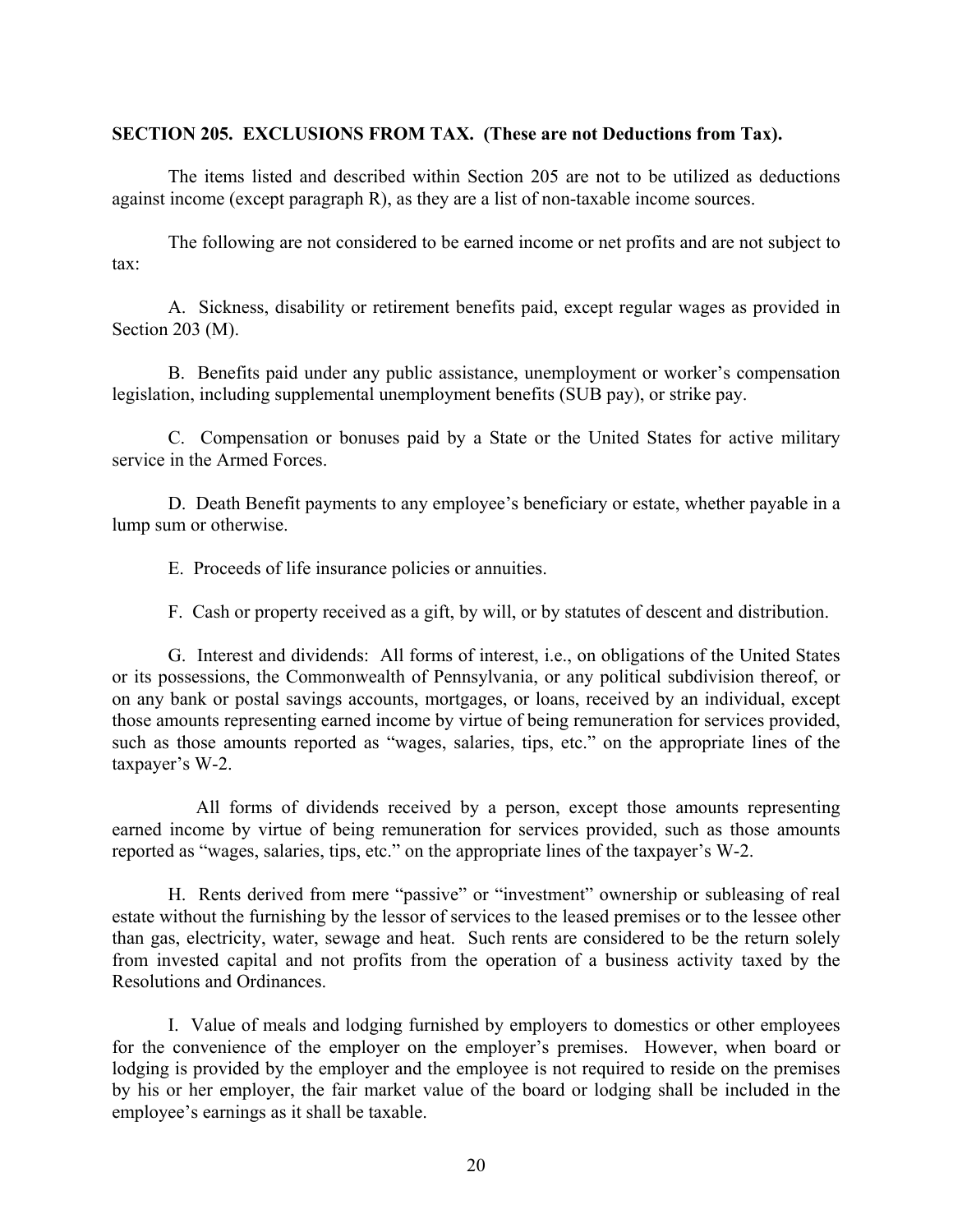**SECTION 205. EXCLUSIONS FROM TAX. (These are not Deductions from Tax).**

The items listed and described within Section 205 are not to be utilized as deductions against income (except paragraph R), as they are a list of non-taxable income sources.

The following are not considered to be earned income or net profits and are not subject to tax:

A. Sickness, disability or retirement benefits paid, except regular wages as provided in Section 203 (M).

B. Benefits paid under any public assistance, unemployment or worker's compensation legislation, including supplemental unemployment benefits (SUB pay), or strike pay.

C. Compensation or bonuses paid by a State or the United States for active military service in the Armed Forces.

D. Death Benefit payments to any employee's beneficiary or estate, whether payable in a lump sum or otherwise.

E. Proceeds of life insurance policies or annuities.

F. Cash or property received as a gift, by will, or by statutes of descent and distribution.

G. Interest and dividends: All forms of interest, i.e., on obligations of the United States or its possessions, the Commonwealth of Pennsylvania, or any political subdivision thereof, or on any bank or postal savings accounts, mortgages, or loans, received by an individual, except those amounts representing earned income by virtue of being remuneration for services provided, such as those amounts reported as "wages, salaries, tips, etc." on the appropriate lines of the taxpayer's W-2.

All forms of dividends received by a person, except those amounts representing earned income by virtue of being remuneration for services provided, such as those amounts reported as "wages, salaries, tips, etc." on the appropriate lines of the taxpayer's W-2.

H. Rents derived from mere "passive" or "investment" ownership or subleasing of real estate without the furnishing by the lessor of services to the leased premises or to the lessee other than gas, electricity, water, sewage and heat. Such rents are considered to be the return solely from invested capital and not profits from the operation of a business activity taxed by the Resolutions and Ordinances.

I. Value of meals and lodging furnished by employers to domestics or other employees for the convenience of the employer on the employer's premises. However, when board or lodging is provided by the employer and the employee is not required to reside on the premises by his or her employer, the fair market value of the board or lodging shall be included in the employee's earnings as it shall be taxable.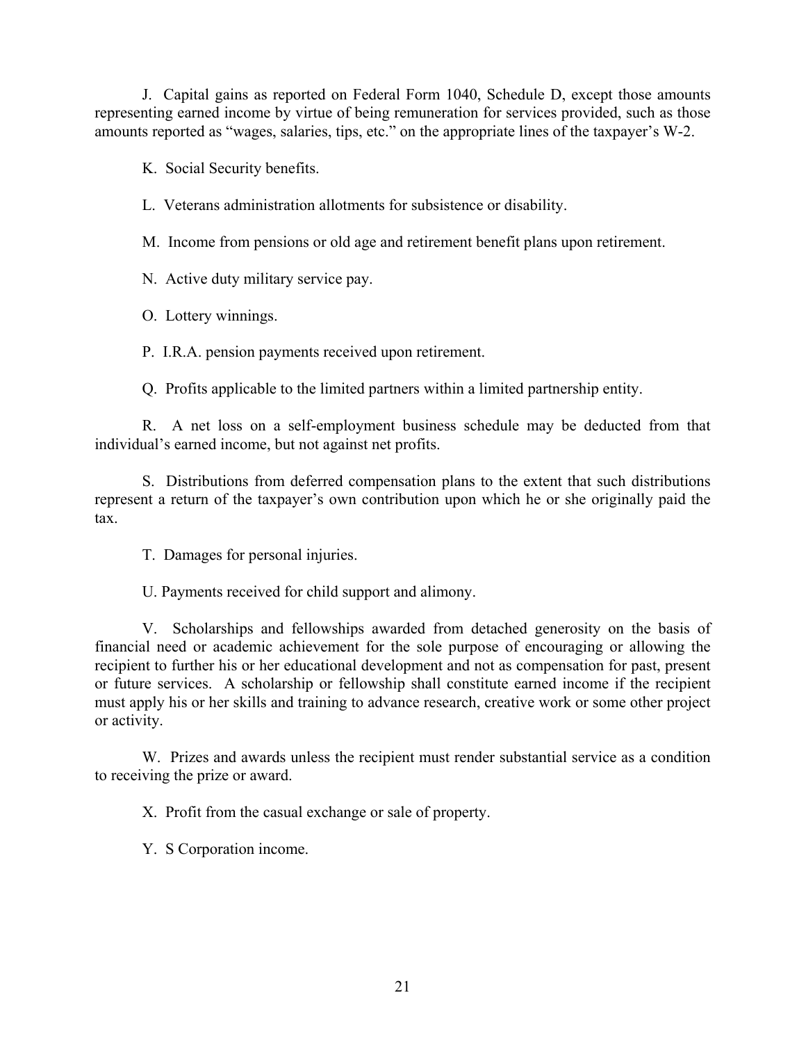J. Capital gains as reported on Federal Form 1040, Schedule D, except those amounts representing earned income by virtue of being remuneration for services provided, such as those amounts reported as "wages, salaries, tips, etc." on the appropriate lines of the taxpayer's W-2.

K. Social Security benefits.

L. Veterans administration allotments for subsistence or disability.

M. Income from pensions or old age and retirement benefit plans upon retirement.

N. Active duty military service pay.

O. Lottery winnings.

P. I.R.A. pension payments received upon retirement.

Q. Profits applicable to the limited partners within a limited partnership entity.

R. A net loss on a self-employment business schedule may be deducted from that individual's earned income, but not against net profits.

S. Distributions from deferred compensation plans to the extent that such distributions represent a return of the taxpayer's own contribution upon which he or she originally paid the tax.

T. Damages for personal injuries.

U. Payments received for child support and alimony.

V. Scholarships and fellowships awarded from detached generosity on the basis of financial need or academic achievement for the sole purpose of encouraging or allowing the recipient to further his or her educational development and not as compensation for past, present or future services. A scholarship or fellowship shall constitute earned income if the recipient must apply his or her skills and training to advance research, creative work or some other project or activity.

W. Prizes and awards unless the recipient must render substantial service as a condition to receiving the prize or award.

X. Profit from the casual exchange or sale of property.

Y. S Corporation income.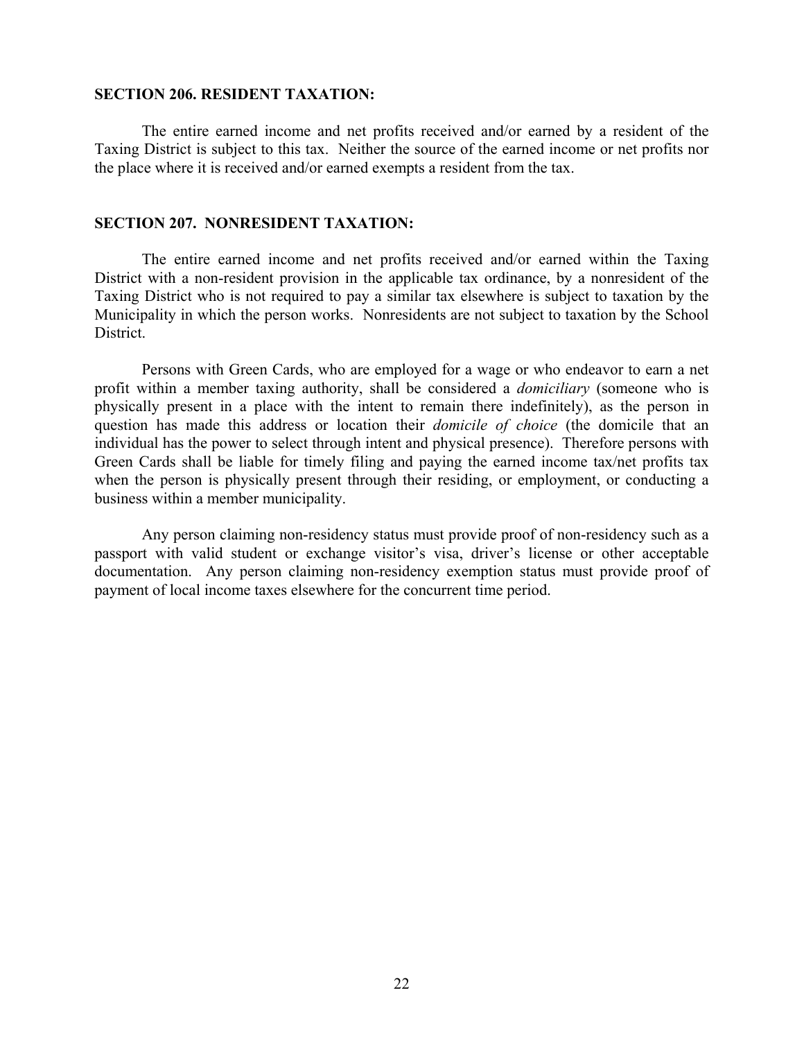**SECTION 206. RESIDENT TAXATION:**

The entire earned income and net profits received and/or earned by a resident of the Taxing District is subject to this tax. Neither the source of the earned income or net profits nor the place where it is received and/or earned exempts a resident from the tax.

**SECTION 207. NONRESIDENT TAXATION:**

The entire earned income and net profits received and/or earned within the Taxing District with a non-resident provision in the applicable tax ordinance, by a nonresident of the Taxing District who is not required to pay a similar tax elsewhere is subject to taxation by the Municipality in which the person works. Nonresidents are not subject to taxation by the School District.

Persons with Green Cards, who are employed for a wage or who endeavor to earn a net profit within a member taxing authority, shall be considered a *domiciliary* (someone who is physically present in a place with the intent to remain there indefinitely), as the person in question has made this address or location their *domicile of choice* (the domicile that an individual has the power to select through intent and physical presence). Therefore persons with Green Cards shall be liable for timely filing and paying the earned income tax/net profits tax when the person is physically present through their residing, or employment, or conducting a business within a member municipality.

Any person claiming non-residency status must provide proof of non-residency such as a passport with valid student or exchange visitor's visa, driver's license or other acceptable documentation. Any person claiming non-residency exemption status must provide proof of payment of local income taxes elsewhere for the concurrent time period.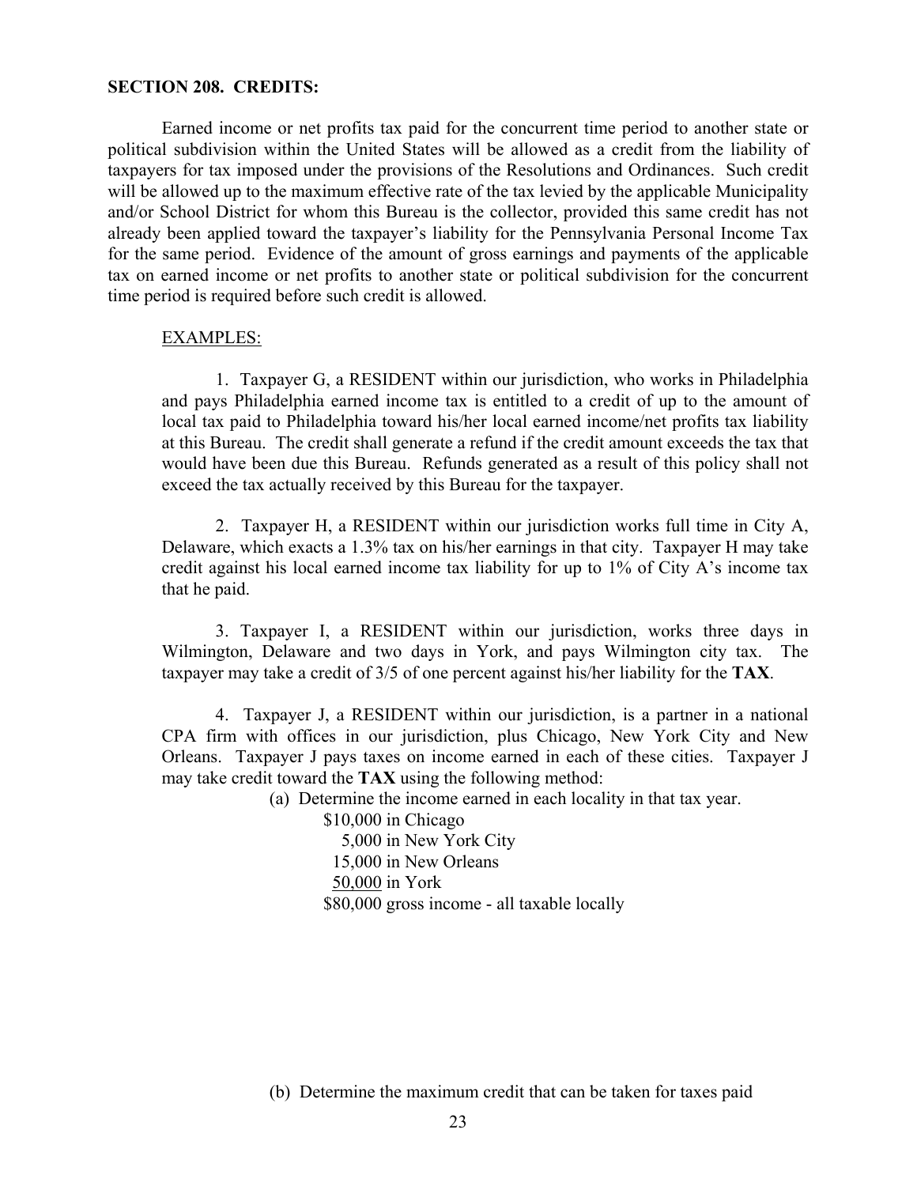**SECTION 208. CREDITS:**

Earned income or net profits tax paid for the concurrent time period to another state or political subdivision within the United States will be allowed as a credit from the liability of taxpayers for tax imposed under the provisions of the Resolutions and Ordinances. Such credit will be allowed up to the maximum effective rate of the tax levied by the applicable Municipality and/or School District for whom this Bureau is the collector, provided this same credit has not already been applied toward the taxpayer's liability for the Pennsylvania Personal Income Tax for the same period. Evidence of the amount of gross earnings and payments of the applicable tax on earned income or net profits to another state or political subdivision for the concurrent time period is required before such credit is allowed.

<u>EXAMPLES:</u>

1. Taxpayer G, a RESIDENT within our jurisdiction, who works in Philadelphia and pays Philadelphia earned income tax is entitled to a credit of up to the amount of local tax paid to Philadelphia toward his/her local earned income/net profits tax liability at this Bureau. The credit shall generate a refund if the credit amount exceeds the tax that would have been due this Bureau. Refunds generated as a result of this policy shall not exceed the tax actually received by this Bureau for the taxpayer.

2. Taxpayer H, a RESIDENT within our jurisdiction works full time in City A, Delaware, which exacts a 1.3% tax on his/her earnings in that city. Taxpayer H may take credit against his local earned income tax liability for up to 1% of City A's income tax that he paid.

3. Taxpayer I, a RESIDENT within our jurisdiction, works three days in Wilmington, Delaware and two days in York, and pays Wilmington city tax. The taxpayer may take a credit of 3/5 of one percent against his/her liability for the **TAX**.

4. Taxpayer J, a RESIDENT within our jurisdiction, is a partner in a national CPA firm with offices in our jurisdiction, plus Chicago, New York City and New Orleans. Taxpayer J pays taxes on income earned in each of these cities. Taxpayer J may take credit toward the **TAX** using the following method:

(a) Determine the income earned in each locality in that tax year.

$10,000 in Chicago
5,000 in New York City
15,000 in New Orleans
<u>50,000</u> in York
$80,000 gross income - all taxable locally

(b) Determine the maximum credit that can be taken for taxes paid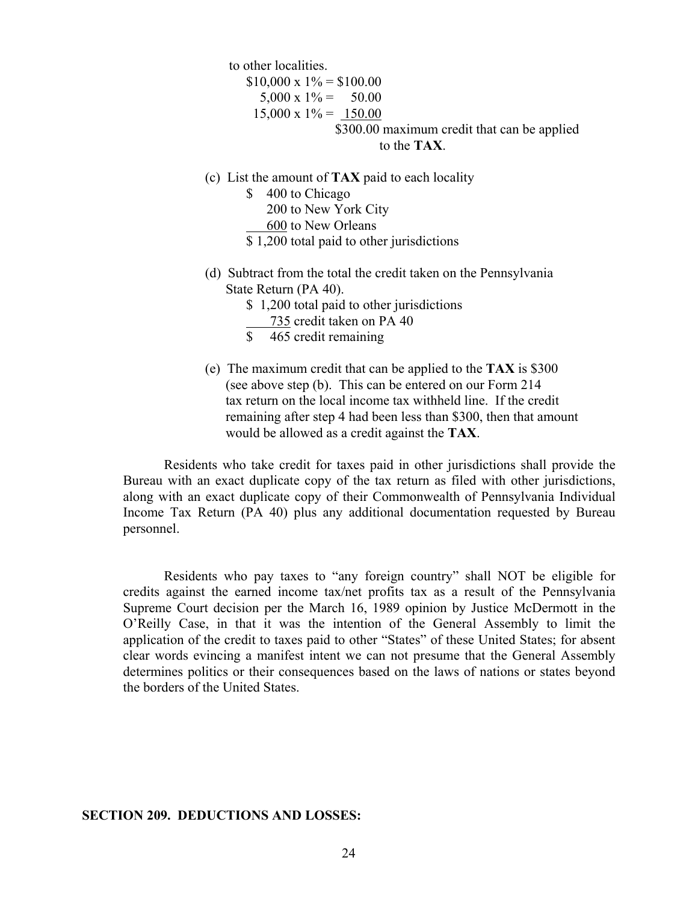to other localities.

$10,000 x 1% = $100.00
5,000 x 1% = 50.00
15,000 x 1% = 150.00
$300.00 maximum credit that can be applied to the **TAX**.

(c) List the amount of **TAX** paid to each locality

$ 400 to Chicago
200 to New York City
600 to New Orleans
$ 1,200 total paid to other jurisdictions

(d) Subtract from the total the credit taken on the Pennsylvania State Return (PA 40).

$ 1,200 total paid to other jurisdictions
735 credit taken on PA 40
$ 465 credit remaining

(e) The maximum credit that can be applied to the **TAX** is $300 (see above step (b). This can be entered on our Form 214 tax return on the local income tax withheld line. If the credit remaining after step 4 had been less than $300, then that amount would be allowed as a credit against the **TAX**.

Residents who take credit for taxes paid in other jurisdictions shall provide the Bureau with an exact duplicate copy of the tax return as filed with other jurisdictions, along with an exact duplicate copy of their Commonwealth of Pennsylvania Individual Income Tax Return (PA 40) plus any additional documentation requested by Bureau personnel.

Residents who pay taxes to "any foreign country" shall NOT be eligible for credits against the earned income tax/net profits tax as a result of the Pennsylvania Supreme Court decision per the March 16, 1989 opinion by Justice McDermott in the O'Reilly Case, in that it was the intention of the General Assembly to limit the application of the credit to taxes paid to other "States" of these United States; for absent clear words evincing a manifest intent we can not presume that the General Assembly determines politics or their consequences based on the laws of nations or states beyond the borders of the United States.

**SECTION 209. DEDUCTIONS AND LOSSES:**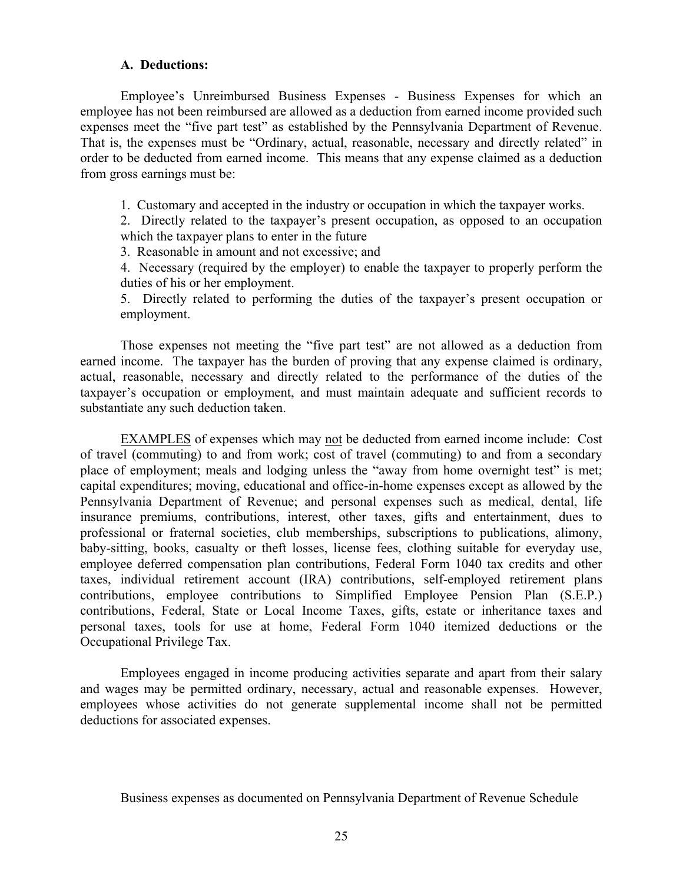### A. Deductions:

Employee's Unreimbursed Business Expenses - Business Expenses for which an employee has not been reimbursed are allowed as a deduction from earned income provided such expenses meet the "five part test" as established by the Pennsylvania Department of Revenue. That is, the expenses must be "Ordinary, actual, reasonable, necessary and directly related" in order to be deducted from earned income. This means that any expense claimed as a deduction from gross earnings must be:

1. Customary and accepted in the industry or occupation in which the taxpayer works.
2. Directly related to the taxpayer's present occupation, as opposed to an occupation which the taxpayer plans to enter in the future
3. Reasonable in amount and not excessive; and
4. Necessary (required by the employer) to enable the taxpayer to properly perform the duties of his or her employment.
5. Directly related to performing the duties of the taxpayer's present occupation or employment.

Those expenses not meeting the "five part test" are not allowed as a deduction from earned income. The taxpayer has the burden of proving that any expense claimed is ordinary, actual, reasonable, necessary and directly related to the performance of the duties of the taxpayer's occupation or employment, and must maintain adequate and sufficient records to substantiate any such deduction taken.

<u>EXAMPLES</u> of expenses which may <u>not</u> be deducted from earned income include: Cost of travel (commuting) to and from work; cost of travel (commuting) to and from a secondary place of employment; meals and lodging unless the "away from home overnight test" is met; capital expenditures; moving, educational and office-in-home expenses except as allowed by the Pennsylvania Department of Revenue; and personal expenses such as medical, dental, life insurance premiums, contributions, interest, other taxes, gifts and entertainment, dues to professional or fraternal societies, club memberships, subscriptions to publications, alimony, baby-sitting, books, casualty or theft losses, license fees, clothing suitable for everyday use, employee deferred compensation plan contributions, Federal Form 1040 tax credits and other taxes, individual retirement account (IRA) contributions, self-employed retirement plans contributions, employee contributions to Simplified Employee Pension Plan (S.E.P.) contributions, Federal, State or Local Income Taxes, gifts, estate or inheritance taxes and personal taxes, tools for use at home, Federal Form 1040 itemized deductions or the Occupational Privilege Tax.

Employees engaged in income producing activities separate and apart from their salary and wages may be permitted ordinary, necessary, actual and reasonable expenses. However, employees whose activities do not generate supplemental income shall not be permitted deductions for associated expenses.

Business expenses as documented on Pennsylvania Department of Revenue Schedule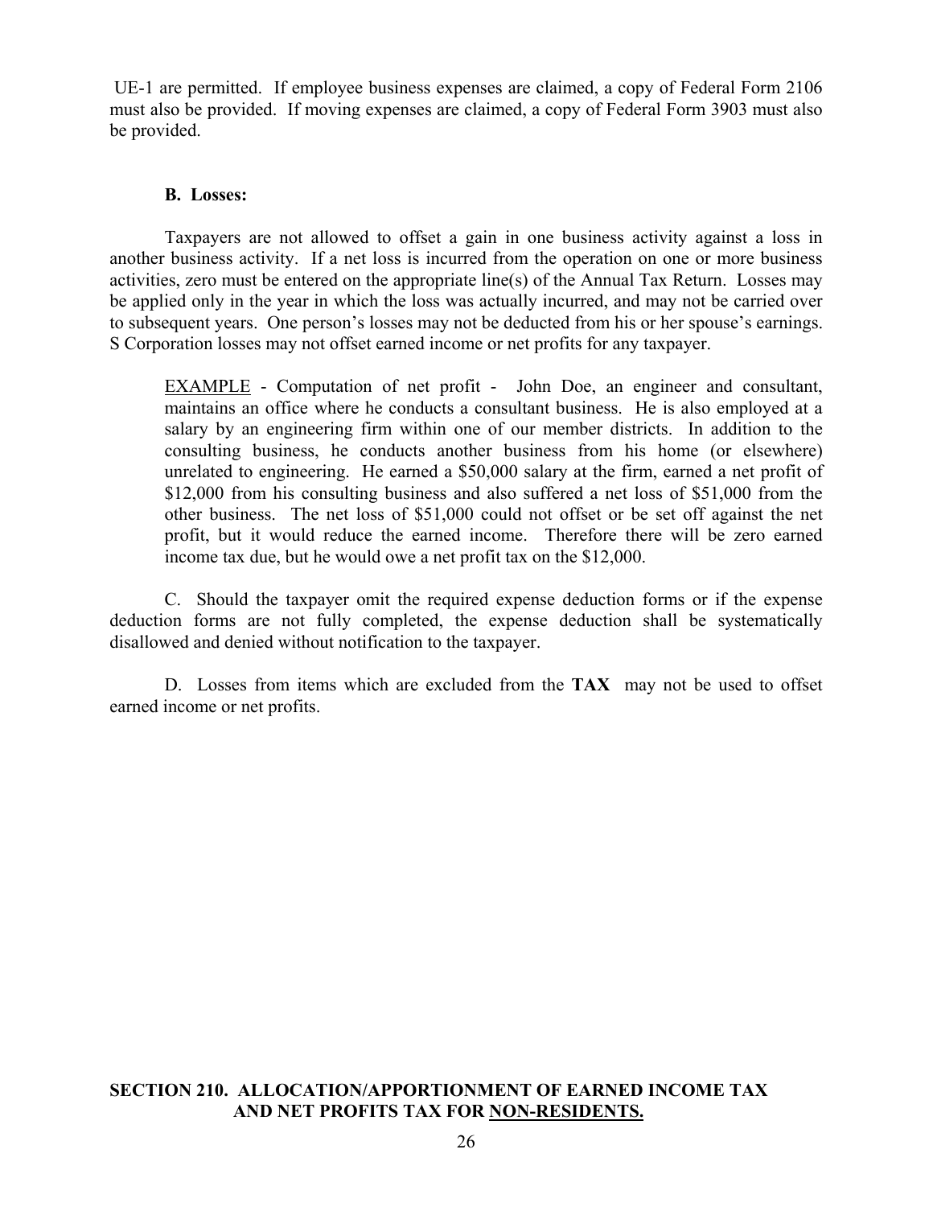UE-1 are permitted. If employee business expenses are claimed, a copy of Federal Form 2106 must also be provided. If moving expenses are claimed, a copy of Federal Form 3903 must also be provided.

**B. Losses:**

Taxpayers are not allowed to offset a gain in one business activity against a loss in another business activity. If a net loss is incurred from the operation on one or more business activities, zero must be entered on the appropriate line(s) of the Annual Tax Return. Losses may be applied only in the year in which the loss was actually incurred, and may not be carried over to subsequent years. One person's losses may not be deducted from his or her spouse's earnings. S Corporation losses may not offset earned income or net profits for any taxpayer.

> EXAMPLE - Computation of net profit - John Doe, an engineer and consultant, maintains an office where he conducts a consultant business. He is also employed at a salary by an engineering firm within one of our member districts. In addition to the consulting business, he conducts another business from his home (or elsewhere) unrelated to engineering. He earned a $50,000 salary at the firm, earned a net profit of $12,000 from his consulting business and also suffered a net loss of $51,000 from the other business. The net loss of $51,000 could not offset or be set off against the net profit, but it would reduce the earned income. Therefore there will be zero earned income tax due, but he would owe a net profit tax on the $12,000.

C. Should the taxpayer omit the required expense deduction forms or if the expense deduction forms are not fully completed, the expense deduction shall be systematically disallowed and denied without notification to the taxpayer.

D. Losses from items which are excluded from the **TAX** may not be used to offset earned income or net profits.

## SECTION 210. ALLOCATION/APPORTIONMENT OF EARNED INCOME TAX AND NET PROFITS TAX FOR NON-RESIDENTS.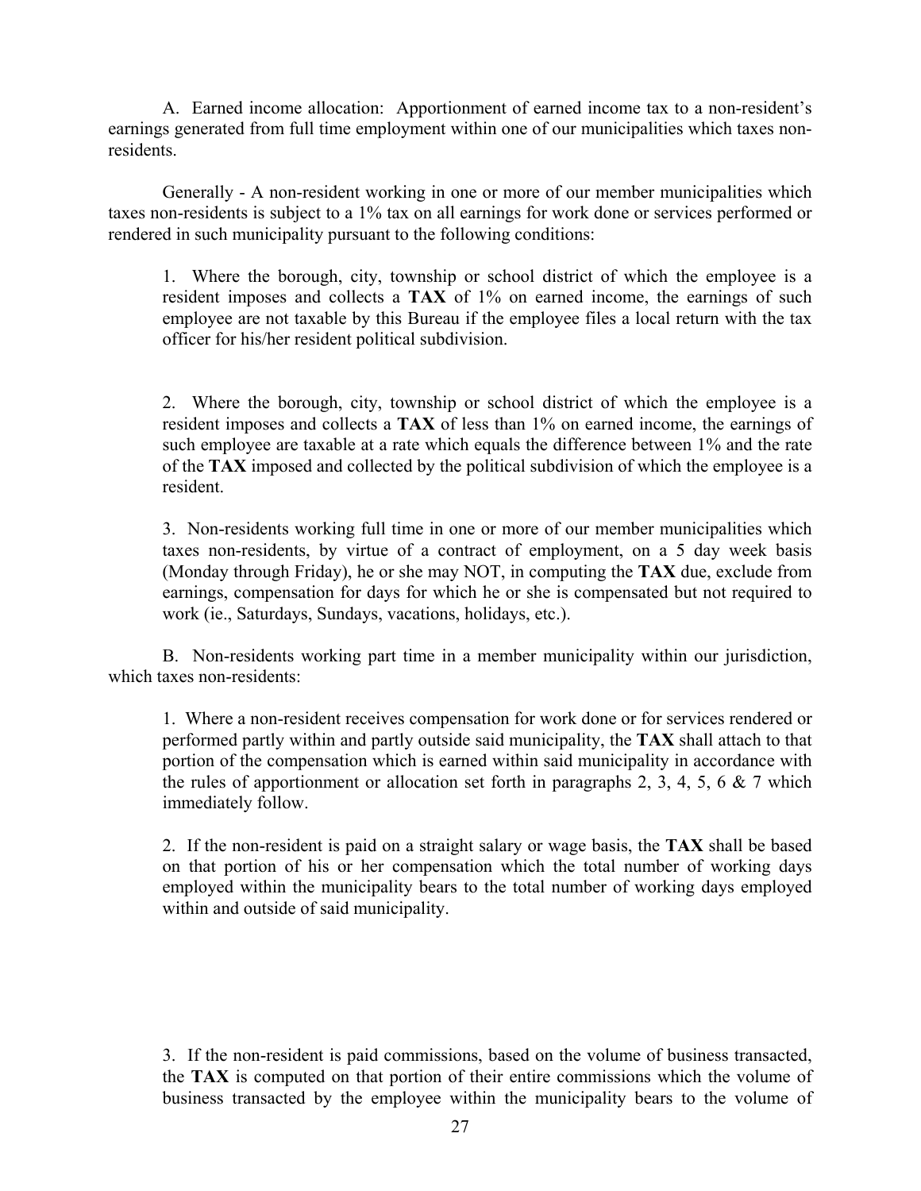A. Earned income allocation: Apportionment of earned income tax to a non-resident's earnings generated from full time employment within one of our municipalities which taxes non-residents.

Generally - A non-resident working in one or more of our member municipalities which taxes non-residents is subject to a 1% tax on all earnings for work done or services performed or rendered in such municipality pursuant to the following conditions:

1. Where the borough, city, township or school district of which the employee is a resident imposes and collects a **TAX** of 1% on earned income, the earnings of such employee are not taxable by this Bureau if the employee files a local return with the tax officer for his/her resident political subdivision.

2. Where the borough, city, township or school district of which the employee is a resident imposes and collects a **TAX** of less than 1% on earned income, the earnings of such employee are taxable at a rate which equals the difference between 1% and the rate of the **TAX** imposed and collected by the political subdivision of which the employee is a resident.

3. Non-residents working full time in one or more of our member municipalities which taxes non-residents, by virtue of a contract of employment, on a 5 day week basis (Monday through Friday), he or she may NOT, in computing the **TAX** due, exclude from earnings, compensation for days for which he or she is compensated but not required to work (ie., Saturdays, Sundays, vacations, holidays, etc.).

B. Non-residents working part time in a member municipality within our jurisdiction, which taxes non-residents:

1. Where a non-resident receives compensation for work done or for services rendered or performed partly within and partly outside said municipality, the **TAX** shall attach to that portion of the compensation which is earned within said municipality in accordance with the rules of apportionment or allocation set forth in paragraphs 2, 3, 4, 5, 6 & 7 which immediately follow.

2. If the non-resident is paid on a straight salary or wage basis, the **TAX** shall be based on that portion of his or her compensation which the total number of working days employed within the municipality bears to the total number of working days employed within and outside of said municipality.

3. If the non-resident is paid commissions, based on the volume of business transacted, the **TAX** is computed on that portion of their entire commissions which the volume of business transacted by the employee within the municipality bears to the volume of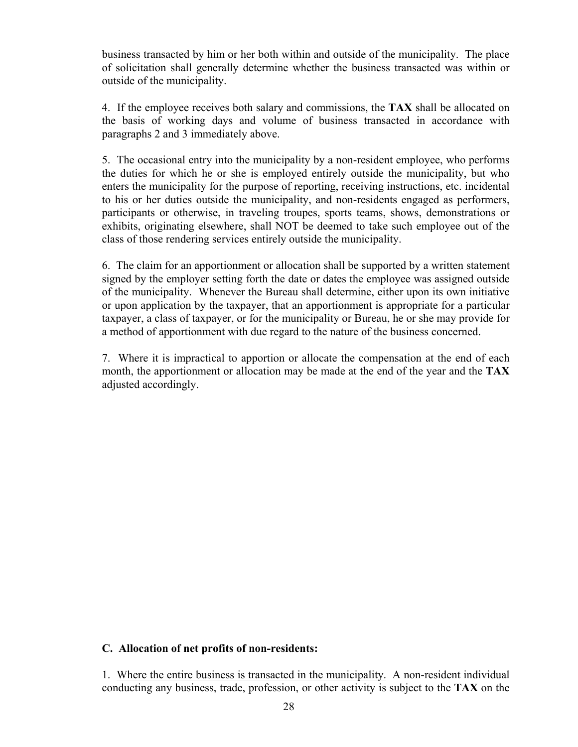business transacted by him or her both within and outside of the municipality. The place of solicitation shall generally determine whether the business transacted was within or outside of the municipality.

4. If the employee receives both salary and commissions, the **TAX** shall be allocated on the basis of working days and volume of business transacted in accordance with paragraphs 2 and 3 immediately above.

5. The occasional entry into the municipality by a non-resident employee, who performs the duties for which he or she is employed entirely outside the municipality, but who enters the municipality for the purpose of reporting, receiving instructions, etc. incidental to his or her duties outside the municipality, and non-residents engaged as performers, participants or otherwise, in traveling troupes, sports teams, shows, demonstrations or exhibits, originating elsewhere, shall NOT be deemed to take such employee out of the class of those rendering services entirely outside the municipality.

6. The claim for an apportionment or allocation shall be supported by a written statement signed by the employer setting forth the date or dates the employee was assigned outside of the municipality. Whenever the Bureau shall determine, either upon its own initiative or upon application by the taxpayer, that an apportionment is appropriate for a particular taxpayer, a class of taxpayer, or for the municipality or Bureau, he or she may provide for a method of apportionment with due regard to the nature of the business concerned.

7. Where it is impractical to apportion or allocate the compensation at the end of each month, the apportionment or allocation may be made at the end of the year and the **TAX** adjusted accordingly.

**C. Allocation of net profits of non-residents:**

1. <u>Where the entire business is transacted in the municipality.</u> A non-resident individual conducting any business, trade, profession, or other activity is subject to the **TAX** on the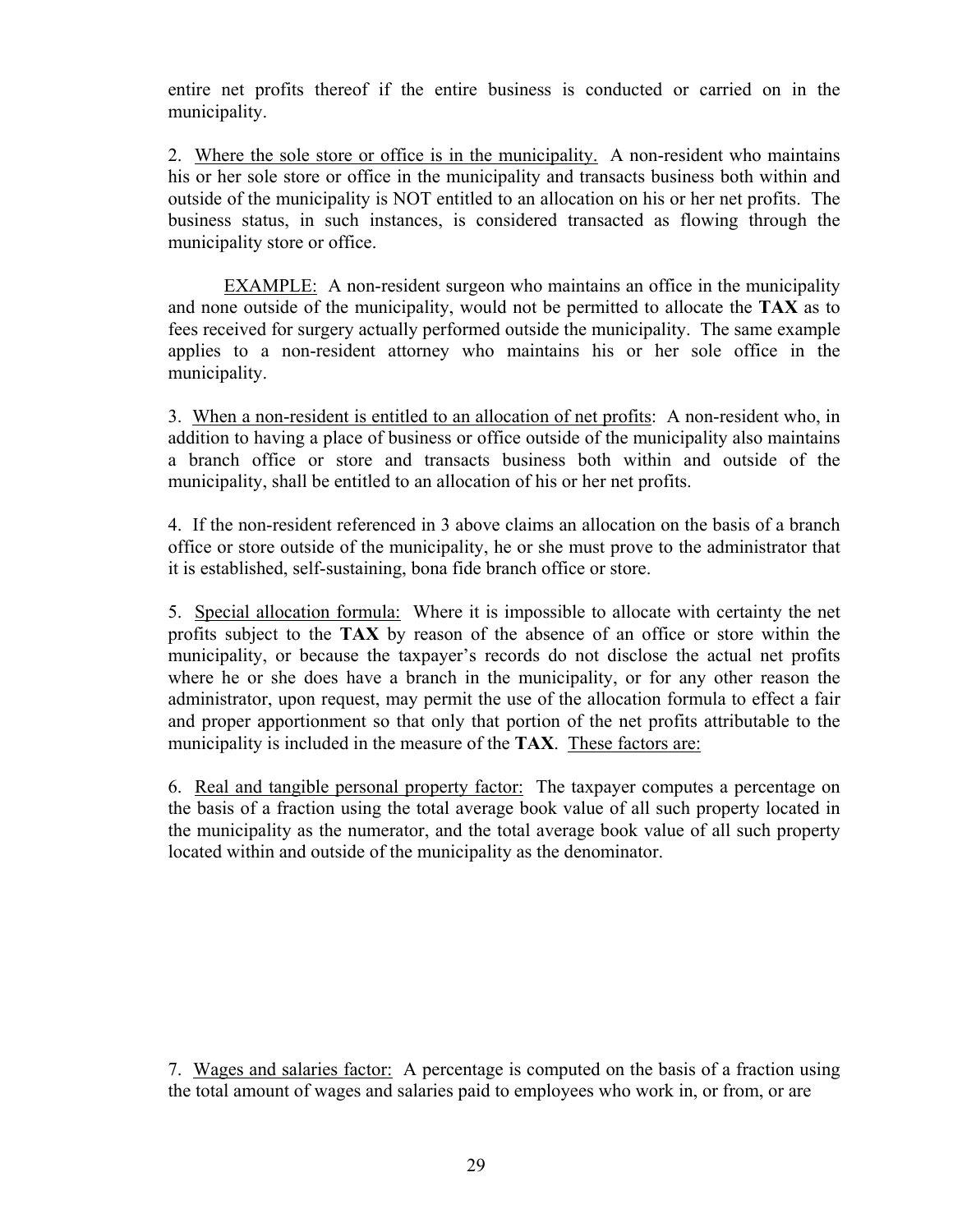entire net profits thereof if the entire business is conducted or carried on in the municipality.

2. <u>Where the sole store or office is in the municipality.</u> A non-resident who maintains his or her sole store or office in the municipality and transacts business both within and outside of the municipality is NOT entitled to an allocation on his or her net profits. The business status, in such instances, is considered transacted as flowing through the municipality store or office.

<u>EXAMPLE:</u> A non-resident surgeon who maintains an office in the municipality and none outside of the municipality, would not be permitted to allocate the **TAX** as to fees received for surgery actually performed outside the municipality. The same example applies to a non-resident attorney who maintains his or her sole office in the municipality.

3. <u>When a non-resident is entitled to an allocation of net profits</u>: A non-resident who, in addition to having a place of business or office outside of the municipality also maintains a branch office or store and transacts business both within and outside of the municipality, shall be entitled to an allocation of his or her net profits.

4. If the non-resident referenced in 3 above claims an allocation on the basis of a branch office or store outside of the municipality, he or she must prove to the administrator that it is established, self-sustaining, bona fide branch office or store.

5. <u>Special allocation formula:</u> Where it is impossible to allocate with certainty the net profits subject to the **TAX** by reason of the absence of an office or store within the municipality, or because the taxpayer's records do not disclose the actual net profits where he or she does have a branch in the municipality, or for any other reason the administrator, upon request, may permit the use of the allocation formula to effect a fair and proper apportionment so that only that portion of the net profits attributable to the municipality is included in the measure of the **TAX**. <u>These factors are:</u>

6. <u>Real and tangible personal property factor:</u> The taxpayer computes a percentage on the basis of a fraction using the total average book value of all such property located in the municipality as the numerator, and the total average book value of all such property located within and outside of the municipality as the denominator.

7. <u>Wages and salaries factor:</u> A percentage is computed on the basis of a fraction using the total amount of wages and salaries paid to employees who work in, or from, or are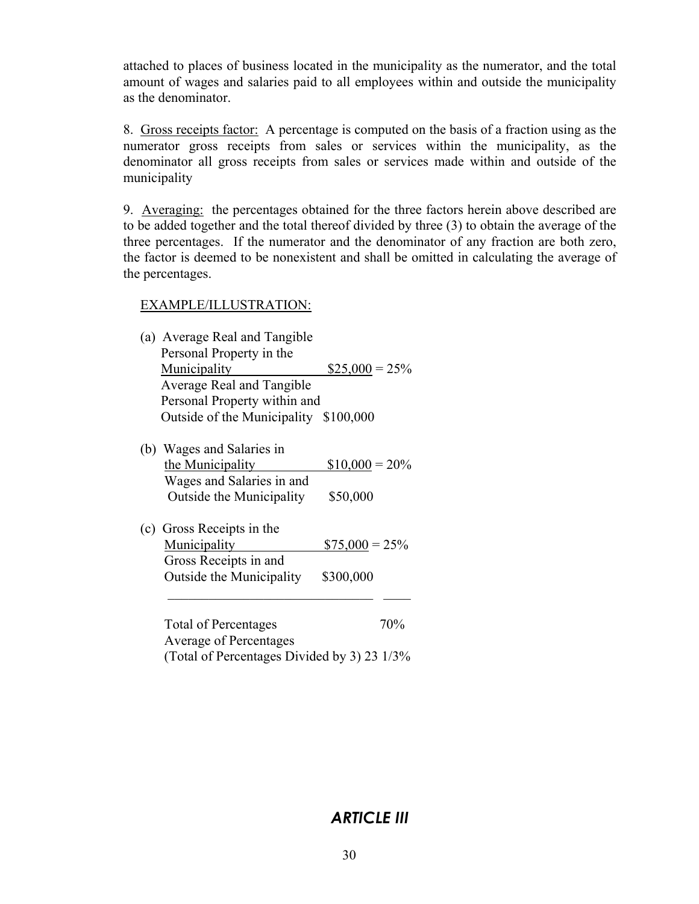attached to places of business located in the municipality as the numerator, and the total amount of wages and salaries paid to all employees within and outside the municipality as the denominator.

8. Gross receipts factor: A percentage is computed on the basis of a fraction using as the numerator gross receipts from sales or services within the municipality, as the denominator all gross receipts from sales or services made within and outside of the municipality

9. Averaging: the percentages obtained for the three factors herein above described are to be added together and the total thereof divided by three (3) to obtain the average of the three percentages. If the numerator and the denominator of any fraction are both zero, the factor is deemed to be nonexistent and shall be omitted in calculating the average of the percentages.

EXAMPLE/ILLUSTRATION:

(a) Average Real and Tangible Personal Property in the Municipality $25,000 = 25%
Average Real and Tangible Personal Property within and Outside of the Municipality $100,000

(b) Wages and Salaries in the Municipality $10,000 = 20%
Wages and Salaries in and Outside the Municipality $50,000

(c) Gross Receipts in the Municipality $75,000 = 25%
Gross Receipts in and Outside the Municipality $300,000

Total of Percentages 70%
Average of Percentages
(Total of Percentages Divided by 3) 23 1/3%

## *ARTICLE III*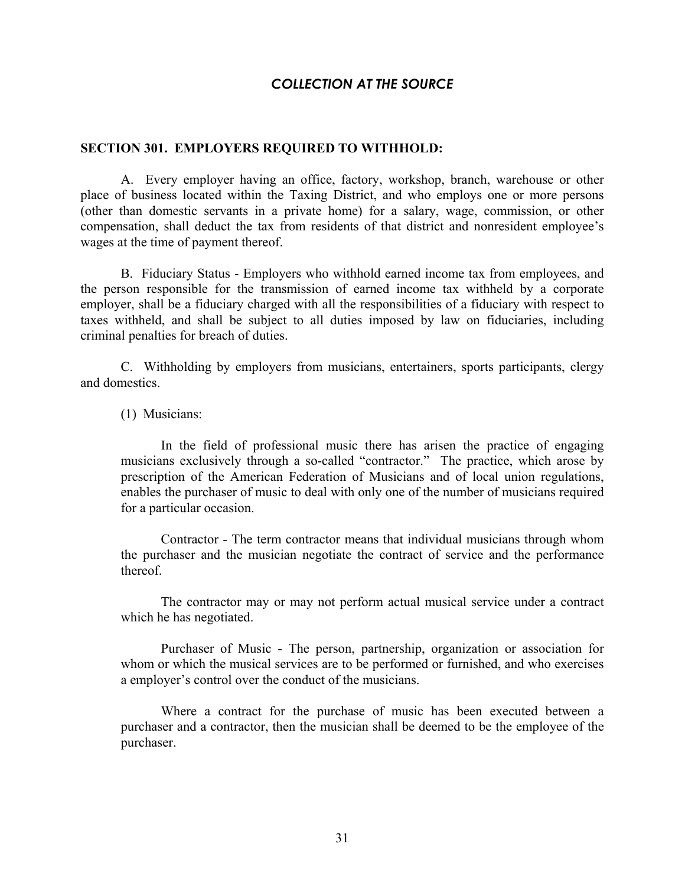## *COLLECTION AT THE SOURCE*

### SECTION 301. EMPLOYERS REQUIRED TO WITHHOLD:

A. Every employer having an office, factory, workshop, branch, warehouse or other place of business located within the Taxing District, and who employs one or more persons (other than domestic servants in a private home) for a salary, wage, commission, or other compensation, shall deduct the tax from residents of that district and nonresident employee's wages at the time of payment thereof.

B. Fiduciary Status - Employers who withhold earned income tax from employees, and the person responsible for the transmission of earned income tax withheld by a corporate employer, shall be a fiduciary charged with all the responsibilities of a fiduciary with respect to taxes withheld, and shall be subject to all duties imposed by law on fiduciaries, including criminal penalties for breach of duties.

C. Withholding by employers from musicians, entertainers, sports participants, clergy and domestics.

(1) Musicians:

In the field of professional music there has arisen the practice of engaging musicians exclusively through a so-called "contractor." The practice, which arose by prescription of the American Federation of Musicians and of local union regulations, enables the purchaser of music to deal with only one of the number of musicians required for a particular occasion.

Contractor - The term contractor means that individual musicians through whom the purchaser and the musician negotiate the contract of service and the performance thereof.

The contractor may or may not perform actual musical service under a contract which he has negotiated.

Purchaser of Music - The person, partnership, organization or association for whom or which the musical services are to be performed or furnished, and who exercises a employer's control over the conduct of the musicians.

Where a contract for the purchase of music has been executed between a purchaser and a contractor, then the musician shall be deemed to be the employee of the purchaser.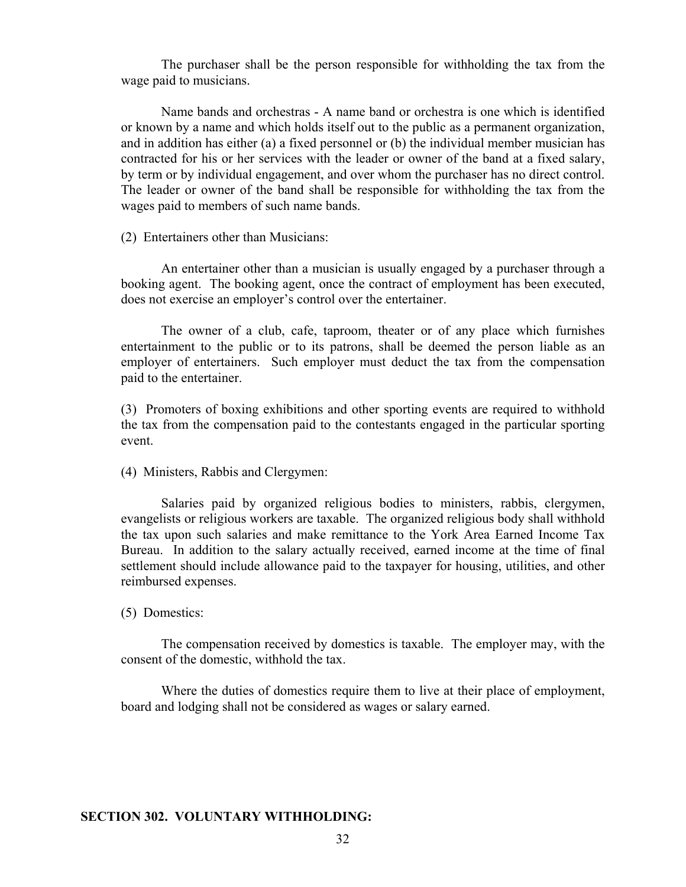The purchaser shall be the person responsible for withholding the tax from the wage paid to musicians.

Name bands and orchestras - A name band or orchestra is one which is identified or known by a name and which holds itself out to the public as a permanent organization, and in addition has either (a) a fixed personnel or (b) the individual member musician has contracted for his or her services with the leader or owner of the band at a fixed salary, by term or by individual engagement, and over whom the purchaser has no direct control. The leader or owner of the band shall be responsible for withholding the tax from the wages paid to members of such name bands.

(2) Entertainers other than Musicians:

An entertainer other than a musician is usually engaged by a purchaser through a booking agent. The booking agent, once the contract of employment has been executed, does not exercise an employer's control over the entertainer.

The owner of a club, cafe, taproom, theater or of any place which furnishes entertainment to the public or to its patrons, shall be deemed the person liable as an employer of entertainers. Such employer must deduct the tax from the compensation paid to the entertainer.

(3) Promoters of boxing exhibitions and other sporting events are required to withhold the tax from the compensation paid to the contestants engaged in the particular sporting event.

(4) Ministers, Rabbis and Clergymen:

Salaries paid by organized religious bodies to ministers, rabbis, clergymen, evangelists or religious workers are taxable. The organized religious body shall withhold the tax upon such salaries and make remittance to the York Area Earned Income Tax Bureau. In addition to the salary actually received, earned income at the time of final settlement should include allowance paid to the taxpayer for housing, utilities, and other reimbursed expenses.

(5) Domestics:

The compensation received by domestics is taxable. The employer may, with the consent of the domestic, withhold the tax.

Where the duties of domestics require them to live at their place of employment, board and lodging shall not be considered as wages or salary earned.

**SECTION 302. VOLUNTARY WITHHOLDING:**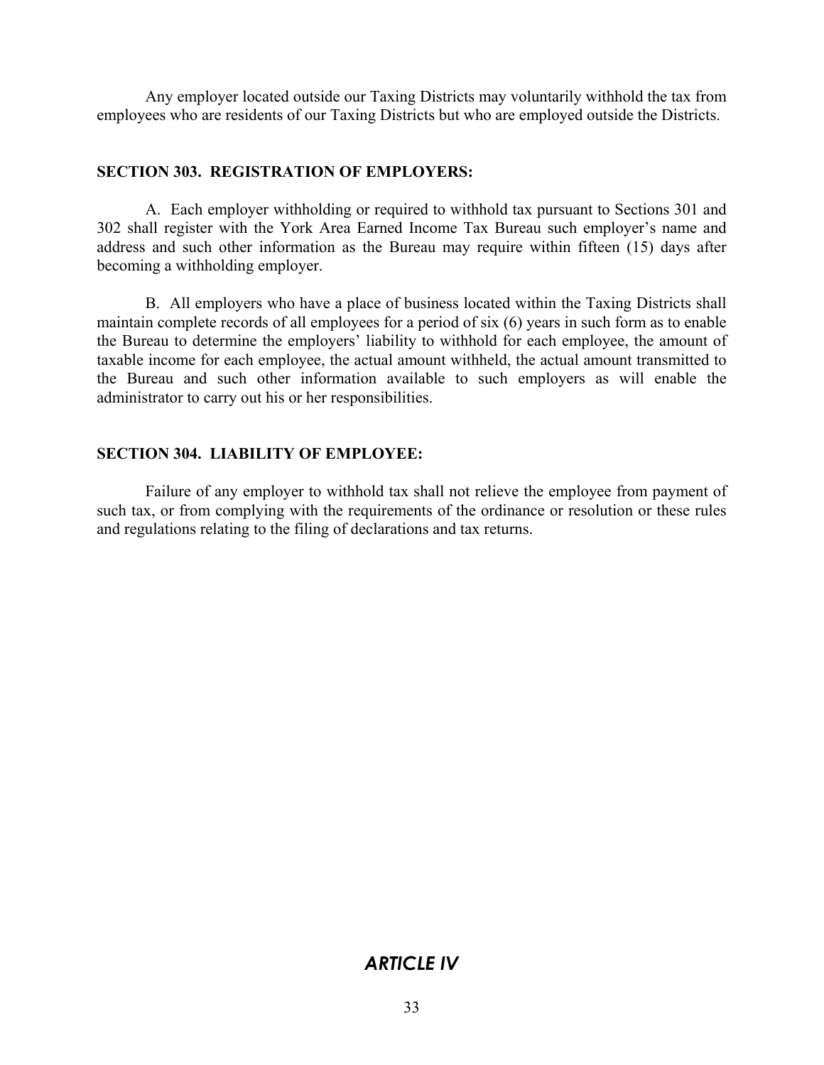Any employer located outside our Taxing Districts may voluntarily withhold the tax from employees who are residents of our Taxing Districts but who are employed outside the Districts.

### SECTION 303. REGISTRATION OF EMPLOYERS:

A. Each employer withholding or required to withhold tax pursuant to Sections 301 and 302 shall register with the York Area Earned Income Tax Bureau such employer's name and address and such other information as the Bureau may require within fifteen (15) days after becoming a withholding employer.

B. All employers who have a place of business located within the Taxing Districts shall maintain complete records of all employees for a period of six (6) years in such form as to enable the Bureau to determine the employers' liability to withhold for each employee, the amount of taxable income for each employee, the actual amount withheld, the actual amount transmitted to the Bureau and such other information available to such employers as will enable the administrator to carry out his or her responsibilities.

### SECTION 304. LIABILITY OF EMPLOYEE:

Failure of any employer to withhold tax shall not relieve the employee from payment of such tax, or from complying with the requirements of the ordinance or resolution or these rules and regulations relating to the filing of declarations and tax returns.

## *ARTICLE IV*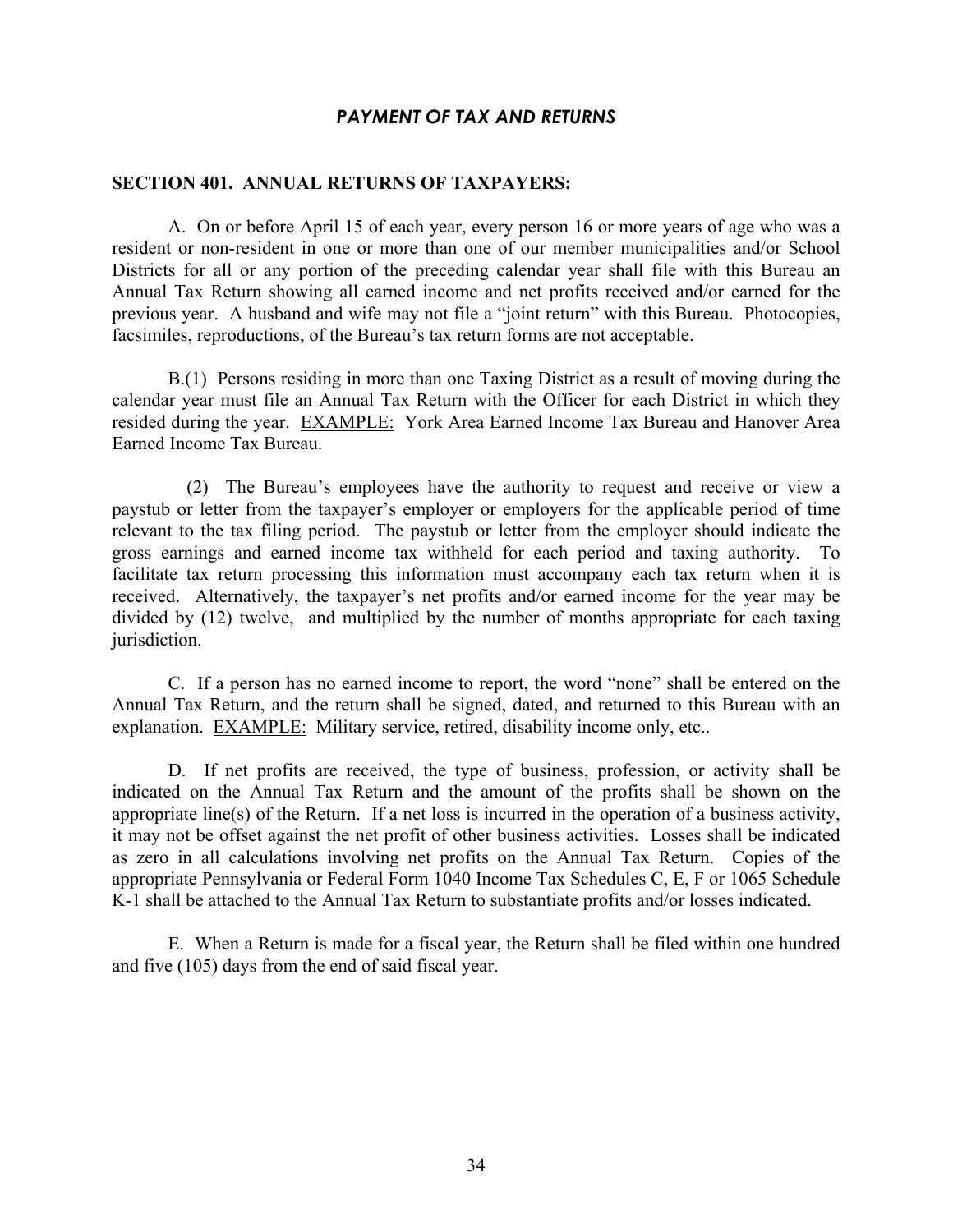## *PAYMENT OF TAX AND RETURNS*

**SECTION 401. ANNUAL RETURNS OF TAXPAYERS:**

A. On or before April 15 of each year, every person 16 or more years of age who was a resident or non-resident in one or more than one of our member municipalities and/or School Districts for all or any portion of the preceding calendar year shall file with this Bureau an Annual Tax Return showing all earned income and net profits received and/or earned for the previous year. A husband and wife may not file a "joint return" with this Bureau. Photocopies, facsimiles, reproductions, of the Bureau's tax return forms are not acceptable.

B.(1) Persons residing in more than one Taxing District as a result of moving during the calendar year must file an Annual Tax Return with the Officer for each District in which they resided during the year. <u>EXAMPLE:</u> York Area Earned Income Tax Bureau and Hanover Area Earned Income Tax Bureau.

(2) The Bureau's employees have the authority to request and receive or view a paystub or letter from the taxpayer's employer or employers for the applicable period of time relevant to the tax filing period. The paystub or letter from the employer should indicate the gross earnings and earned income tax withheld for each period and taxing authority. To facilitate tax return processing this information must accompany each tax return when it is received. Alternatively, the taxpayer's net profits and/or earned income for the year may be divided by (12) twelve, and multiplied by the number of months appropriate for each taxing jurisdiction.

C. If a person has no earned income to report, the word "none" shall be entered on the Annual Tax Return, and the return shall be signed, dated, and returned to this Bureau with an explanation. <u>EXAMPLE:</u> Military service, retired, disability income only, etc..

D. If net profits are received, the type of business, profession, or activity shall be indicated on the Annual Tax Return and the amount of the profits shall be shown on the appropriate line(s) of the Return. If a net loss is incurred in the operation of a business activity, it may not be offset against the net profit of other business activities. Losses shall be indicated as zero in all calculations involving net profits on the Annual Tax Return. Copies of the appropriate Pennsylvania or Federal Form 1040 Income Tax Schedules C, E, F or 1065 Schedule K-1 shall be attached to the Annual Tax Return to substantiate profits and/or losses indicated.

E. When a Return is made for a fiscal year, the Return shall be filed within one hundred and five (105) days from the end of said fiscal year.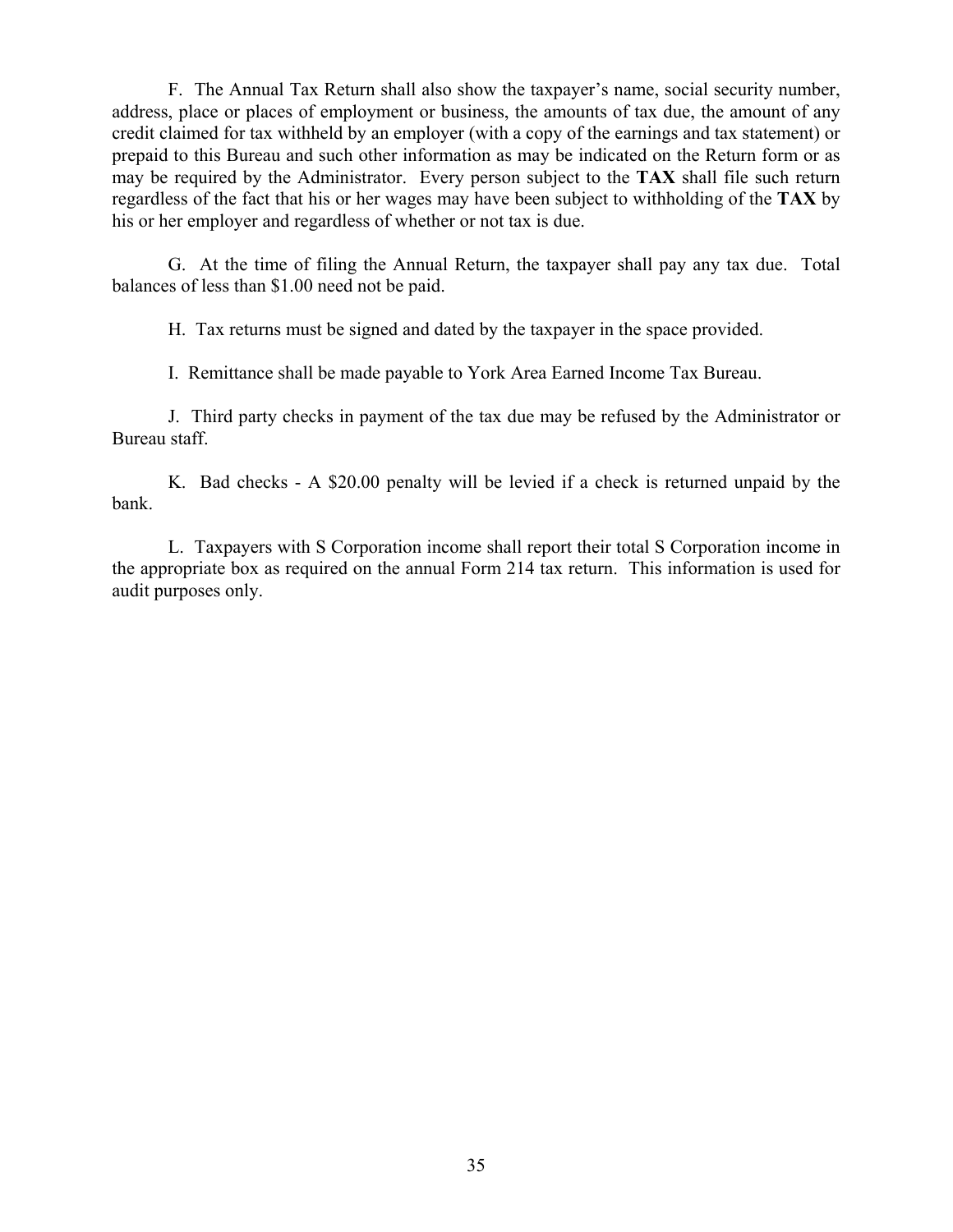F. The Annual Tax Return shall also show the taxpayer's name, social security number, address, place or places of employment or business, the amounts of tax due, the amount of any credit claimed for tax withheld by an employer (with a copy of the earnings and tax statement) or prepaid to this Bureau and such other information as may be indicated on the Return form or as may be required by the Administrator. Every person subject to the **TAX** shall file such return regardless of the fact that his or her wages may have been subject to withholding of the **TAX** by his or her employer and regardless of whether or not tax is due.

G. At the time of filing the Annual Return, the taxpayer shall pay any tax due. Total balances of less than $1.00 need not be paid.

H. Tax returns must be signed and dated by the taxpayer in the space provided.

I. Remittance shall be made payable to York Area Earned Income Tax Bureau.

J. Third party checks in payment of the tax due may be refused by the Administrator or Bureau staff.

K. Bad checks - A $20.00 penalty will be levied if a check is returned unpaid by the bank.

L. Taxpayers with S Corporation income shall report their total S Corporation income in the appropriate box as required on the annual Form 214 tax return. This information is used for audit purposes only.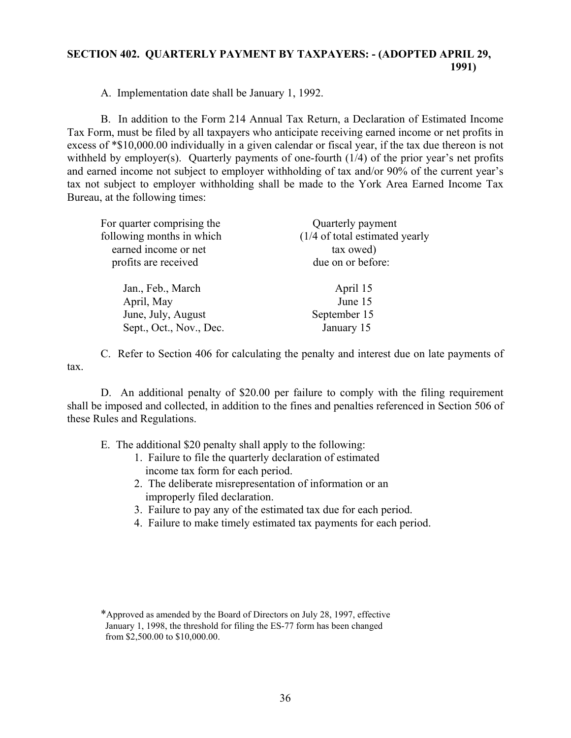## SECTION 402. QUARTERLY PAYMENT BY TAXPAYERS: - (ADOPTED APRIL 29, 1991)

A. Implementation date shall be January 1, 1992.

B. In addition to the Form 214 Annual Tax Return, a Declaration of Estimated Income Tax Form, must be filed by all taxpayers who anticipate receiving earned income or net profits in excess of *$10,000.00 individually in a given calendar or fiscal year, if the tax due thereon is not withheld by employer(s). Quarterly payments of one-fourth (1/4) of the prior year's net profits and earned income not subject to employer withholding of tax and/or 90% of the current year's tax not subject to employer withholding shall be made to the York Area Earned Income Tax Bureau, at the following times:

| For quarter comprising the following months in which earned income or net profits are received | Quarterly payment (1/4 of total estimated yearly tax owed) due on or before: |
|---|---|
| Jan., Feb., March | April 15 |
| April, May | June 15 |
| June, July, August | September 15 |
| Sept., Oct., Nov., Dec. | January 15 |

C. Refer to Section 406 for calculating the penalty and interest due on late payments of tax.

D. An additional penalty of $20.00 per failure to comply with the filing requirement shall be imposed and collected, in addition to the fines and penalties referenced in Section 506 of these Rules and Regulations.

E. The additional $20 penalty shall apply to the following:

1. Failure to file the quarterly declaration of estimated income tax form for each period.
2. The deliberate misrepresentation of information or an improperly filed declaration.
3. Failure to pay any of the estimated tax due for each period.
4. Failure to make timely estimated tax payments for each period.

*Approved as amended by the Board of Directors on July 28, 1997, effective January 1, 1998, the threshold for filing the ES-77 form has been changed from $2,500.00 to $10,000.00.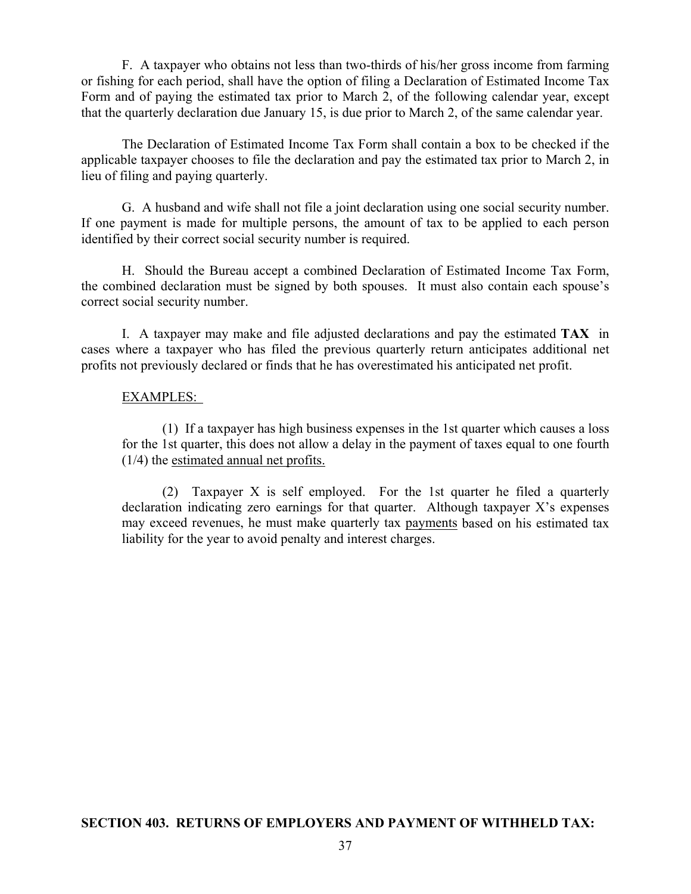F. A taxpayer who obtains not less than two-thirds of his/her gross income from farming or fishing for each period, shall have the option of filing a Declaration of Estimated Income Tax Form and of paying the estimated tax prior to March 2, of the following calendar year, except that the quarterly declaration due January 15, is due prior to March 2, of the same calendar year.

The Declaration of Estimated Income Tax Form shall contain a box to be checked if the applicable taxpayer chooses to file the declaration and pay the estimated tax prior to March 2, in lieu of filing and paying quarterly.

G. A husband and wife shall not file a joint declaration using one social security number. If one payment is made for multiple persons, the amount of tax to be applied to each person identified by their correct social security number is required.

H. Should the Bureau accept a combined Declaration of Estimated Income Tax Form, the combined declaration must be signed by both spouses. It must also contain each spouse's correct social security number.

I. A taxpayer may make and file adjusted declarations and pay the estimated **TAX** in cases where a taxpayer who has filed the previous quarterly return anticipates additional net profits not previously declared or finds that he has overestimated his anticipated net profit.

<u>EXAMPLES:</u>

(1) If a taxpayer has high business expenses in the 1st quarter which causes a loss for the 1st quarter, this does not allow a delay in the payment of taxes equal to one fourth (1/4) the <u>estimated annual net profits.</u>

(2) Taxpayer X is self employed. For the 1st quarter he filed a quarterly declaration indicating zero earnings for that quarter. Although taxpayer X's expenses may exceed revenues, he must make quarterly tax <u>payments</u> based on his estimated tax liability for the year to avoid penalty and interest charges.

**SECTION 403. RETURNS OF EMPLOYERS AND PAYMENT OF WITHHELD TAX:**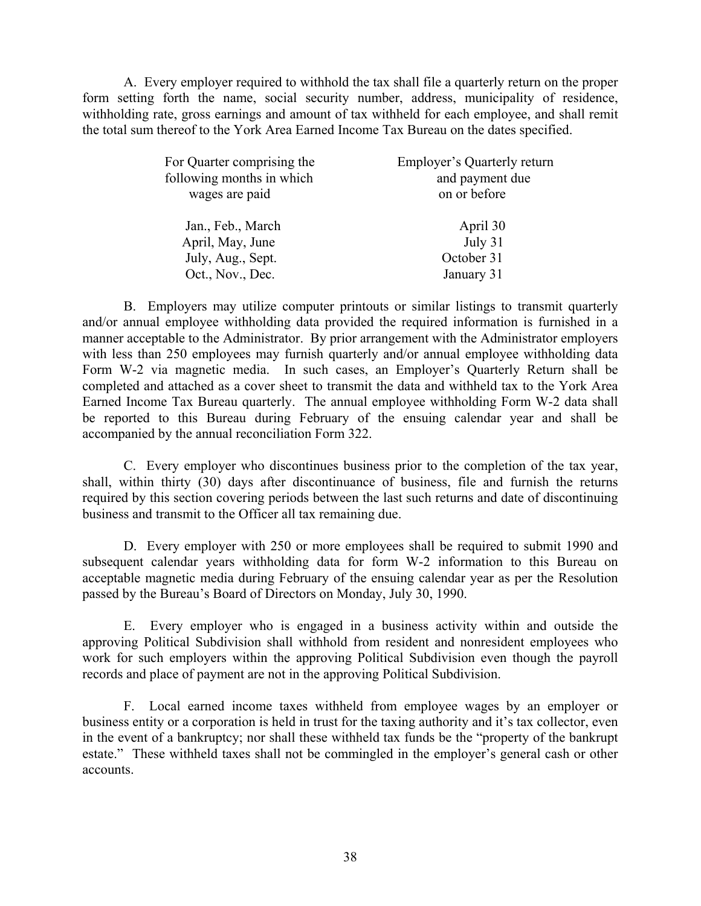A. Every employer required to withhold the tax shall file a quarterly return on the proper form setting forth the name, social security number, address, municipality of residence, withholding rate, gross earnings and amount of tax withheld for each employee, and shall remit the total sum thereof to the York Area Earned Income Tax Bureau on the dates specified.

| For Quarter comprising the following months in which wages are paid | Employer's Quarterly return and payment due on or before |
|---|---|
| Jan., Feb., March | April 30 |
| April, May, June | July 31 |
| July, Aug., Sept. | October 31 |
| Oct., Nov., Dec. | January 31 |

B. Employers may utilize computer printouts or similar listings to transmit quarterly and/or annual employee withholding data provided the required information is furnished in a manner acceptable to the Administrator. By prior arrangement with the Administrator employers with less than 250 employees may furnish quarterly and/or annual employee withholding data Form W-2 via magnetic media. In such cases, an Employer's Quarterly Return shall be completed and attached as a cover sheet to transmit the data and withheld tax to the York Area Earned Income Tax Bureau quarterly. The annual employee withholding Form W-2 data shall be reported to this Bureau during February of the ensuing calendar year and shall be accompanied by the annual reconciliation Form 322.

C. Every employer who discontinues business prior to the completion of the tax year, shall, within thirty (30) days after discontinuance of business, file and furnish the returns required by this section covering periods between the last such returns and date of discontinuing business and transmit to the Officer all tax remaining due.

D. Every employer with 250 or more employees shall be required to submit 1990 and subsequent calendar years withholding data for form W-2 information to this Bureau on acceptable magnetic media during February of the ensuing calendar year as per the Resolution passed by the Bureau's Board of Directors on Monday, July 30, 1990.

E. Every employer who is engaged in a business activity within and outside the approving Political Subdivision shall withhold from resident and nonresident employees who work for such employers within the approving Political Subdivision even though the payroll records and place of payment are not in the approving Political Subdivision.

F. Local earned income taxes withheld from employee wages by an employer or business entity or a corporation is held in trust for the taxing authority and it's tax collector, even in the event of a bankruptcy; nor shall these withheld tax funds be the "property of the bankrupt estate." These withheld taxes shall not be commingled in the employer's general cash or other accounts.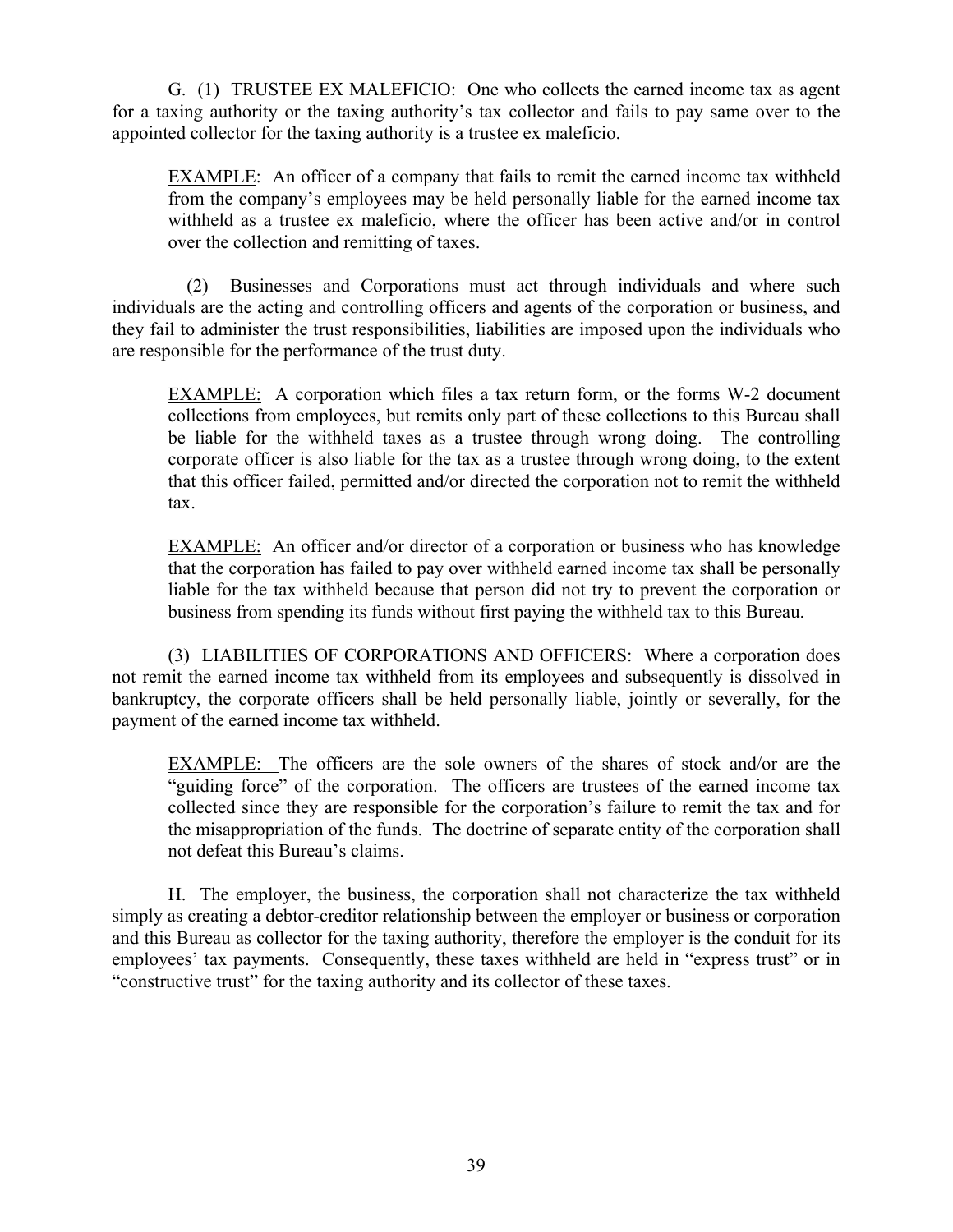G. (1) TRUSTEE EX MALEFICIO: One who collects the earned income tax as agent for a taxing authority or the taxing authority's tax collector and fails to pay same over to the appointed collector for the taxing authority is a trustee ex maleficio.

> <u>EXAMPLE</u>: An officer of a company that fails to remit the earned income tax withheld from the company's employees may be held personally liable for the earned income tax withheld as a trustee ex maleficio, where the officer has been active and/or in control over the collection and remitting of taxes.

(2) Businesses and Corporations must act through individuals and where such individuals are the acting and controlling officers and agents of the corporation or business, and they fail to administer the trust responsibilities, liabilities are imposed upon the individuals who are responsible for the performance of the trust duty.

> <u>EXAMPLE:</u> A corporation which files a tax return form, or the forms W-2 document collections from employees, but remits only part of these collections to this Bureau shall be liable for the withheld taxes as a trustee through wrong doing. The controlling corporate officer is also liable for the tax as a trustee through wrong doing, to the extent that this officer failed, permitted and/or directed the corporation not to remit the withheld tax.

> <u>EXAMPLE:</u> An officer and/or director of a corporation or business who has knowledge that the corporation has failed to pay over withheld earned income tax shall be personally liable for the tax withheld because that person did not try to prevent the corporation or business from spending its funds without first paying the withheld tax to this Bureau.

(3) LIABILITIES OF CORPORATIONS AND OFFICERS: Where a corporation does not remit the earned income tax withheld from its employees and subsequently is dissolved in bankruptcy, the corporate officers shall be held personally liable, jointly or severally, for the payment of the earned income tax withheld.

> <u>EXAMPLE:</u> The officers are the sole owners of the shares of stock and/or are the "guiding force" of the corporation. The officers are trustees of the earned income tax collected since they are responsible for the corporation's failure to remit the tax and for the misappropriation of the funds. The doctrine of separate entity of the corporation shall not defeat this Bureau's claims.

H. The employer, the business, the corporation shall not characterize the tax withheld simply as creating a debtor-creditor relationship between the employer or business or corporation and this Bureau as collector for the taxing authority, therefore the employer is the conduit for its employees' tax payments. Consequently, these taxes withheld are held in "express trust" or in "constructive trust" for the taxing authority and its collector of these taxes.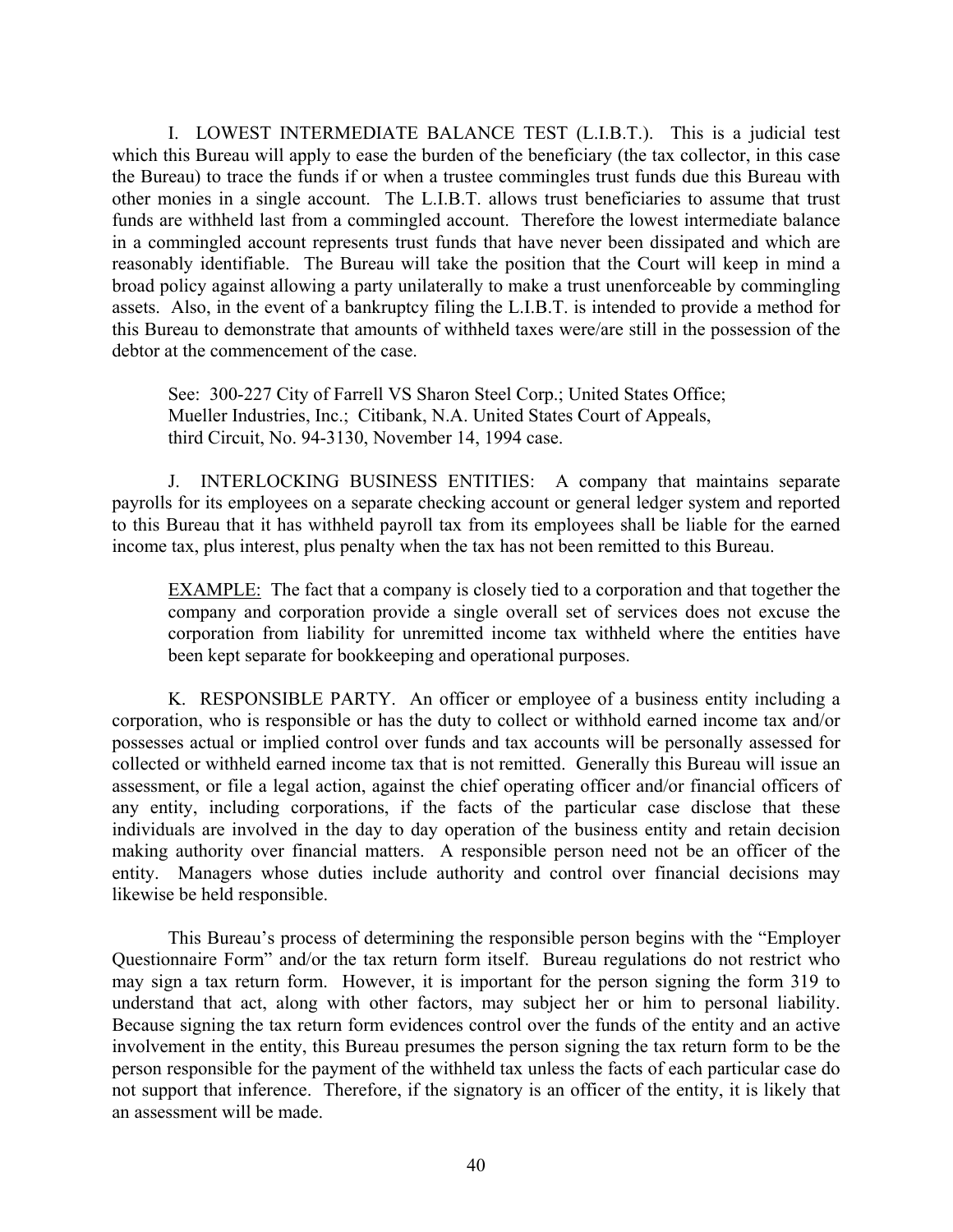I. LOWEST INTERMEDIATE BALANCE TEST (L.I.B.T.). This is a judicial test which this Bureau will apply to ease the burden of the beneficiary (the tax collector, in this case the Bureau) to trace the funds if or when a trustee commingles trust funds due this Bureau with other monies in a single account. The L.I.B.T. allows trust beneficiaries to assume that trust funds are withheld last from a commingled account. Therefore the lowest intermediate balance in a commingled account represents trust funds that have never been dissipated and which are reasonably identifiable. The Bureau will take the position that the Court will keep in mind a broad policy against allowing a party unilaterally to make a trust unenforceable by commingling assets. Also, in the event of a bankruptcy filing the L.I.B.T. is intended to provide a method for this Bureau to demonstrate that amounts of withheld taxes were/are still in the possession of the debtor at the commencement of the case.

> See: 300-227 City of Farrell VS Sharon Steel Corp.; United States Office; Mueller Industries, Inc.; Citibank, N.A. United States Court of Appeals, third Circuit, No. 94-3130, November 14, 1994 case.

J. INTERLOCKING BUSINESS ENTITIES: A company that maintains separate payrolls for its employees on a separate checking account or general ledger system and reported to this Bureau that it has withheld payroll tax from its employees shall be liable for the earned income tax, plus interest, plus penalty when the tax has not been remitted to this Bureau.

> EXAMPLE: The fact that a company is closely tied to a corporation and that together the company and corporation provide a single overall set of services does not excuse the corporation from liability for unremitted income tax withheld where the entities have been kept separate for bookkeeping and operational purposes.

K. RESPONSIBLE PARTY. An officer or employee of a business entity including a corporation, who is responsible or has the duty to collect or withhold earned income tax and/or possesses actual or implied control over funds and tax accounts will be personally assessed for collected or withheld earned income tax that is not remitted. Generally this Bureau will issue an assessment, or file a legal action, against the chief operating officer and/or financial officers of any entity, including corporations, if the facts of the particular case disclose that these individuals are involved in the day to day operation of the business entity and retain decision making authority over financial matters. A responsible person need not be an officer of the entity. Managers whose duties include authority and control over financial decisions may likewise be held responsible.

This Bureau's process of determining the responsible person begins with the "Employer Questionnaire Form" and/or the tax return form itself. Bureau regulations do not restrict who may sign a tax return form. However, it is important for the person signing the form 319 to understand that act, along with other factors, may subject her or him to personal liability. Because signing the tax return form evidences control over the funds of the entity and an active involvement in the entity, this Bureau presumes the person signing the tax return form to be the person responsible for the payment of the withheld tax unless the facts of each particular case do not support that inference. Therefore, if the signatory is an officer of the entity, it is likely that an assessment will be made.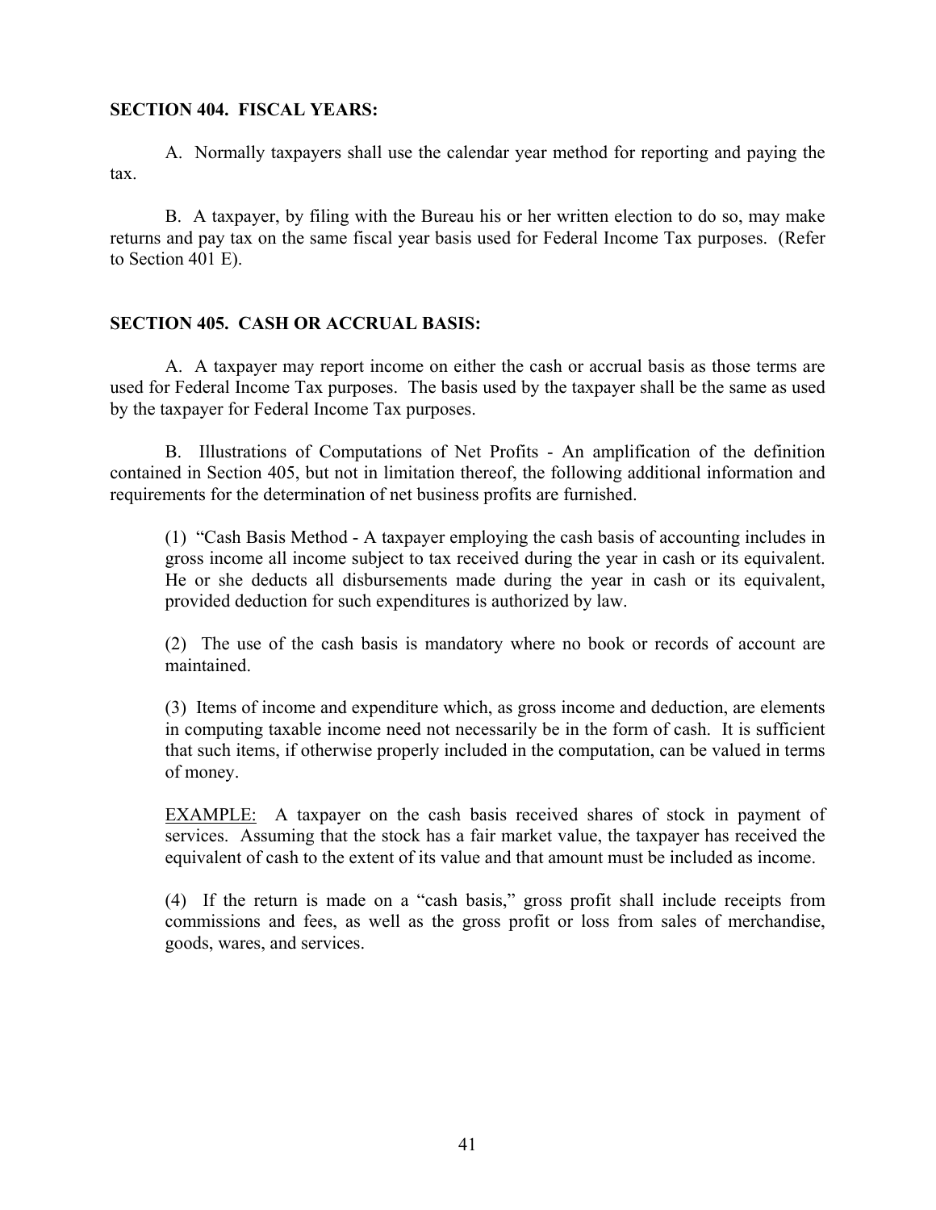**SECTION 404. FISCAL YEARS:**

A. Normally taxpayers shall use the calendar year method for reporting and paying the tax.

B. A taxpayer, by filing with the Bureau his or her written election to do so, may make returns and pay tax on the same fiscal year basis used for Federal Income Tax purposes. (Refer to Section 401 E).

**SECTION 405. CASH OR ACCRUAL BASIS:**

A. A taxpayer may report income on either the cash or accrual basis as those terms are used for Federal Income Tax purposes. The basis used by the taxpayer shall be the same as used by the taxpayer for Federal Income Tax purposes.

B. Illustrations of Computations of Net Profits - An amplification of the definition contained in Section 405, but not in limitation thereof, the following additional information and requirements for the determination of net business profits are furnished.

(1) "Cash Basis Method - A taxpayer employing the cash basis of accounting includes in gross income all income subject to tax received during the year in cash or its equivalent. He or she deducts all disbursements made during the year in cash or its equivalent, provided deduction for such expenditures is authorized by law.

(2) The use of the cash basis is mandatory where no book or records of account are maintained.

(3) Items of income and expenditure which, as gross income and deduction, are elements in computing taxable income need not necessarily be in the form of cash. It is sufficient that such items, if otherwise properly included in the computation, can be valued in terms of money.

<u>EXAMPLE:</u> A taxpayer on the cash basis received shares of stock in payment of services. Assuming that the stock has a fair market value, the taxpayer has received the equivalent of cash to the extent of its value and that amount must be included as income.

(4) If the return is made on a "cash basis," gross profit shall include receipts from commissions and fees, as well as the gross profit or loss from sales of merchandise, goods, wares, and services.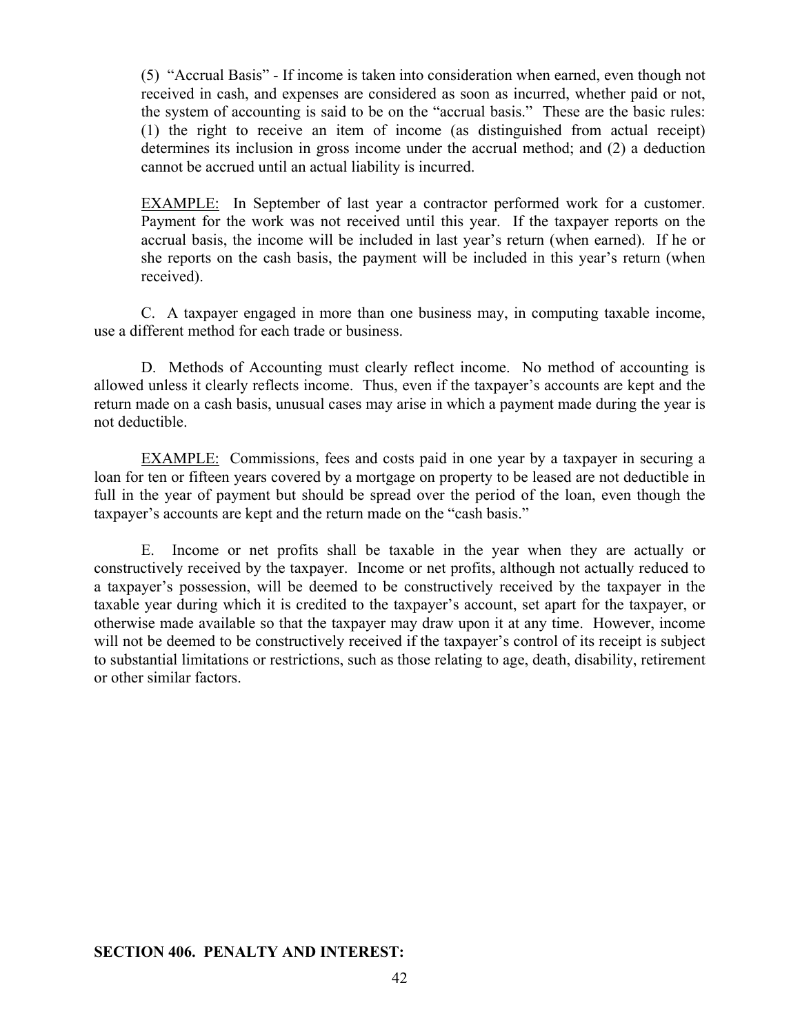(5) "Accrual Basis" - If income is taken into consideration when earned, even though not received in cash, and expenses are considered as soon as incurred, whether paid or not, the system of accounting is said to be on the "accrual basis." These are the basic rules: (1) the right to receive an item of income (as distinguished from actual receipt) determines its inclusion in gross income under the accrual method; and (2) a deduction cannot be accrued until an actual liability is incurred.

<u>EXAMPLE:</u> In September of last year a contractor performed work for a customer. Payment for the work was not received until this year. If the taxpayer reports on the accrual basis, the income will be included in last year's return (when earned). If he or she reports on the cash basis, the payment will be included in this year's return (when received).

C. A taxpayer engaged in more than one business may, in computing taxable income, use a different method for each trade or business.

D. Methods of Accounting must clearly reflect income. No method of accounting is allowed unless it clearly reflects income. Thus, even if the taxpayer's accounts are kept and the return made on a cash basis, unusual cases may arise in which a payment made during the year is not deductible.

<u>EXAMPLE:</u> Commissions, fees and costs paid in one year by a taxpayer in securing a loan for ten or fifteen years covered by a mortgage on property to be leased are not deductible in full in the year of payment but should be spread over the period of the loan, even though the taxpayer's accounts are kept and the return made on the "cash basis."

E. Income or net profits shall be taxable in the year when they are actually or constructively received by the taxpayer. Income or net profits, although not actually reduced to a taxpayer's possession, will be deemed to be constructively received by the taxpayer in the taxable year during which it is credited to the taxpayer's account, set apart for the taxpayer, or otherwise made available so that the taxpayer may draw upon it at any time. However, income will not be deemed to be constructively received if the taxpayer's control of its receipt is subject to substantial limitations or restrictions, such as those relating to age, death, disability, retirement or other similar factors.

**SECTION 406. PENALTY AND INTEREST:**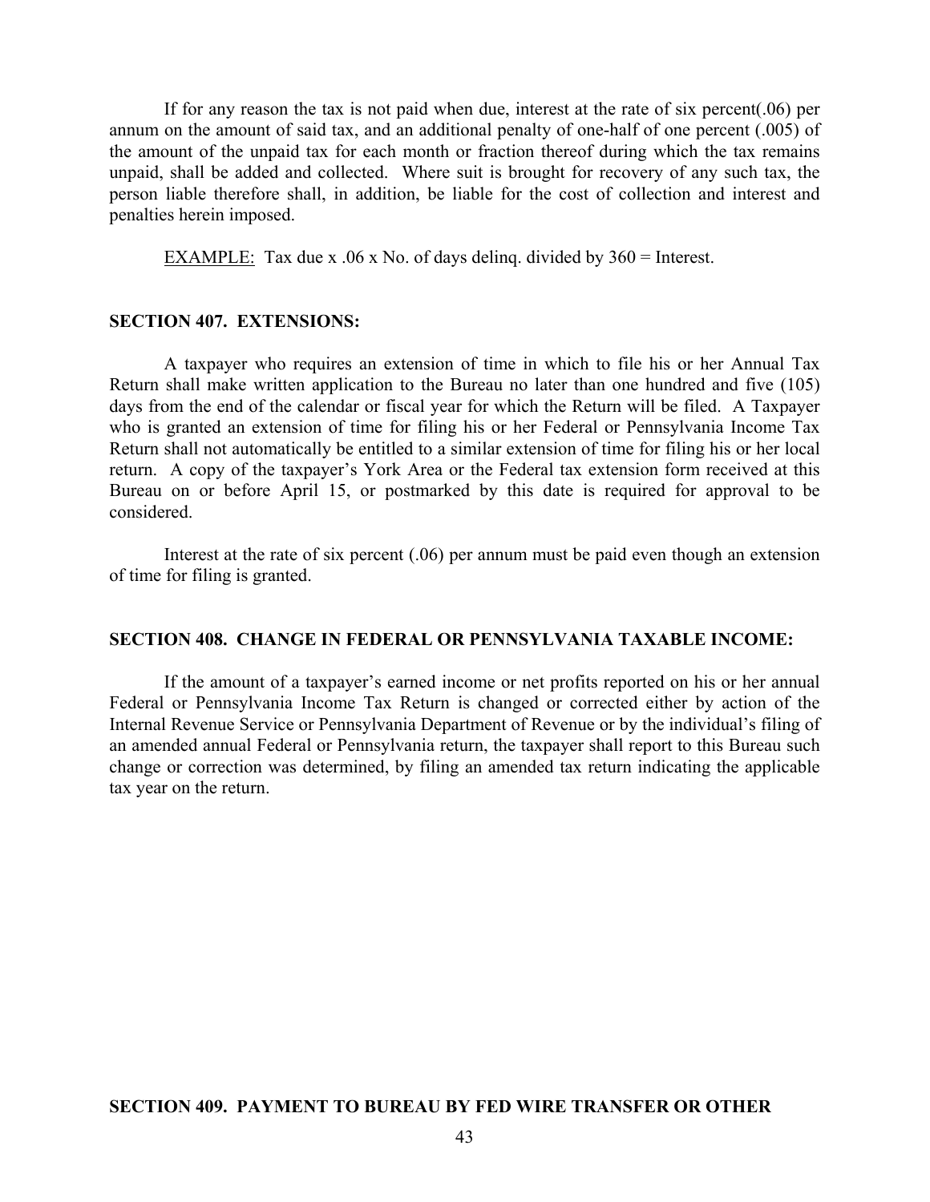If for any reason the tax is not paid when due, interest at the rate of six percent(.06) per annum on the amount of said tax, and an additional penalty of one-half of one percent (.005) of the amount of the unpaid tax for each month or fraction thereof during which the tax remains unpaid, shall be added and collected. Where suit is brought for recovery of any such tax, the person liable therefore shall, in addition, be liable for the cost of collection and interest and penalties herein imposed.

<u>EXAMPLE:</u> Tax due x .06 x No. of days delinq. divided by 360 = Interest.

**SECTION 407. EXTENSIONS:**

A taxpayer who requires an extension of time in which to file his or her Annual Tax Return shall make written application to the Bureau no later than one hundred and five (105) days from the end of the calendar or fiscal year for which the Return will be filed. A Taxpayer who is granted an extension of time for filing his or her Federal or Pennsylvania Income Tax Return shall not automatically be entitled to a similar extension of time for filing his or her local return. A copy of the taxpayer's York Area or the Federal tax extension form received at this Bureau on or before April 15, or postmarked by this date is required for approval to be considered.

Interest at the rate of six percent (.06) per annum must be paid even though an extension of time for filing is granted.

**SECTION 408. CHANGE IN FEDERAL OR PENNSYLVANIA TAXABLE INCOME:**

If the amount of a taxpayer's earned income or net profits reported on his or her annual Federal or Pennsylvania Income Tax Return is changed or corrected either by action of the Internal Revenue Service or Pennsylvania Department of Revenue or by the individual's filing of an amended annual Federal or Pennsylvania return, the taxpayer shall report to this Bureau such change or correction was determined, by filing an amended tax return indicating the applicable tax year on the return.

**SECTION 409. PAYMENT TO BUREAU BY FED WIRE TRANSFER OR OTHER**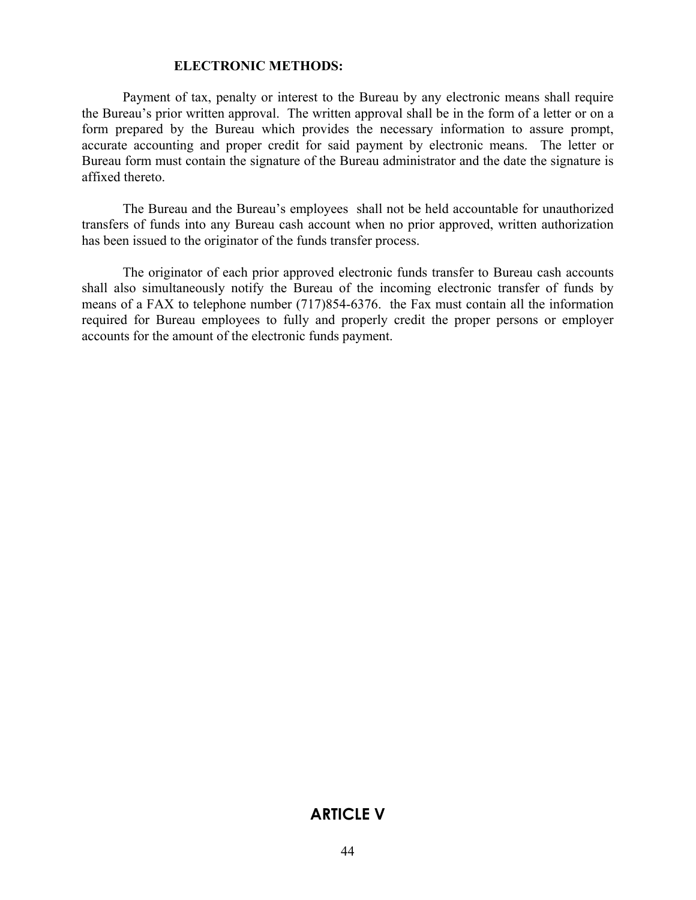**ELECTRONIC METHODS:**

Payment of tax, penalty or interest to the Bureau by any electronic means shall require the Bureau's prior written approval. The written approval shall be in the form of a letter or on a form prepared by the Bureau which provides the necessary information to assure prompt, accurate accounting and proper credit for said payment by electronic means. The letter or Bureau form must contain the signature of the Bureau administrator and the date the signature is affixed thereto.

The Bureau and the Bureau's employees shall not be held accountable for unauthorized transfers of funds into any Bureau cash account when no prior approved, written authorization has been issued to the originator of the funds transfer process.

The originator of each prior approved electronic funds transfer to Bureau cash accounts shall also simultaneously notify the Bureau of the incoming electronic transfer of funds by means of a FAX to telephone number (717)854-6376. the Fax must contain all the information required for Bureau employees to fully and properly credit the proper persons or employer accounts for the amount of the electronic funds payment.

## ARTICLE V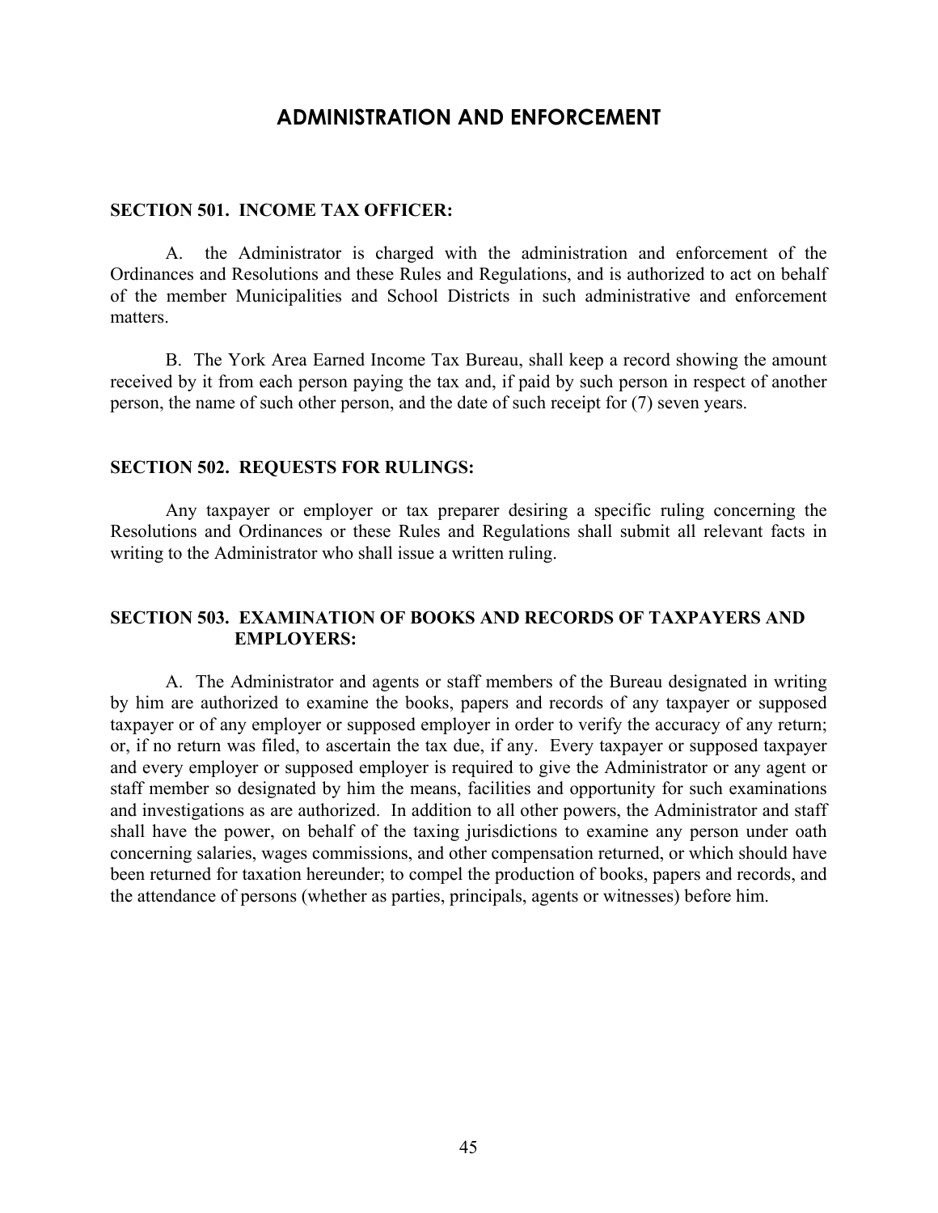# ADMINISTRATION AND ENFORCEMENT

**SECTION 501. INCOME TAX OFFICER:**

A. the Administrator is charged with the administration and enforcement of the Ordinances and Resolutions and these Rules and Regulations, and is authorized to act on behalf of the member Municipalities and School Districts in such administrative and enforcement matters.

B. The York Area Earned Income Tax Bureau, shall keep a record showing the amount received by it from each person paying the tax and, if paid by such person in respect of another person, the name of such other person, and the date of such receipt for (7) seven years.

**SECTION 502. REQUESTS FOR RULINGS:**

Any taxpayer or employer or tax preparer desiring a specific ruling concerning the Resolutions and Ordinances or these Rules and Regulations shall submit all relevant facts in writing to the Administrator who shall issue a written ruling.

**SECTION 503. EXAMINATION OF BOOKS AND RECORDS OF TAXPAYERS AND EMPLOYERS:**

A. The Administrator and agents or staff members of the Bureau designated in writing by him are authorized to examine the books, papers and records of any taxpayer or supposed taxpayer or of any employer or supposed employer in order to verify the accuracy of any return; or, if no return was filed, to ascertain the tax due, if any. Every taxpayer or supposed taxpayer and every employer or supposed employer is required to give the Administrator or any agent or staff member so designated by him the means, facilities and opportunity for such examinations and investigations as are authorized. In addition to all other powers, the Administrator and staff shall have the power, on behalf of the taxing jurisdictions to examine any person under oath concerning salaries, wages commissions, and other compensation returned, or which should have been returned for taxation hereunder; to compel the production of books, papers and records, and the attendance of persons (whether as parties, principals, agents or witnesses) before him.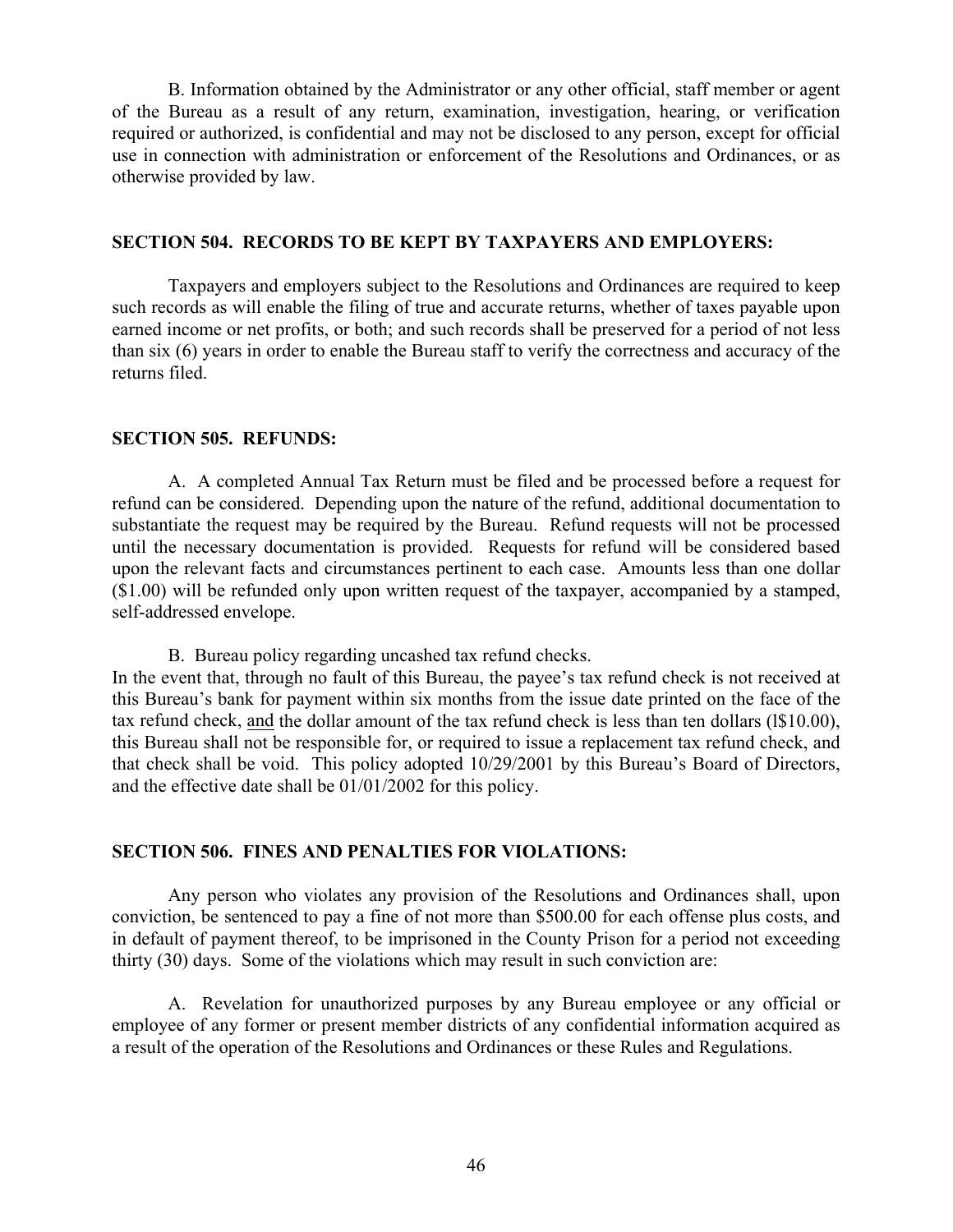B. Information obtained by the Administrator or any other official, staff member or agent of the Bureau as a result of any return, examination, investigation, hearing, or verification required or authorized, is confidential and may not be disclosed to any person, except for official use in connection with administration or enforcement of the Resolutions and Ordinances, or as otherwise provided by law.

**SECTION 504. RECORDS TO BE KEPT BY TAXPAYERS AND EMPLOYERS:**

Taxpayers and employers subject to the Resolutions and Ordinances are required to keep such records as will enable the filing of true and accurate returns, whether of taxes payable upon earned income or net profits, or both; and such records shall be preserved for a period of not less than six (6) years in order to enable the Bureau staff to verify the correctness and accuracy of the returns filed.

**SECTION 505. REFUNDS:**

A. A completed Annual Tax Return must be filed and be processed before a request for refund can be considered. Depending upon the nature of the refund, additional documentation to substantiate the request may be required by the Bureau. Refund requests will not be processed until the necessary documentation is provided. Requests for refund will be considered based upon the relevant facts and circumstances pertinent to each case. Amounts less than one dollar ($1.00) will be refunded only upon written request of the taxpayer, accompanied by a stamped, self-addressed envelope.

B. Bureau policy regarding uncashed tax refund checks.
In the event that, through no fault of this Bureau, the payee's tax refund check is not received at this Bureau's bank for payment within six months from the issue date printed on the face of the tax refund check, <u>and</u> the dollar amount of the tax refund check is less than ten dollars (l$10.00), this Bureau shall not be responsible for, or required to issue a replacement tax refund check, and that check shall be void. This policy adopted 10/29/2001 by this Bureau's Board of Directors, and the effective date shall be 01/01/2002 for this policy.

**SECTION 506. FINES AND PENALTIES FOR VIOLATIONS:**

Any person who violates any provision of the Resolutions and Ordinances shall, upon conviction, be sentenced to pay a fine of not more than $500.00 for each offense plus costs, and in default of payment thereof, to be imprisoned in the County Prison for a period not exceeding thirty (30) days. Some of the violations which may result in such conviction are:

A. Revelation for unauthorized purposes by any Bureau employee or any official or employee of any former or present member districts of any confidential information acquired as a result of the operation of the Resolutions and Ordinances or these Rules and Regulations.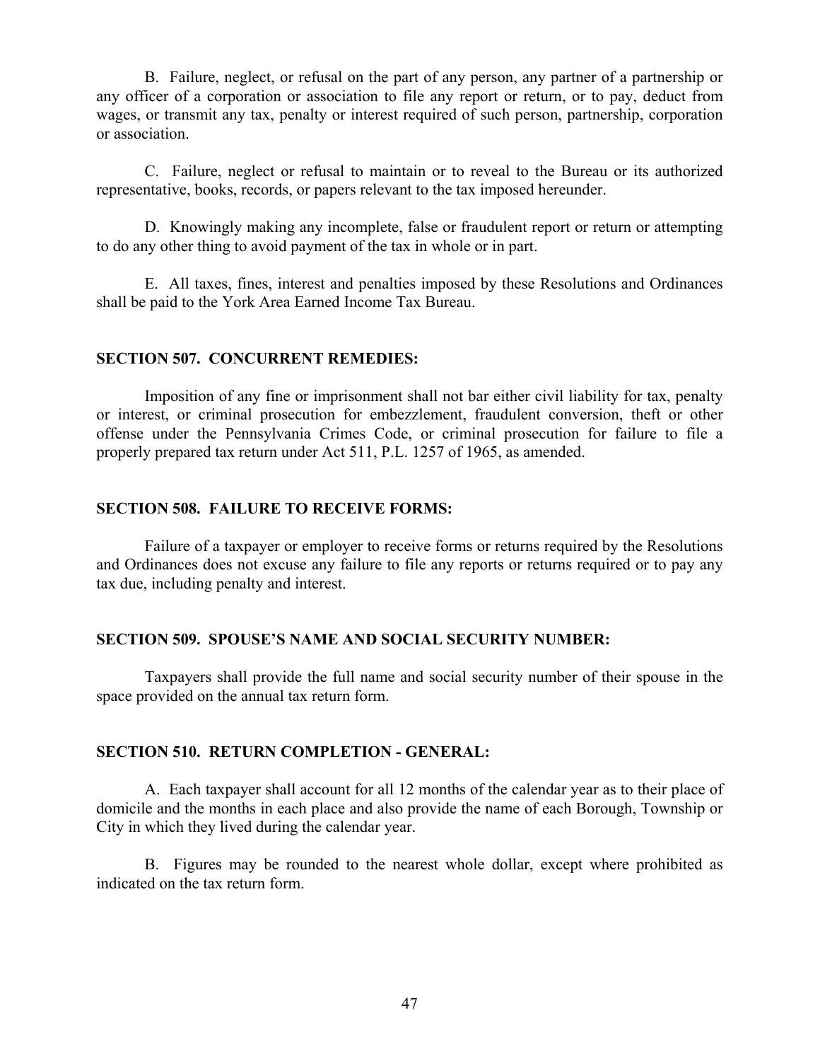B. Failure, neglect, or refusal on the part of any person, any partner of a partnership or any officer of a corporation or association to file any report or return, or to pay, deduct from wages, or transmit any tax, penalty or interest required of such person, partnership, corporation or association.

C. Failure, neglect or refusal to maintain or to reveal to the Bureau or its authorized representative, books, records, or papers relevant to the tax imposed hereunder.

D. Knowingly making any incomplete, false or fraudulent report or return or attempting to do any other thing to avoid payment of the tax in whole or in part.

E. All taxes, fines, interest and penalties imposed by these Resolutions and Ordinances shall be paid to the York Area Earned Income Tax Bureau.

### SECTION 507. CONCURRENT REMEDIES:

Imposition of any fine or imprisonment shall not bar either civil liability for tax, penalty or interest, or criminal prosecution for embezzlement, fraudulent conversion, theft or other offense under the Pennsylvania Crimes Code, or criminal prosecution for failure to file a properly prepared tax return under Act 511, P.L. 1257 of 1965, as amended.

### SECTION 508. FAILURE TO RECEIVE FORMS:

Failure of a taxpayer or employer to receive forms or returns required by the Resolutions and Ordinances does not excuse any failure to file any reports or returns required or to pay any tax due, including penalty and interest.

### SECTION 509. SPOUSE'S NAME AND SOCIAL SECURITY NUMBER:

Taxpayers shall provide the full name and social security number of their spouse in the space provided on the annual tax return form.

### SECTION 510. RETURN COMPLETION - GENERAL:

A. Each taxpayer shall account for all 12 months of the calendar year as to their place of domicile and the months in each place and also provide the name of each Borough, Township or City in which they lived during the calendar year.

B. Figures may be rounded to the nearest whole dollar, except where prohibited as indicated on the tax return form.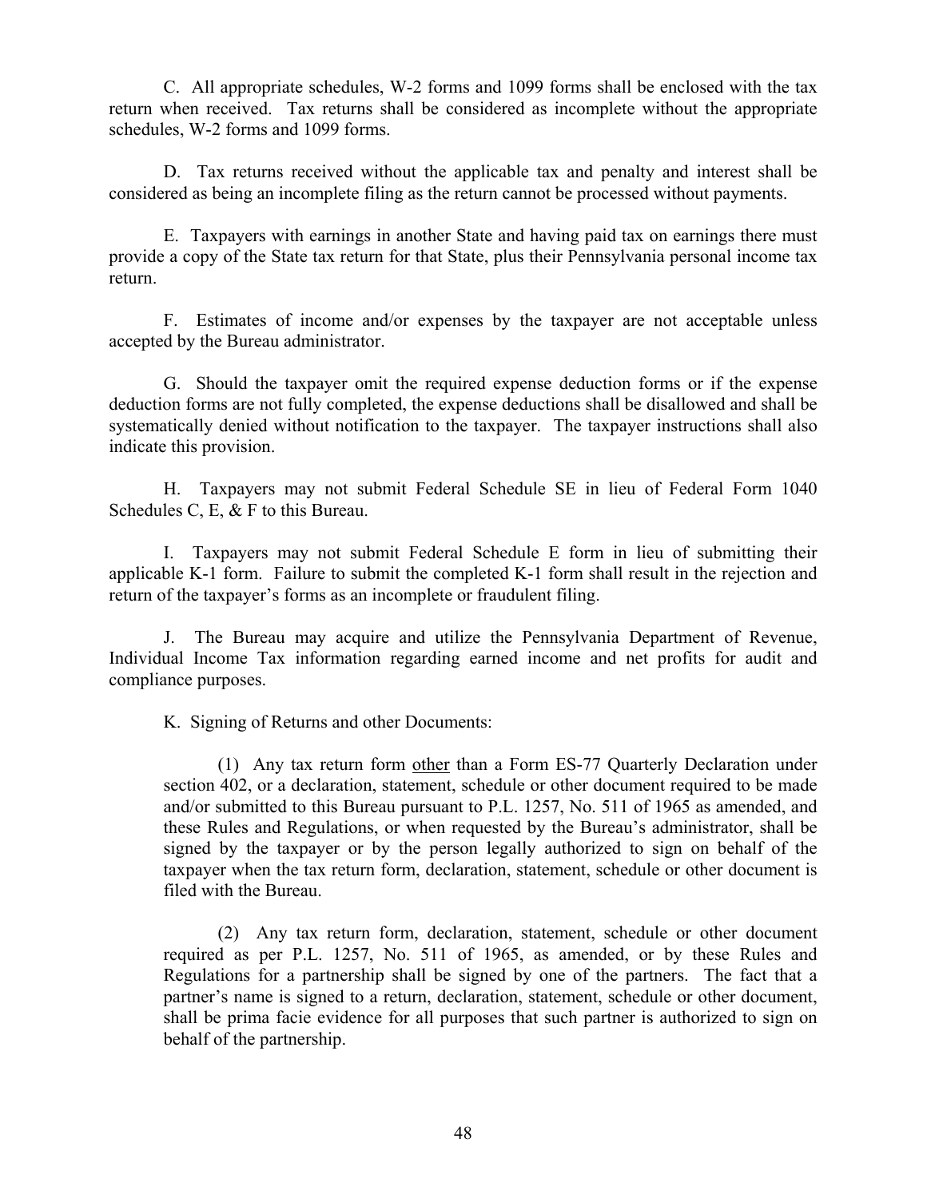C. All appropriate schedules, W-2 forms and 1099 forms shall be enclosed with the tax return when received. Tax returns shall be considered as incomplete without the appropriate schedules, W-2 forms and 1099 forms.

D. Tax returns received without the applicable tax and penalty and interest shall be considered as being an incomplete filing as the return cannot be processed without payments.

E. Taxpayers with earnings in another State and having paid tax on earnings there must provide a copy of the State tax return for that State, plus their Pennsylvania personal income tax return.

F. Estimates of income and/or expenses by the taxpayer are not acceptable unless accepted by the Bureau administrator.

G. Should the taxpayer omit the required expense deduction forms or if the expense deduction forms are not fully completed, the expense deductions shall be disallowed and shall be systematically denied without notification to the taxpayer. The taxpayer instructions shall also indicate this provision.

H. Taxpayers may not submit Federal Schedule SE in lieu of Federal Form 1040 Schedules C, E, & F to this Bureau.

I. Taxpayers may not submit Federal Schedule E form in lieu of submitting their applicable K-1 form. Failure to submit the completed K-1 form shall result in the rejection and return of the taxpayer's forms as an incomplete or fraudulent filing.

J. The Bureau may acquire and utilize the Pennsylvania Department of Revenue, Individual Income Tax information regarding earned income and net profits for audit and compliance purposes.

K. Signing of Returns and other Documents:

(1) Any tax return form <u>other</u> than a Form ES-77 Quarterly Declaration under section 402, or a declaration, statement, schedule or other document required to be made and/or submitted to this Bureau pursuant to P.L. 1257, No. 511 of 1965 as amended, and these Rules and Regulations, or when requested by the Bureau's administrator, shall be signed by the taxpayer or by the person legally authorized to sign on behalf of the taxpayer when the tax return form, declaration, statement, schedule or other document is filed with the Bureau.

(2) Any tax return form, declaration, statement, schedule or other document required as per P.L. 1257, No. 511 of 1965, as amended, or by these Rules and Regulations for a partnership shall be signed by one of the partners. The fact that a partner's name is signed to a return, declaration, statement, schedule or other document, shall be prima facie evidence for all purposes that such partner is authorized to sign on behalf of the partnership.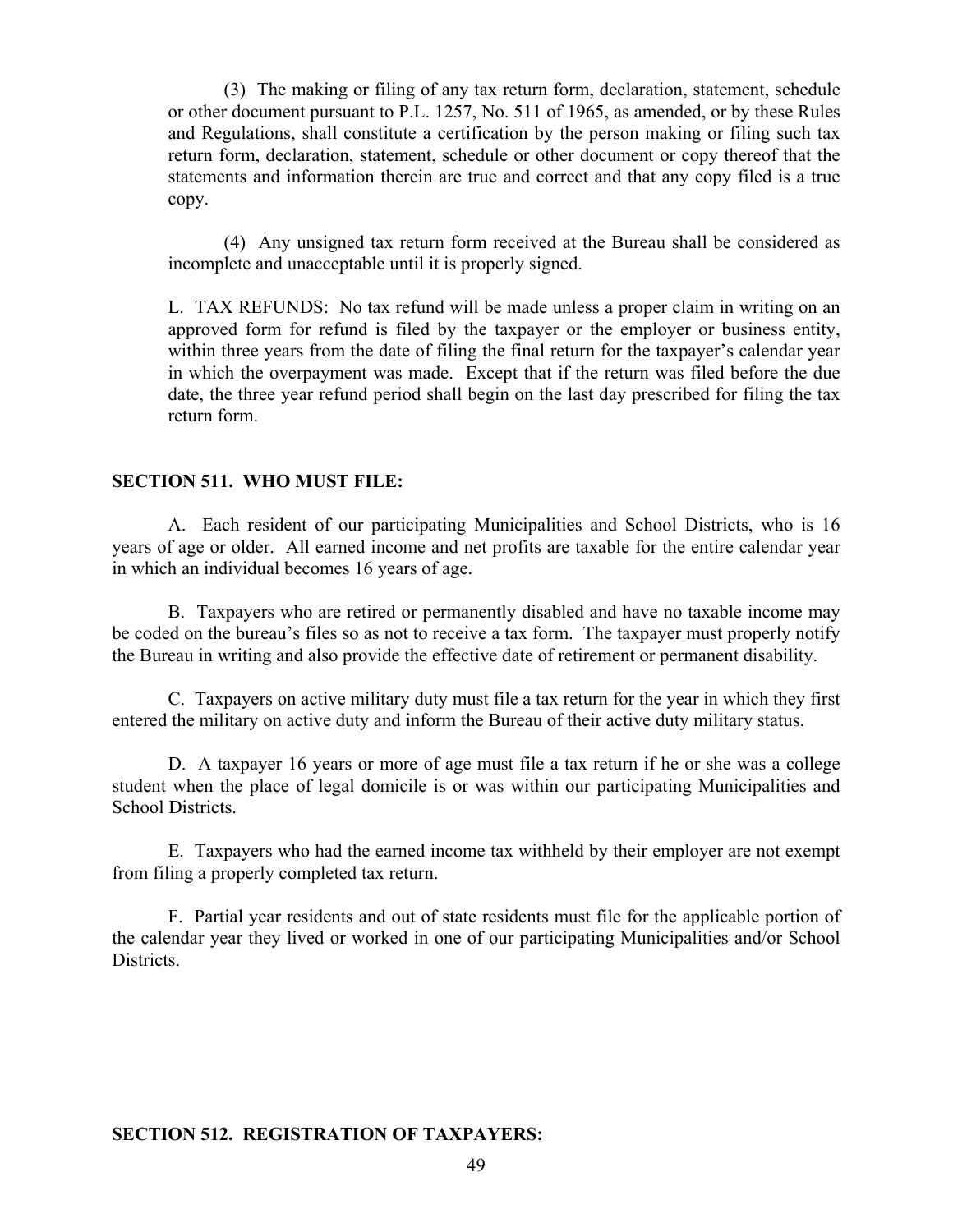(3) The making or filing of any tax return form, declaration, statement, schedule or other document pursuant to P.L. 1257, No. 511 of 1965, as amended, or by these Rules and Regulations, shall constitute a certification by the person making or filing such tax return form, declaration, statement, schedule or other document or copy thereof that the statements and information therein are true and correct and that any copy filed is a true copy.

(4) Any unsigned tax return form received at the Bureau shall be considered as incomplete and unacceptable until it is properly signed.

L. TAX REFUNDS: No tax refund will be made unless a proper claim in writing on an approved form for refund is filed by the taxpayer or the employer or business entity, within three years from the date of filing the final return for the taxpayer's calendar year in which the overpayment was made. Except that if the return was filed before the due date, the three year refund period shall begin on the last day prescribed for filing the tax return form.

## SECTION 511. WHO MUST FILE:

A. Each resident of our participating Municipalities and School Districts, who is 16 years of age or older. All earned income and net profits are taxable for the entire calendar year in which an individual becomes 16 years of age.

B. Taxpayers who are retired or permanently disabled and have no taxable income may be coded on the bureau's files so as not to receive a tax form. The taxpayer must properly notify the Bureau in writing and also provide the effective date of retirement or permanent disability.

C. Taxpayers on active military duty must file a tax return for the year in which they first entered the military on active duty and inform the Bureau of their active duty military status.

D. A taxpayer 16 years or more of age must file a tax return if he or she was a college student when the place of legal domicile is or was within our participating Municipalities and School Districts.

E. Taxpayers who had the earned income tax withheld by their employer are not exempt from filing a properly completed tax return.

F. Partial year residents and out of state residents must file for the applicable portion of the calendar year they lived or worked in one of our participating Municipalities and/or School Districts.

## SECTION 512. REGISTRATION OF TAXPAYERS: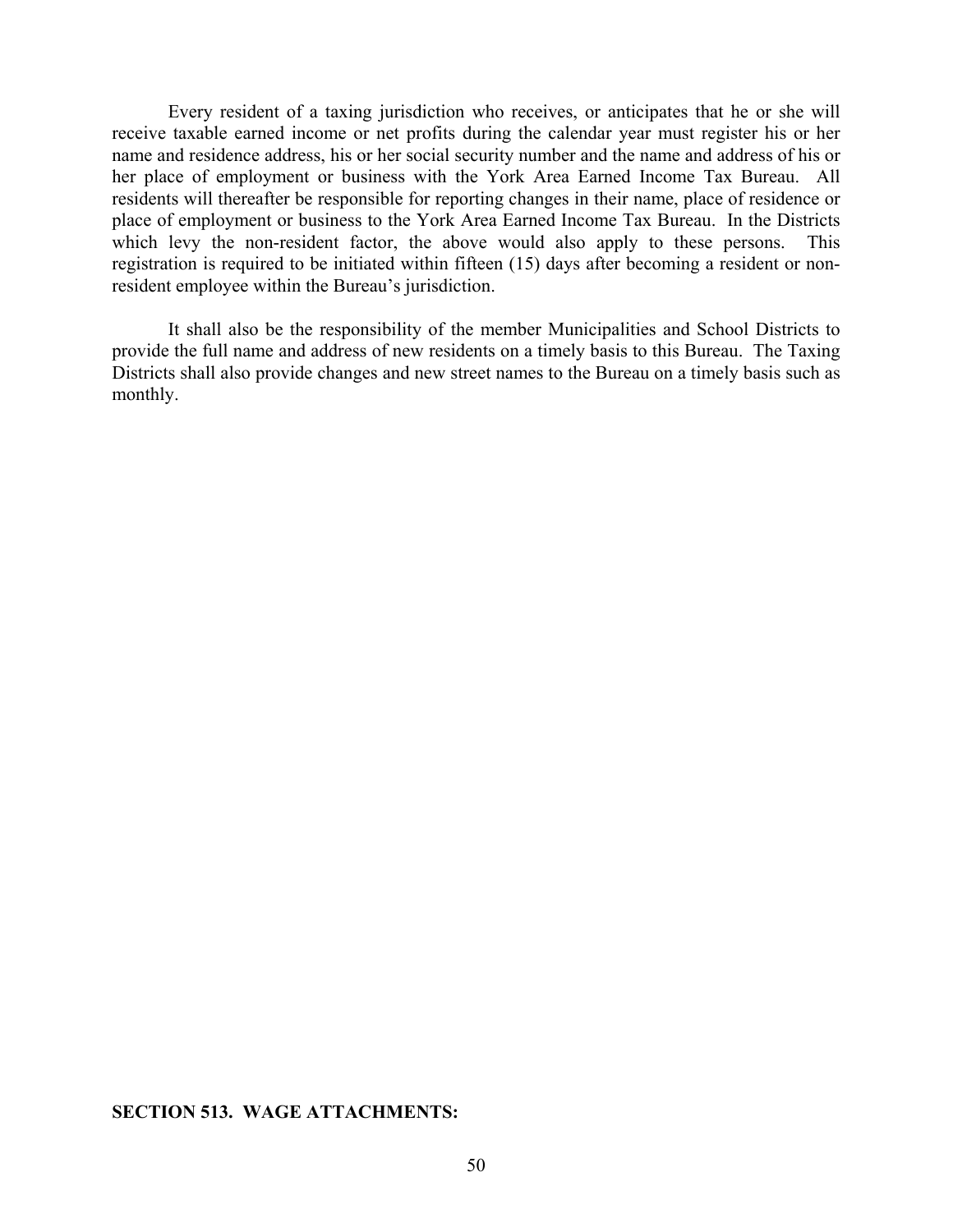Every resident of a taxing jurisdiction who receives, or anticipates that he or she will receive taxable earned income or net profits during the calendar year must register his or her name and residence address, his or her social security number and the name and address of his or her place of employment or business with the York Area Earned Income Tax Bureau. All residents will thereafter be responsible for reporting changes in their name, place of residence or place of employment or business to the York Area Earned Income Tax Bureau. In the Districts which levy the non-resident factor, the above would also apply to these persons. This registration is required to be initiated within fifteen (15) days after becoming a resident or non-resident employee within the Bureau's jurisdiction.

It shall also be the responsibility of the member Municipalities and School Districts to provide the full name and address of new residents on a timely basis to this Bureau. The Taxing Districts shall also provide changes and new street names to the Bureau on a timely basis such as monthly.

**SECTION 513. WAGE ATTACHMENTS:**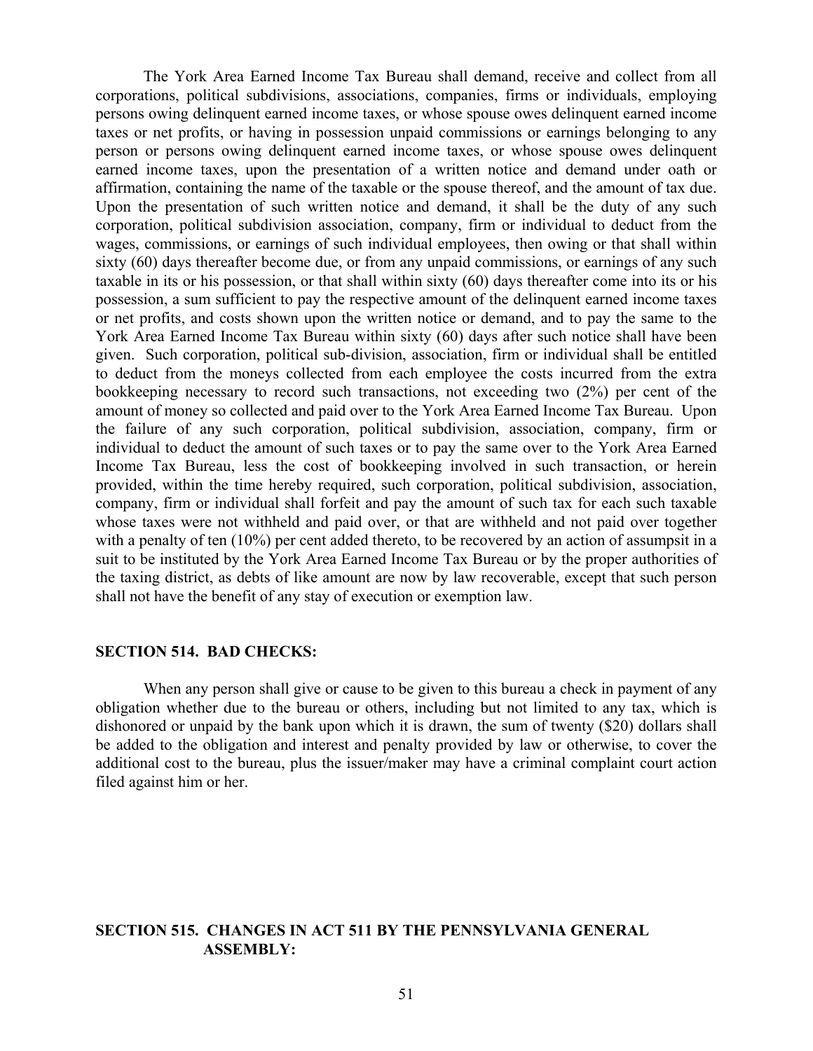The York Area Earned Income Tax Bureau shall demand, receive and collect from all corporations, political subdivisions, associations, companies, firms or individuals, employing persons owing delinquent earned income taxes, or whose spouse owes delinquent earned income taxes or net profits, or having in possession unpaid commissions or earnings belonging to any person or persons owing delinquent earned income taxes, or whose spouse owes delinquent earned income taxes, upon the presentation of a written notice and demand under oath or affirmation, containing the name of the taxable or the spouse thereof, and the amount of tax due. Upon the presentation of such written notice and demand, it shall be the duty of any such corporation, political subdivision association, company, firm or individual to deduct from the wages, commissions, or earnings of such individual employees, then owing or that shall within sixty (60) days thereafter become due, or from any unpaid commissions, or earnings of any such taxable in its or his possession, or that shall within sixty (60) days thereafter come into its or his possession, a sum sufficient to pay the respective amount of the delinquent earned income taxes or net profits, and costs shown upon the written notice or demand, and to pay the same to the York Area Earned Income Tax Bureau within sixty (60) days after such notice shall have been given. Such corporation, political sub-division, association, firm or individual shall be entitled to deduct from the moneys collected from each employee the costs incurred from the extra bookkeeping necessary to record such transactions, not exceeding two (2%) per cent of the amount of money so collected and paid over to the York Area Earned Income Tax Bureau. Upon the failure of any such corporation, political subdivision, association, company, firm or individual to deduct the amount of such taxes or to pay the same over to the York Area Earned Income Tax Bureau, less the cost of bookkeeping involved in such transaction, or herein provided, within the time hereby required, such corporation, political subdivision, association, company, firm or individual shall forfeit and pay the amount of such tax for each such taxable whose taxes were not withheld and paid over, or that are withheld and not paid over together with a penalty of ten (10%) per cent added thereto, to be recovered by an action of assumpsit in a suit to be instituted by the York Area Earned Income Tax Bureau or by the proper authorities of the taxing district, as debts of like amount are now by law recoverable, except that such person shall not have the benefit of any stay of execution or exemption law.

**SECTION 514. BAD CHECKS:**

When any person shall give or cause to be given to this bureau a check in payment of any obligation whether due to the bureau or others, including but not limited to any tax, which is dishonored or unpaid by the bank upon which it is drawn, the sum of twenty ($20) dollars shall be added to the obligation and interest and penalty provided by law or otherwise, to cover the additional cost to the bureau, plus the issuer/maker may have a criminal complaint court action filed against him or her.

**SECTION 515. CHANGES IN ACT 511 BY THE PENNSYLVANIA GENERAL ASSEMBLY:**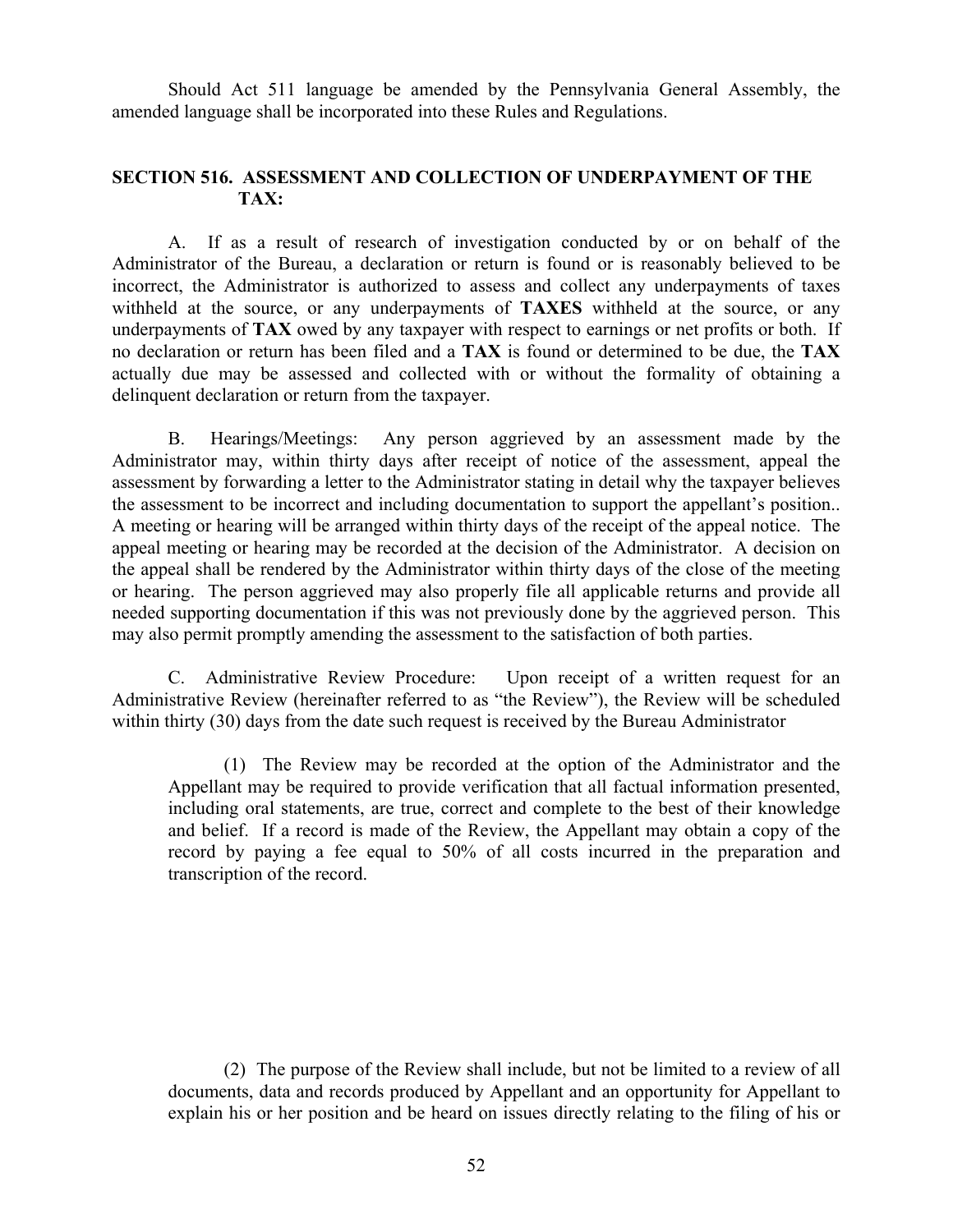Should Act 511 language be amended by the Pennsylvania General Assembly, the amended language shall be incorporated into these Rules and Regulations.

## SECTION 516. ASSESSMENT AND COLLECTION OF UNDERPAYMENT OF THE TAX:

A. If as a result of research of investigation conducted by or on behalf of the Administrator of the Bureau, a declaration or return is found or is reasonably believed to be incorrect, the Administrator is authorized to assess and collect any underpayments of taxes withheld at the source, or any underpayments of **TAXES** withheld at the source, or any underpayments of **TAX** owed by any taxpayer with respect to earnings or net profits or both. If no declaration or return has been filed and a **TAX** is found or determined to be due, the **TAX** actually due may be assessed and collected with or without the formality of obtaining a delinquent declaration or return from the taxpayer.

B. Hearings/Meetings: Any person aggrieved by an assessment made by the Administrator may, within thirty days after receipt of notice of the assessment, appeal the assessment by forwarding a letter to the Administrator stating in detail why the taxpayer believes the assessment to be incorrect and including documentation to support the appellant's position.. A meeting or hearing will be arranged within thirty days of the receipt of the appeal notice. The appeal meeting or hearing may be recorded at the decision of the Administrator. A decision on the appeal shall be rendered by the Administrator within thirty days of the close of the meeting or hearing. The person aggrieved may also properly file all applicable returns and provide all needed supporting documentation if this was not previously done by the aggrieved person. This may also permit promptly amending the assessment to the satisfaction of both parties.

C. Administrative Review Procedure: Upon receipt of a written request for an Administrative Review (hereinafter referred to as "the Review"), the Review will be scheduled within thirty (30) days from the date such request is received by the Bureau Administrator

(1) The Review may be recorded at the option of the Administrator and the Appellant may be required to provide verification that all factual information presented, including oral statements, are true, correct and complete to the best of their knowledge and belief. If a record is made of the Review, the Appellant may obtain a copy of the record by paying a fee equal to 50% of all costs incurred in the preparation and transcription of the record.

(2) The purpose of the Review shall include, but not be limited to a review of all documents, data and records produced by Appellant and an opportunity for Appellant to explain his or her position and be heard on issues directly relating to the filing of his or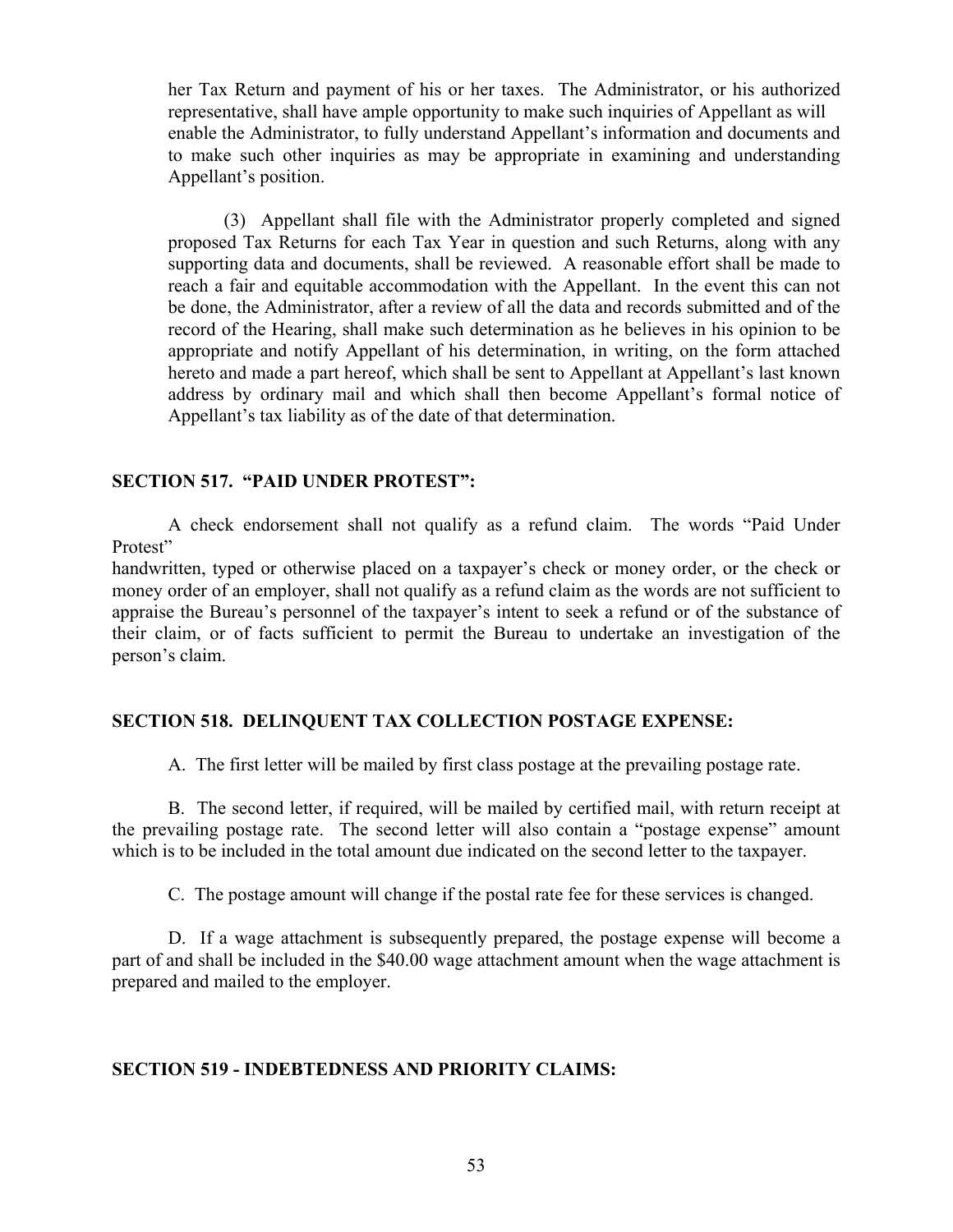her Tax Return and payment of his or her taxes. The Administrator, or his authorized representative, shall have ample opportunity to make such inquiries of Appellant as will enable the Administrator, to fully understand Appellant's information and documents and to make such other inquiries as may be appropriate in examining and understanding Appellant's position.

(3) Appellant shall file with the Administrator properly completed and signed proposed Tax Returns for each Tax Year in question and such Returns, along with any supporting data and documents, shall be reviewed. A reasonable effort shall be made to reach a fair and equitable accommodation with the Appellant. In the event this can not be done, the Administrator, after a review of all the data and records submitted and of the record of the Hearing, shall make such determination as he believes in his opinion to be appropriate and notify Appellant of his determination, in writing, on the form attached hereto and made a part hereof, which shall be sent to Appellant at Appellant's last known address by ordinary mail and which shall then become Appellant's formal notice of Appellant's tax liability as of the date of that determination.

### SECTION 517. "PAID UNDER PROTEST":

A check endorsement shall not qualify as a refund claim. The words "Paid Under Protest" handwritten, typed or otherwise placed on a taxpayer's check or money order, or the check or money order of an employer, shall not qualify as a refund claim as the words are not sufficient to appraise the Bureau's personnel of the taxpayer's intent to seek a refund or of the substance of their claim, or of facts sufficient to permit the Bureau to undertake an investigation of the person's claim.

### SECTION 518. DELINQUENT TAX COLLECTION POSTAGE EXPENSE:

A. The first letter will be mailed by first class postage at the prevailing postage rate.

B. The second letter, if required, will be mailed by certified mail, with return receipt at the prevailing postage rate. The second letter will also contain a "postage expense" amount which is to be included in the total amount due indicated on the second letter to the taxpayer.

C. The postage amount will change if the postal rate fee for these services is changed.

D. If a wage attachment is subsequently prepared, the postage expense will become a part of and shall be included in the $40.00 wage attachment amount when the wage attachment is prepared and mailed to the employer.

### SECTION 519 - INDEBTEDNESS AND PRIORITY CLAIMS: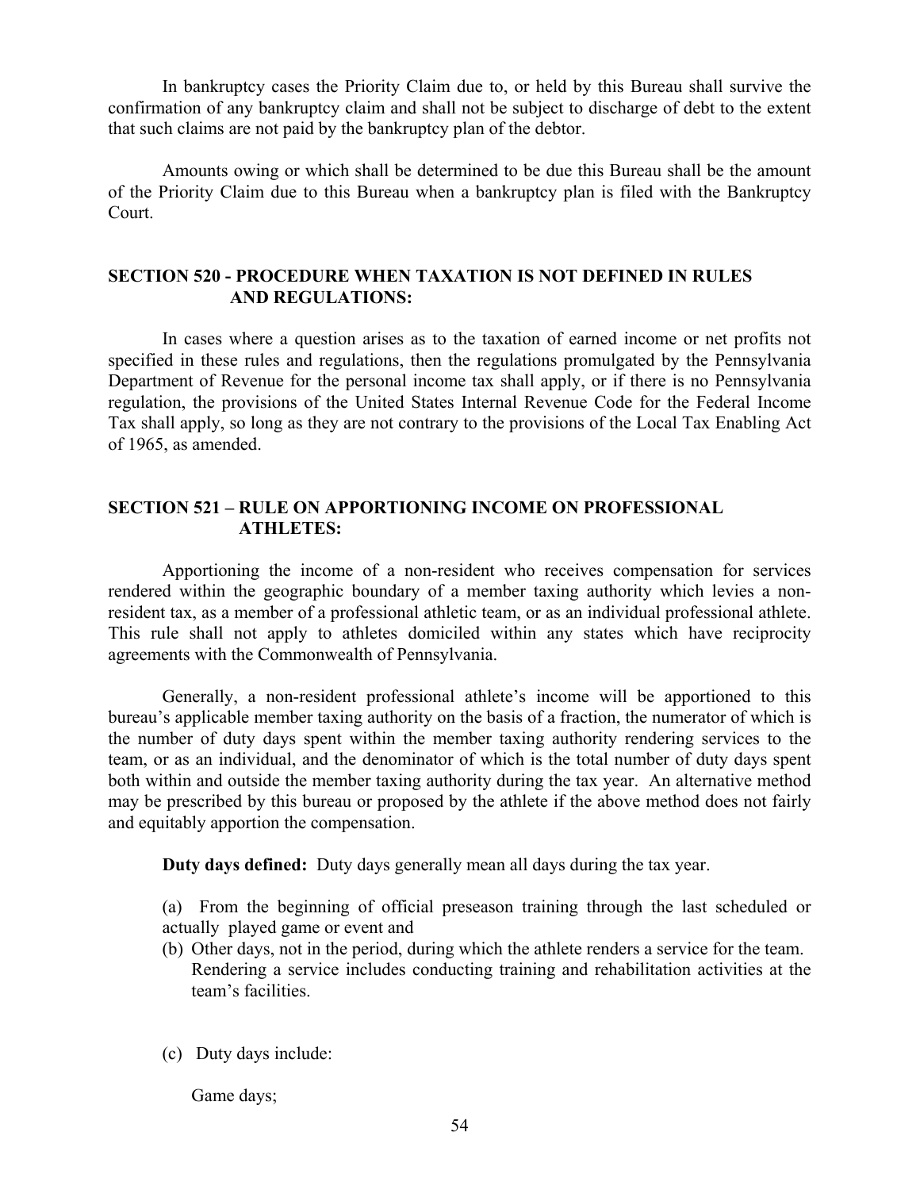In bankruptcy cases the Priority Claim due to, or held by this Bureau shall survive the confirmation of any bankruptcy claim and shall not be subject to discharge of debt to the extent that such claims are not paid by the bankruptcy plan of the debtor.

Amounts owing or which shall be determined to be due this Bureau shall be the amount of the Priority Claim due to this Bureau when a bankruptcy plan is filed with the Bankruptcy Court.

## SECTION 520 - PROCEDURE WHEN TAXATION IS NOT DEFINED IN RULES AND REGULATIONS:

In cases where a question arises as to the taxation of earned income or net profits not specified in these rules and regulations, then the regulations promulgated by the Pennsylvania Department of Revenue for the personal income tax shall apply, or if there is no Pennsylvania regulation, the provisions of the United States Internal Revenue Code for the Federal Income Tax shall apply, so long as they are not contrary to the provisions of the Local Tax Enabling Act of 1965, as amended.

## SECTION 521 – RULE ON APPORTIONING INCOME ON PROFESSIONAL ATHLETES:

Apportioning the income of a non-resident who receives compensation for services rendered within the geographic boundary of a member taxing authority which levies a non-resident tax, as a member of a professional athletic team, or as an individual professional athlete. This rule shall not apply to athletes domiciled within any states which have reciprocity agreements with the Commonwealth of Pennsylvania.

Generally, a non-resident professional athlete's income will be apportioned to this bureau's applicable member taxing authority on the basis of a fraction, the numerator of which is the number of duty days spent within the member taxing authority rendering services to the team, or as an individual, and the denominator of which is the total number of duty days spent both within and outside the member taxing authority during the tax year. An alternative method may be prescribed by this bureau or proposed by the athlete if the above method does not fairly and equitably apportion the compensation.

**Duty days defined:** Duty days generally mean all days during the tax year.

(a) From the beginning of official preseason training through the last scheduled or actually played game or event and

(b) Other days, not in the period, during which the athlete renders a service for the team. Rendering a service includes conducting training and rehabilitation activities at the team's facilities.

(c) Duty days include:

Game days;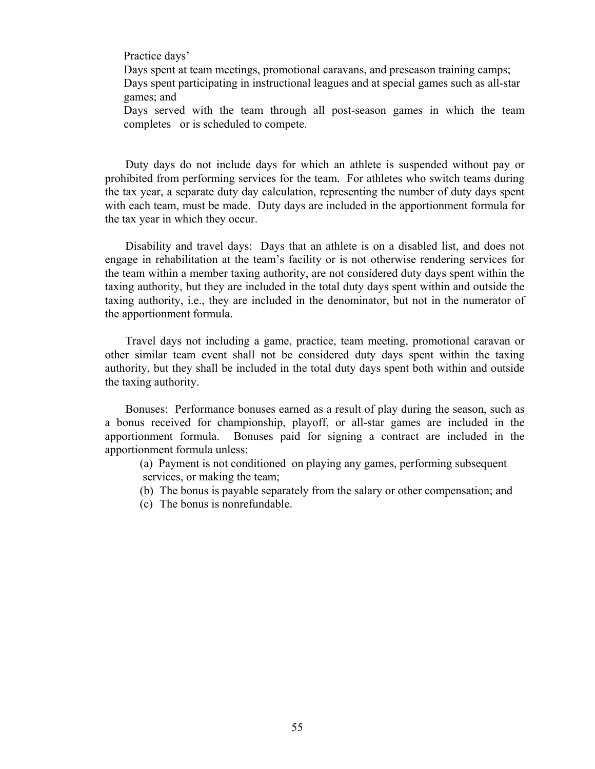Practice days'

Days spent at team meetings, promotional caravans, and preseason training camps;

Days spent participating in instructional leagues and at special games such as all-star games; and

Days served with the team through all post-season games in which the team completes or is scheduled to compete.

Duty days do not include days for which an athlete is suspended without pay or prohibited from performing services for the team. For athletes who switch teams during the tax year, a separate duty day calculation, representing the number of duty days spent with each team, must be made. Duty days are included in the apportionment formula for the tax year in which they occur.

Disability and travel days: Days that an athlete is on a disabled list, and does not engage in rehabilitation at the team's facility or is not otherwise rendering services for the team within a member taxing authority, are not considered duty days spent within the taxing authority, but they are included in the total duty days spent within and outside the taxing authority, i.e., they are included in the denominator, but not in the numerator of the apportionment formula.

Travel days not including a game, practice, team meeting, promotional caravan or other similar team event shall not be considered duty days spent within the taxing authority, but they shall be included in the total duty days spent both within and outside the taxing authority.

Bonuses: Performance bonuses earned as a result of play during the season, such as a bonus received for championship, playoff, or all-star games are included in the apportionment formula. Bonuses paid for signing a contract are included in the apportionment formula unless:

(a) Payment is not conditioned on playing any games, performing subsequent services, or making the team;

(b) The bonus is payable separately from the salary or other compensation; and

(c) The bonus is nonrefundable.